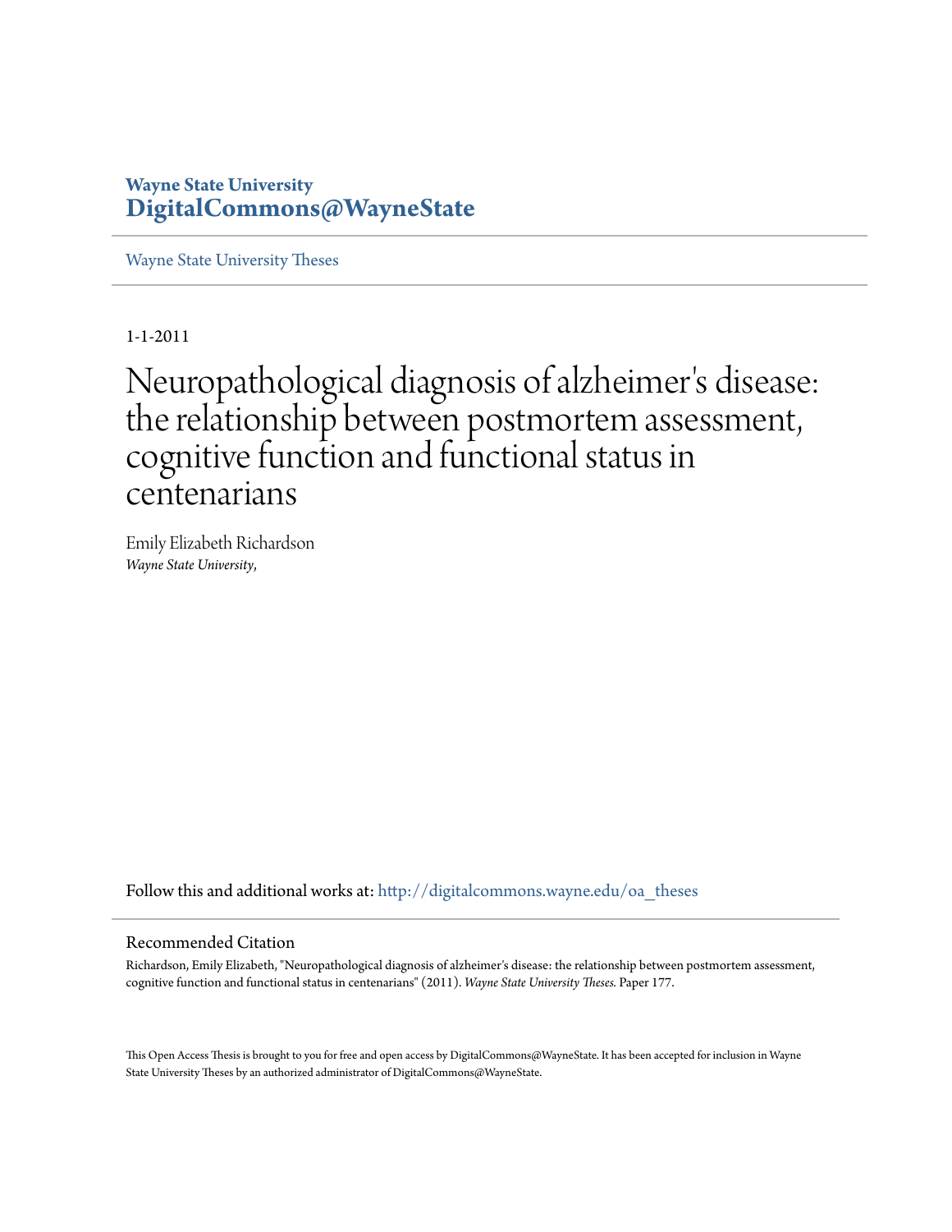**Wayne State University**
**DigitalCommons@WayneState**

Wayne State University Theses

1-1-2011

# Neuropathological diagnosis of alzheimer's disease: the relationship between postmortem assessment, cognitive function and functional status in centenarians

Emily Elizabeth Richardson
*Wayne State University,*

Follow this and additional works at: http://digitalcommons.wayne.edu/oa_theses

## Recommended Citation

Richardson, Emily Elizabeth, "Neuropathological diagnosis of alzheimer's disease: the relationship between postmortem assessment, cognitive function and functional status in centenarians" (2011). *Wayne State University Theses.* Paper 177.

This Open Access Thesis is brought to you for free and open access by DigitalCommons@WayneState. It has been accepted for inclusion in Wayne State University Theses by an authorized administrator of DigitalCommons@WayneState.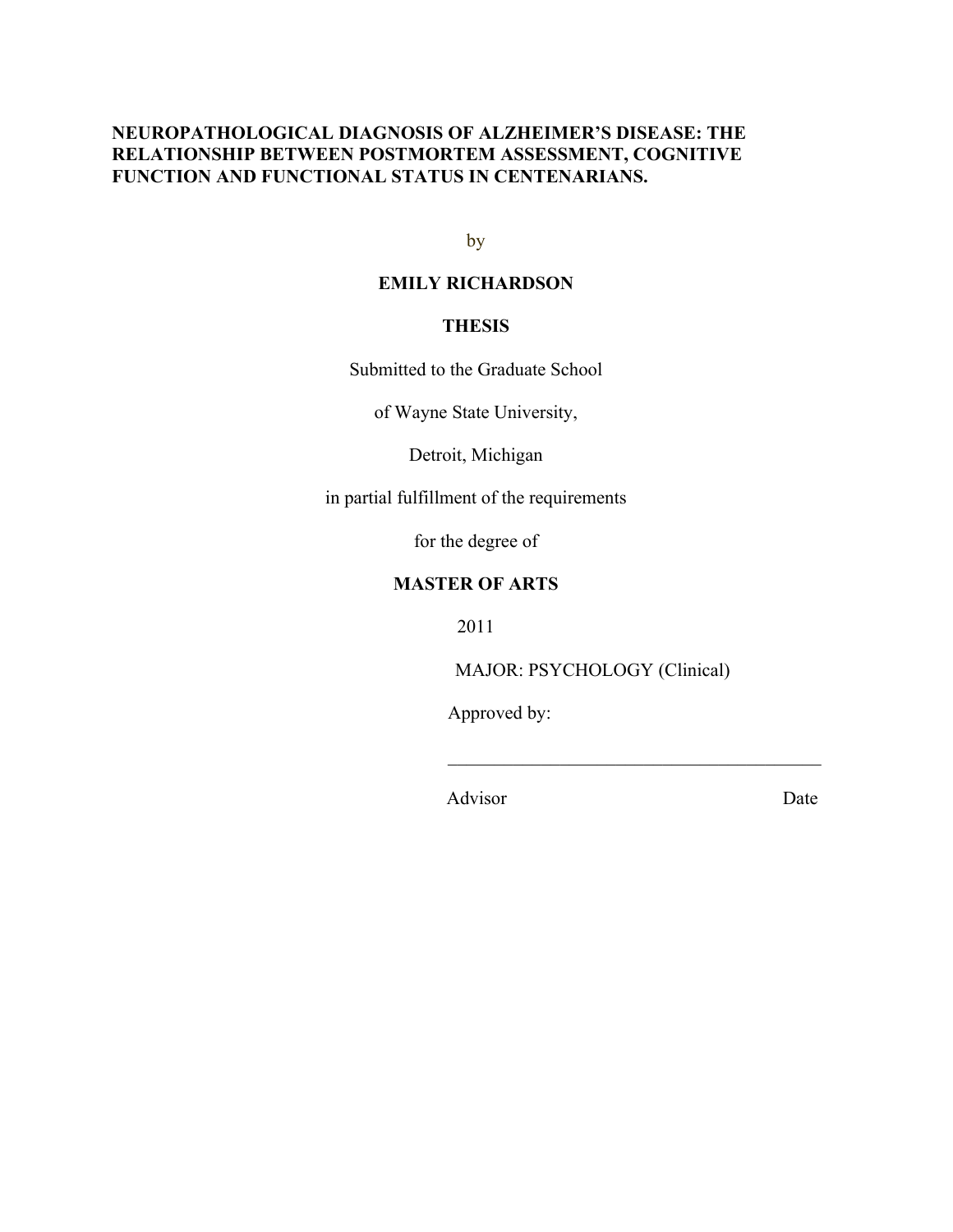**NEUROPATHOLOGICAL DIAGNOSIS OF ALZHEIMER'S DISEASE: THE RELATIONSHIP BETWEEN POSTMORTEM ASSESSMENT, COGNITIVE FUNCTION AND FUNCTIONAL STATUS IN CENTENARIANS.**

by

**EMILY RICHARDSON**

**THESIS**

Submitted to the Graduate School

of Wayne State University,

Detroit, Michigan

in partial fulfillment of the requirements

for the degree of

**MASTER OF ARTS**

2011

MAJOR: PSYCHOLOGY (Clinical)

Approved by:

\_\_\_\_\_\_\_\_\_\_\_\_\_\_\_\_\_\_\_\_\_\_\_\_\_\_\_\_\_\_\_\_\_\_\_\_\_\_\_\_

Advisor Date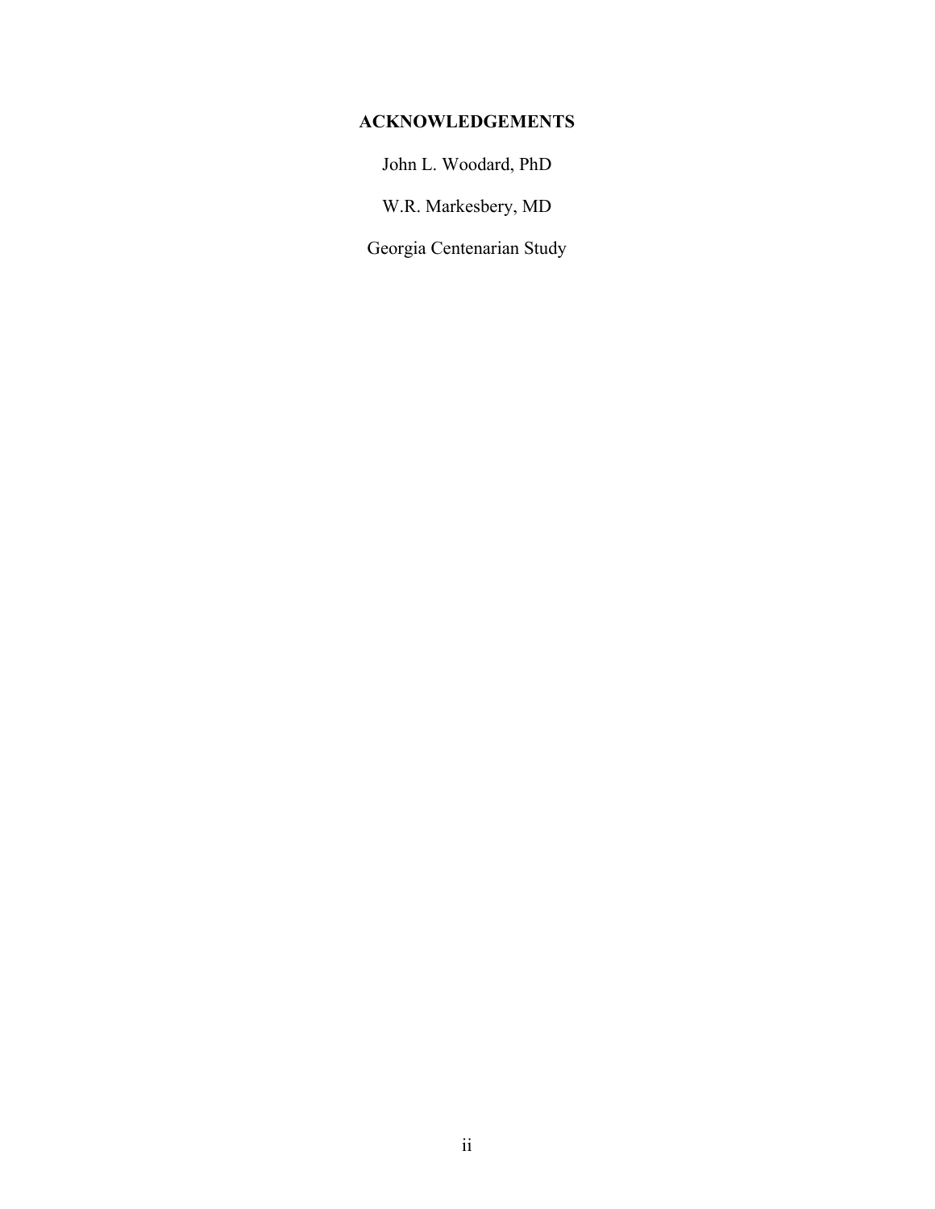## ACKNOWLEDGEMENTS

John L. Woodard, PhD

W.R. Markesbery, MD

Georgia Centenarian Study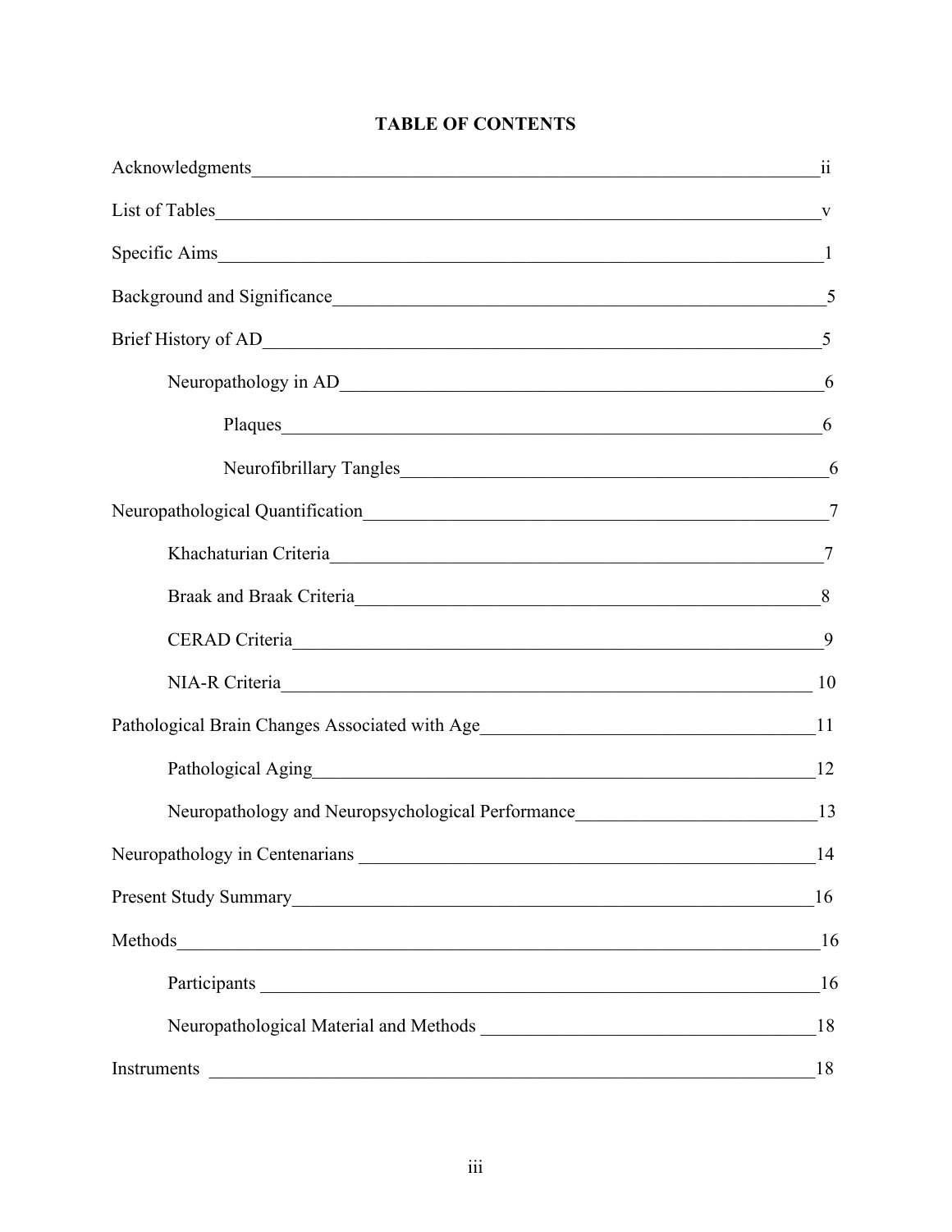# TABLE OF CONTENTS

Acknowledgments ii

List of Tables v

Specific Aims 1

Background and Significance 5

Brief History of AD 5

- Neuropathology in AD 6
  - Plaques 6
  - Neurofibrillary Tangles 6

Neuropathological Quantification 7

- Khachaturian Criteria 7
- Braak and Braak Criteria 8
- CERAD Criteria 9
- NIA-R Criteria 10

Pathological Brain Changes Associated with Age 11

- Pathological Aging 12
- Neuropathology and Neuropsychological Performance 13

Neuropathology in Centenarians 14

Present Study Summary 16

Methods 16

- Participants 16
- Neuropathological Material and Methods 18

Instruments 18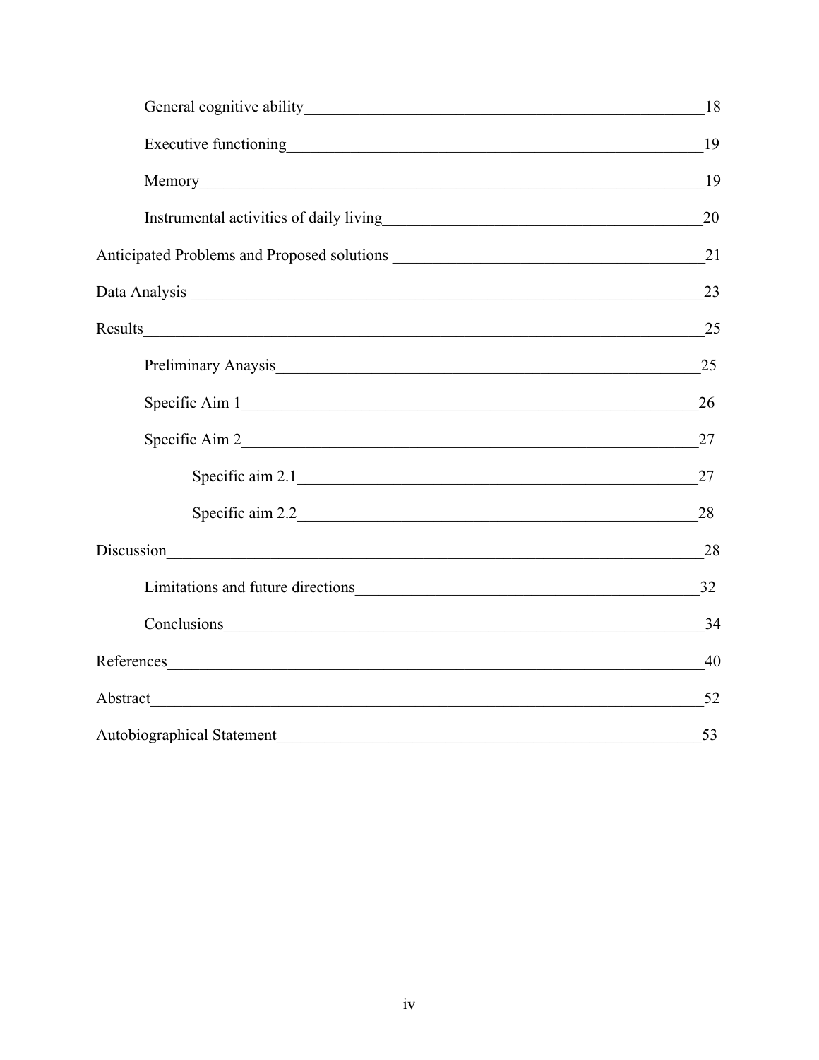General cognitive ability _____ 18

Executive functioning _____ 19

Memory _____ 19

Instrumental activities of daily living _____ 20

Anticipated Problems and Proposed solutions _____ 21

Data Analysis _____ 23

Results _____ 25

Preliminary Anaysis _____ 25

Specific Aim 1 _____ 26

Specific Aim 2 _____ 27

Specific aim 2.1 _____ 27

Specific aim 2.2 _____ 28

Discussion _____ 28

Limitations and future directions _____ 32

Conclusions _____ 34

References _____ 40

Abstract _____ 52

Autobiographical Statement _____ 53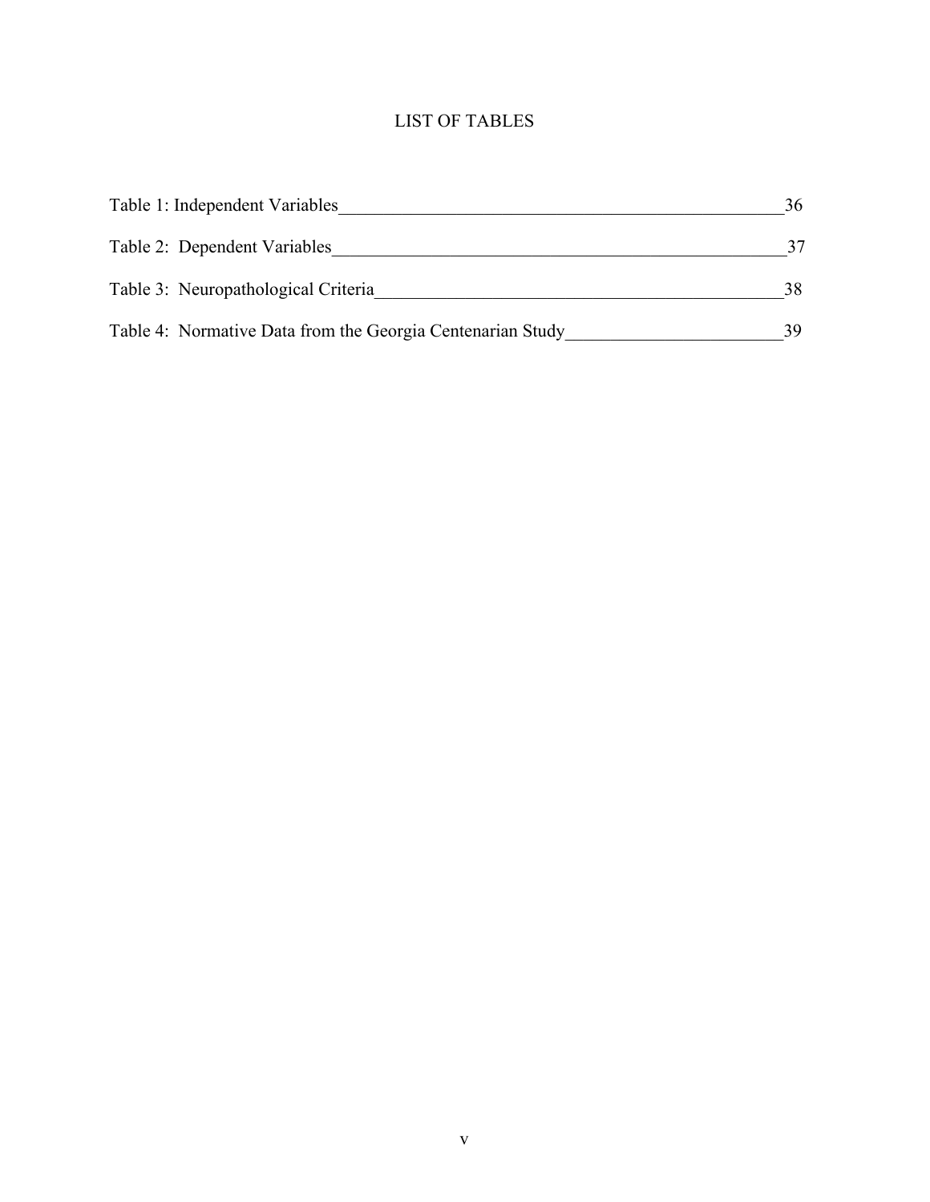# LIST OF TABLES

Table 1: Independent Variables ____________________________________________ 36

Table 2: Dependent Variables ______________________________________________ 37

Table 3: Neuropathological Criteria __________________________________________ 38

Table 4: Normative Data from the Georgia Centenarian Study ___________________ 39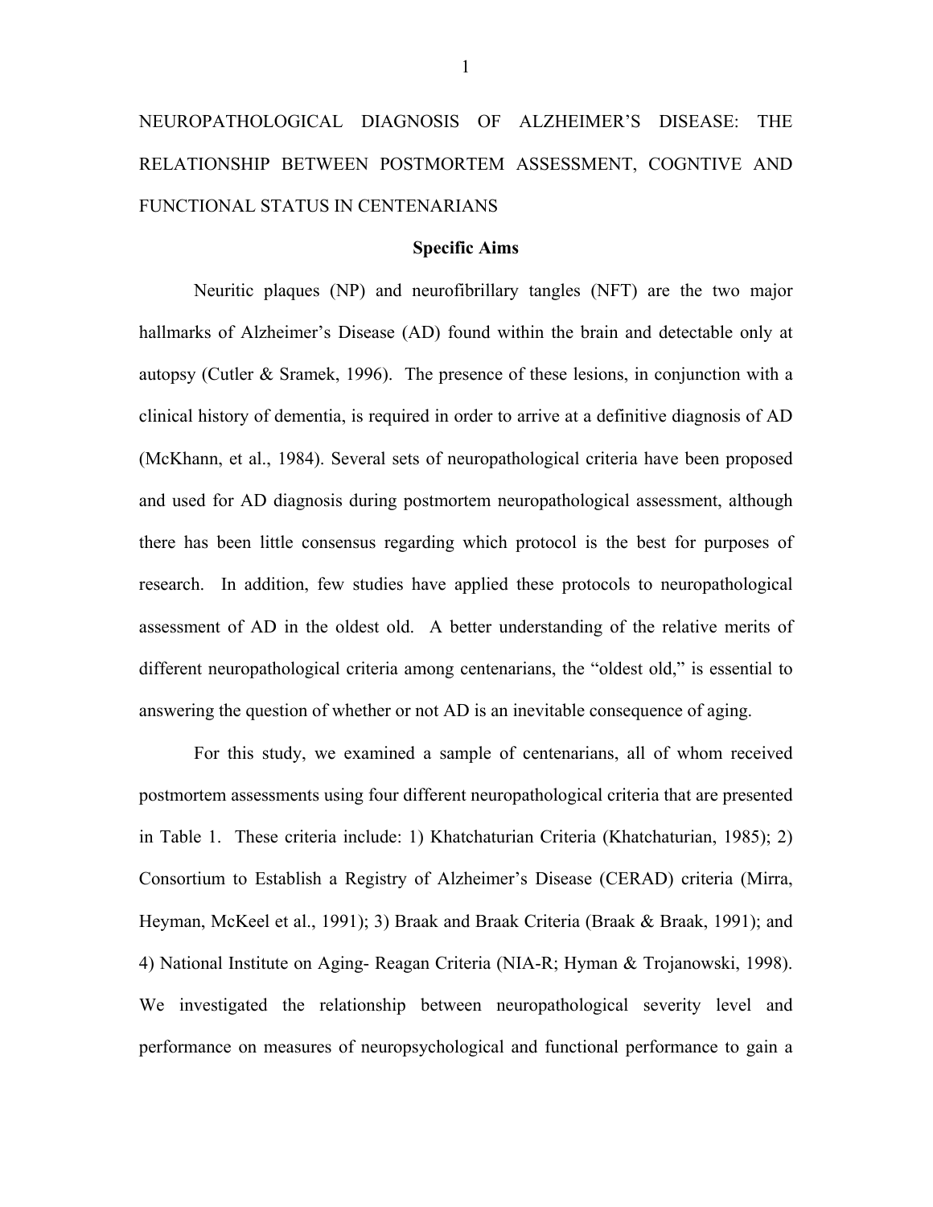# NEUROPATHOLOGICAL DIAGNOSIS OF ALZHEIMER'S DISEASE: THE RELATIONSHIP BETWEEN POSTMORTEM ASSESSMENT, COGNTIVE AND FUNCTIONAL STATUS IN CENTENARIANS

## Specific Aims

Neuritic plaques (NP) and neurofibrillary tangles (NFT) are the two major hallmarks of Alzheimer's Disease (AD) found within the brain and detectable only at autopsy (Cutler & Sramek, 1996). The presence of these lesions, in conjunction with a clinical history of dementia, is required in order to arrive at a definitive diagnosis of AD (McKhann, et al., 1984). Several sets of neuropathological criteria have been proposed and used for AD diagnosis during postmortem neuropathological assessment, although there has been little consensus regarding which protocol is the best for purposes of research. In addition, few studies have applied these protocols to neuropathological assessment of AD in the oldest old. A better understanding of the relative merits of different neuropathological criteria among centenarians, the "oldest old," is essential to answering the question of whether or not AD is an inevitable consequence of aging.

For this study, we examined a sample of centenarians, all of whom received postmortem assessments using four different neuropathological criteria that are presented in Table 1. These criteria include: 1) Khatchaturian Criteria (Khatchaturian, 1985); 2) Consortium to Establish a Registry of Alzheimer's Disease (CERAD) criteria (Mirra, Heyman, McKeel et al., 1991); 3) Braak and Braak Criteria (Braak & Braak, 1991); and 4) National Institute on Aging- Reagan Criteria (NIA-R; Hyman & Trojanowski, 1998). We investigated the relationship between neuropathological severity level and performance on measures of neuropsychological and functional performance to gain a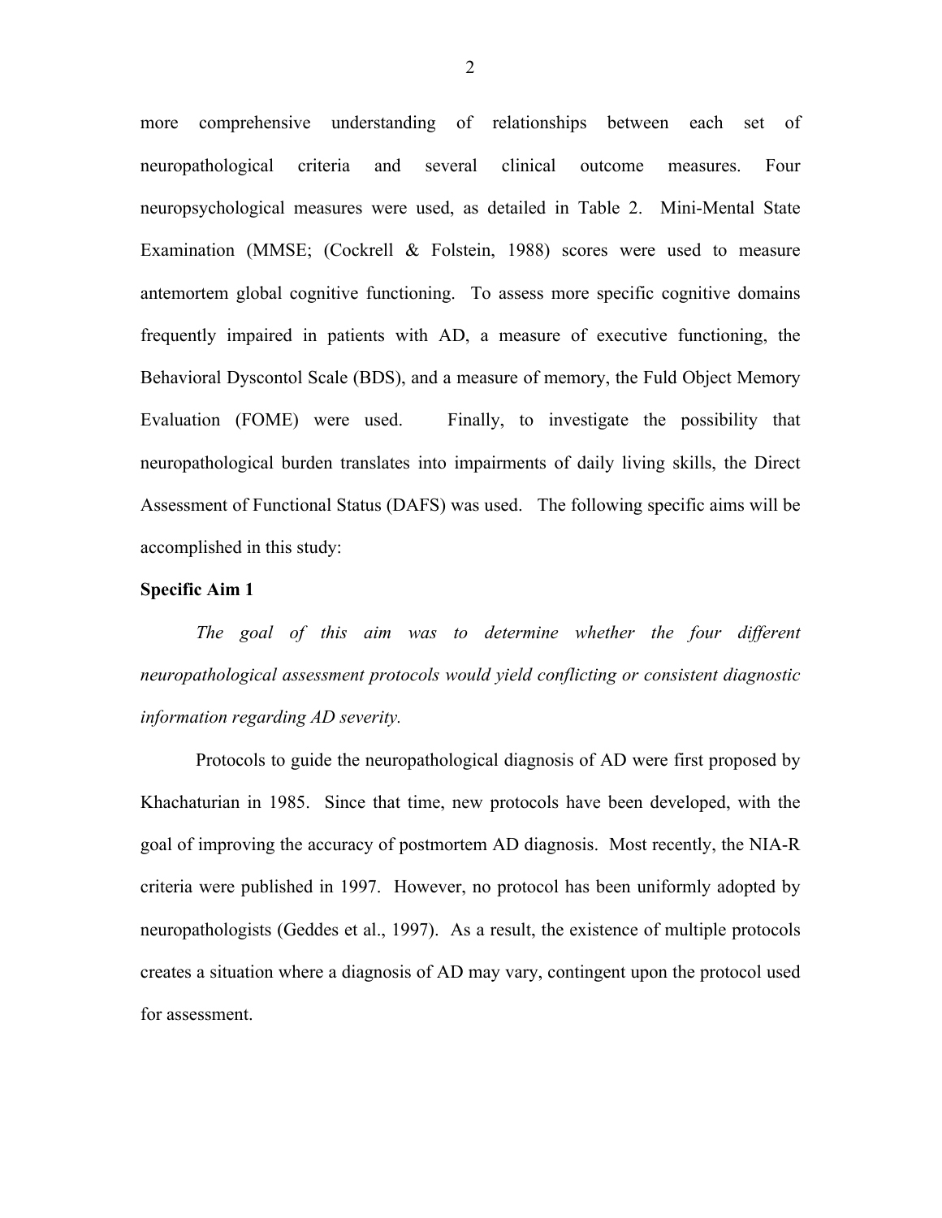more comprehensive understanding of relationships between each set of neuropathological criteria and several clinical outcome measures. Four neuropsychological measures were used, as detailed in Table 2. Mini-Mental State Examination (MMSE; (Cockrell & Folstein, 1988) scores were used to measure antemortem global cognitive functioning. To assess more specific cognitive domains frequently impaired in patients with AD, a measure of executive functioning, the Behavioral Dyscontol Scale (BDS), and a measure of memory, the Fuld Object Memory Evaluation (FOME) were used. Finally, to investigate the possibility that neuropathological burden translates into impairments of daily living skills, the Direct Assessment of Functional Status (DAFS) was used. The following specific aims will be accomplished in this study:

**Specific Aim 1**

*The goal of this aim was to determine whether the four different neuropathological assessment protocols would yield conflicting or consistent diagnostic information regarding AD severity.*

Protocols to guide the neuropathological diagnosis of AD were first proposed by Khachaturian in 1985. Since that time, new protocols have been developed, with the goal of improving the accuracy of postmortem AD diagnosis. Most recently, the NIA-R criteria were published in 1997. However, no protocol has been uniformly adopted by neuropathologists (Geddes et al., 1997). As a result, the existence of multiple protocols creates a situation where a diagnosis of AD may vary, contingent upon the protocol used for assessment.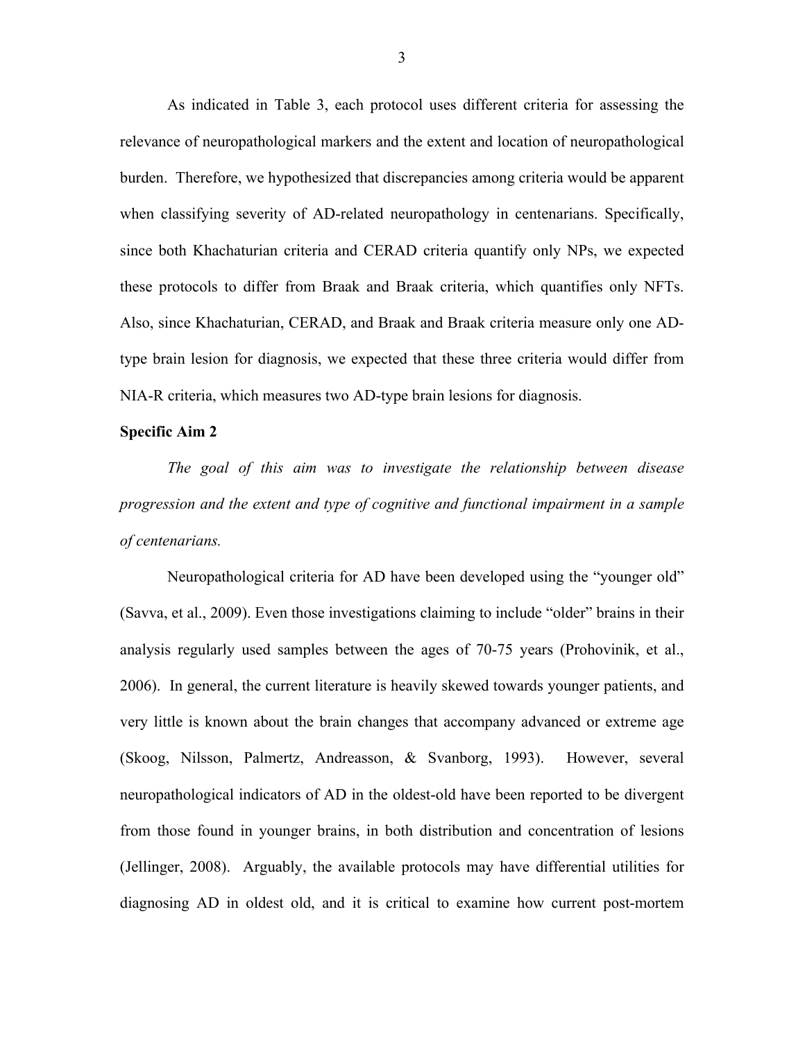As indicated in Table 3, each protocol uses different criteria for assessing the relevance of neuropathological markers and the extent and location of neuropathological burden. Therefore, we hypothesized that discrepancies among criteria would be apparent when classifying severity of AD-related neuropathology in centenarians. Specifically, since both Khachaturian criteria and CERAD criteria quantify only NPs, we expected these protocols to differ from Braak and Braak criteria, which quantifies only NFTs. Also, since Khachaturian, CERAD, and Braak and Braak criteria measure only one AD-type brain lesion for diagnosis, we expected that these three criteria would differ from NIA-R criteria, which measures two AD-type brain lesions for diagnosis.

**Specific Aim 2**

*The goal of this aim was to investigate the relationship between disease progression and the extent and type of cognitive and functional impairment in a sample of centenarians.*

Neuropathological criteria for AD have been developed using the "younger old" (Savva, et al., 2009). Even those investigations claiming to include "older" brains in their analysis regularly used samples between the ages of 70-75 years (Prohovinik, et al., 2006). In general, the current literature is heavily skewed towards younger patients, and very little is known about the brain changes that accompany advanced or extreme age (Skoog, Nilsson, Palmertz, Andreasson, & Svanborg, 1993). However, several neuropathological indicators of AD in the oldest-old have been reported to be divergent from those found in younger brains, in both distribution and concentration of lesions (Jellinger, 2008). Arguably, the available protocols may have differential utilities for diagnosing AD in oldest old, and it is critical to examine how current post-mortem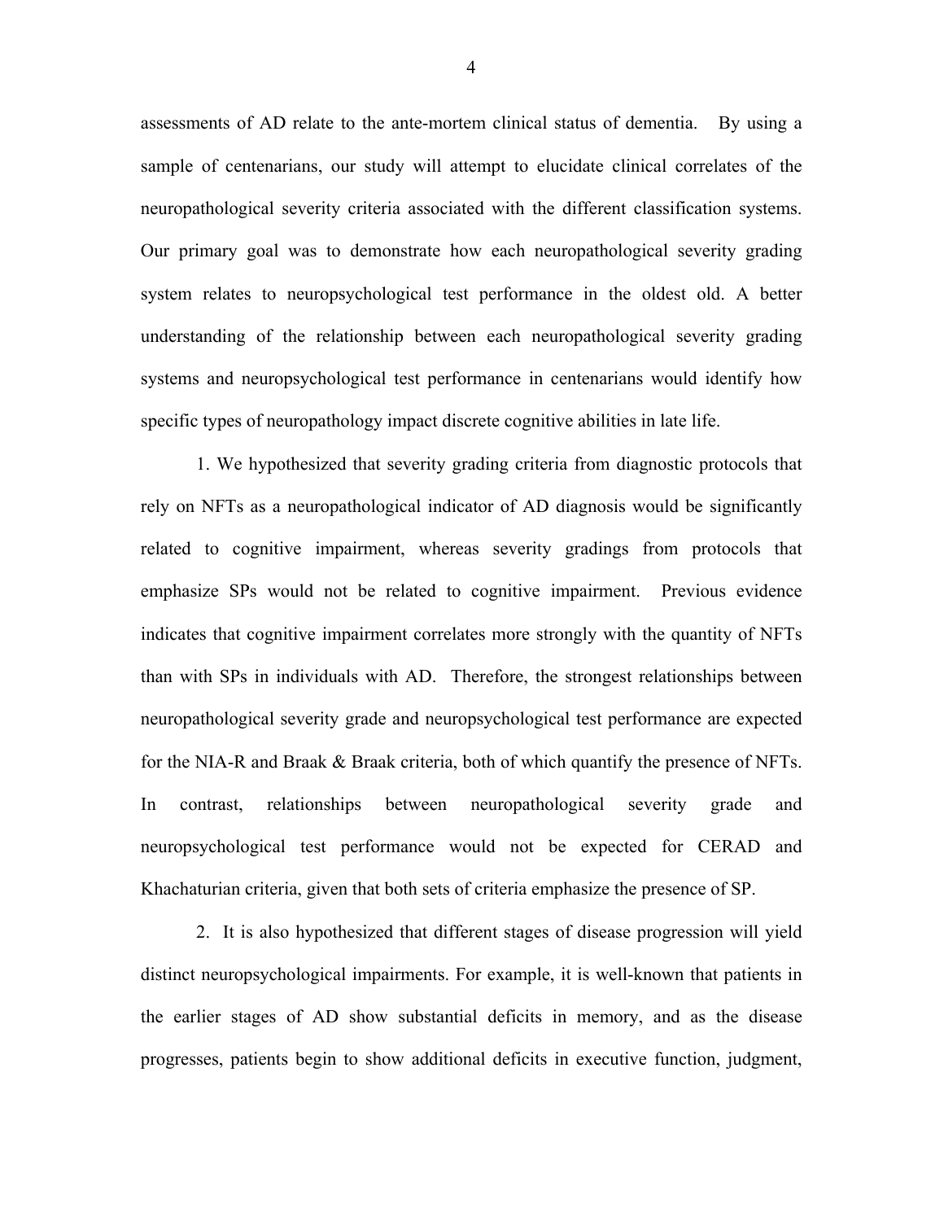assessments of AD relate to the ante-mortem clinical status of dementia. By using a sample of centenarians, our study will attempt to elucidate clinical correlates of the neuropathological severity criteria associated with the different classification systems. Our primary goal was to demonstrate how each neuropathological severity grading system relates to neuropsychological test performance in the oldest old. A better understanding of the relationship between each neuropathological severity grading systems and neuropsychological test performance in centenarians would identify how specific types of neuropathology impact discrete cognitive abilities in late life.

1. We hypothesized that severity grading criteria from diagnostic protocols that rely on NFTs as a neuropathological indicator of AD diagnosis would be significantly related to cognitive impairment, whereas severity gradings from protocols that emphasize SPs would not be related to cognitive impairment. Previous evidence indicates that cognitive impairment correlates more strongly with the quantity of NFTs than with SPs in individuals with AD. Therefore, the strongest relationships between neuropathological severity grade and neuropsychological test performance are expected for the NIA-R and Braak & Braak criteria, both of which quantify the presence of NFTs. In contrast, relationships between neuropathological severity grade and neuropsychological test performance would not be expected for CERAD and Khachaturian criteria, given that both sets of criteria emphasize the presence of SP.

2. It is also hypothesized that different stages of disease progression will yield distinct neuropsychological impairments. For example, it is well-known that patients in the earlier stages of AD show substantial deficits in memory, and as the disease progresses, patients begin to show additional deficits in executive function, judgment,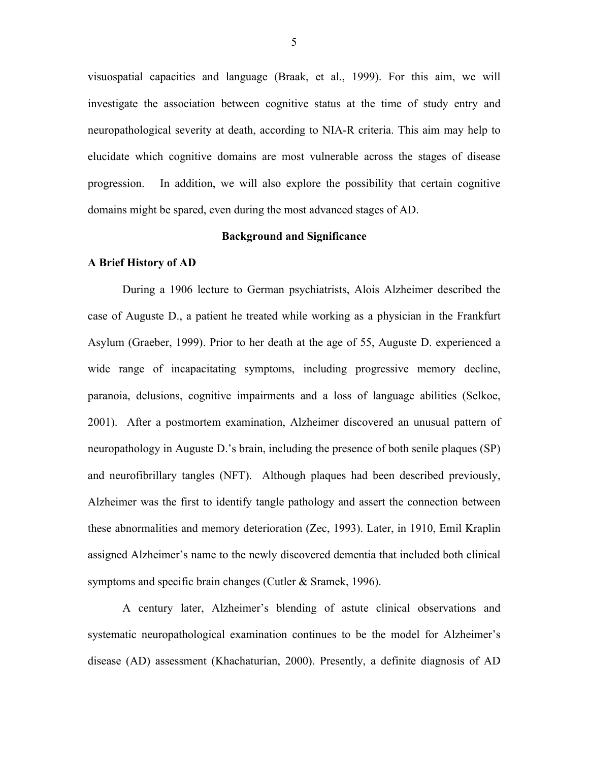visuospatial capacities and language (Braak, et al., 1999). For this aim, we will investigate the association between cognitive status at the time of study entry and neuropathological severity at death, according to NIA-R criteria. This aim may help to elucidate which cognitive domains are most vulnerable across the stages of disease progression. In addition, we will also explore the possibility that certain cognitive domains might be spared, even during the most advanced stages of AD.

## Background and Significance

### A Brief History of AD

During a 1906 lecture to German psychiatrists, Alois Alzheimer described the case of Auguste D., a patient he treated while working as a physician in the Frankfurt Asylum (Graeber, 1999). Prior to her death at the age of 55, Auguste D. experienced a wide range of incapacitating symptoms, including progressive memory decline, paranoia, delusions, cognitive impairments and a loss of language abilities (Selkoe, 2001). After a postmortem examination, Alzheimer discovered an unusual pattern of neuropathology in Auguste D.'s brain, including the presence of both senile plaques (SP) and neurofibrillary tangles (NFT). Although plaques had been described previously, Alzheimer was the first to identify tangle pathology and assert the connection between these abnormalities and memory deterioration (Zec, 1993). Later, in 1910, Emil Kraplin assigned Alzheimer's name to the newly discovered dementia that included both clinical symptoms and specific brain changes (Cutler & Sramek, 1996).

A century later, Alzheimer's blending of astute clinical observations and systematic neuropathological examination continues to be the model for Alzheimer's disease (AD) assessment (Khachaturian, 2000). Presently, a definite diagnosis of AD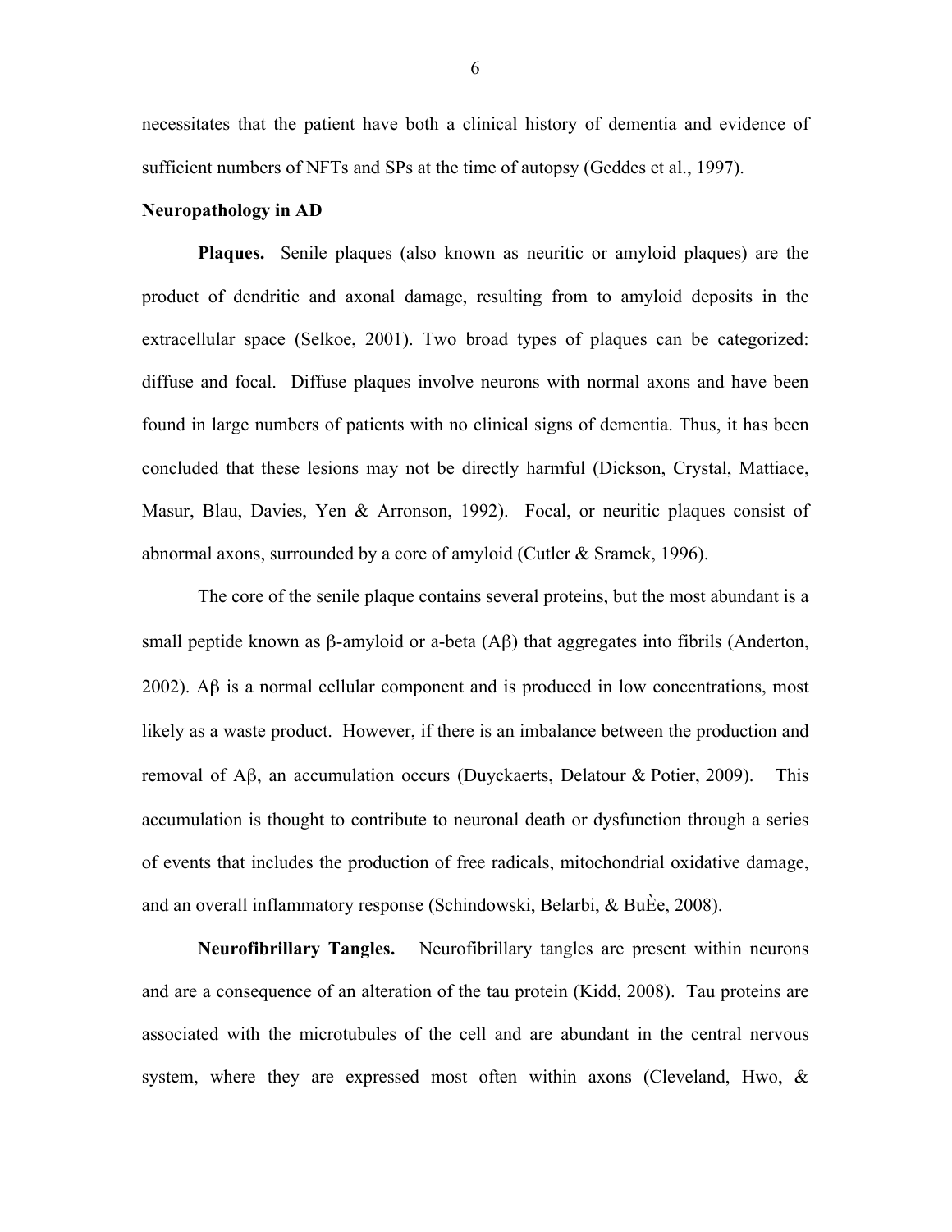necessitates that the patient have both a clinical history of dementia and evidence of sufficient numbers of NFTs and SPs at the time of autopsy (Geddes et al., 1997).

**Neuropathology in AD**

**Plaques.** Senile plaques (also known as neuritic or amyloid plaques) are the product of dendritic and axonal damage, resulting from to amyloid deposits in the extracellular space (Selkoe, 2001). Two broad types of plaques can be categorized: diffuse and focal. Diffuse plaques involve neurons with normal axons and have been found in large numbers of patients with no clinical signs of dementia. Thus, it has been concluded that these lesions may not be directly harmful (Dickson, Crystal, Mattiace, Masur, Blau, Davies, Yen & Arronson, 1992). Focal, or neuritic plaques consist of abnormal axons, surrounded by a core of amyloid (Cutler & Sramek, 1996).

The core of the senile plaque contains several proteins, but the most abundant is a small peptide known as β-amyloid or a-beta (Aβ) that aggregates into fibrils (Anderton, 2002). Aβ is a normal cellular component and is produced in low concentrations, most likely as a waste product. However, if there is an imbalance between the production and removal of Aβ, an accumulation occurs (Duyckaerts, Delatour & Potier, 2009). This accumulation is thought to contribute to neuronal death or dysfunction through a series of events that includes the production of free radicals, mitochondrial oxidative damage, and an overall inflammatory response (Schindowski, Belarbi, & BuÈe, 2008).

**Neurofibrillary Tangles.** Neurofibrillary tangles are present within neurons and are a consequence of an alteration of the tau protein (Kidd, 2008). Tau proteins are associated with the microtubules of the cell and are abundant in the central nervous system, where they are expressed most often within axons (Cleveland, Hwo, &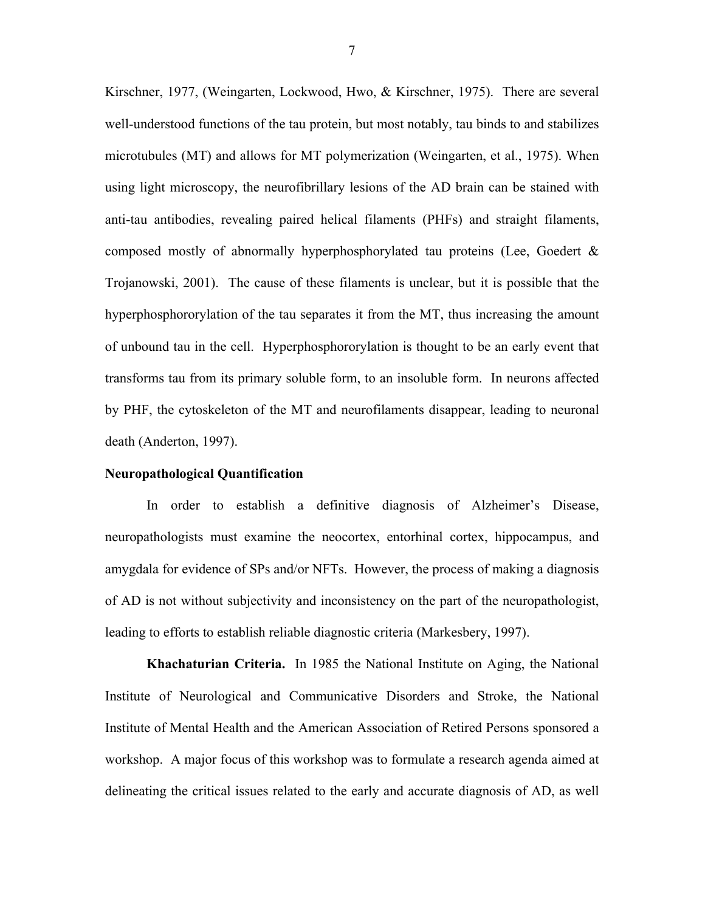Kirschner, 1977, (Weingarten, Lockwood, Hwo, & Kirschner, 1975). There are several well-understood functions of the tau protein, but most notably, tau binds to and stabilizes microtubules (MT) and allows for MT polymerization (Weingarten, et al., 1975). When using light microscopy, the neurofibrillary lesions of the AD brain can be stained with anti-tau antibodies, revealing paired helical filaments (PHFs) and straight filaments, composed mostly of abnormally hyperphosphorylated tau proteins (Lee, Goedert & Trojanowski, 2001). The cause of these filaments is unclear, but it is possible that the hyperphosphororylation of the tau separates it from the MT, thus increasing the amount of unbound tau in the cell. Hyperphosphororylation is thought to be an early event that transforms tau from its primary soluble form, to an insoluble form. In neurons affected by PHF, the cytoskeleton of the MT and neurofilaments disappear, leading to neuronal death (Anderton, 1997).

**Neuropathological Quantification**

In order to establish a definitive diagnosis of Alzheimer's Disease, neuropathologists must examine the neocortex, entorhinal cortex, hippocampus, and amygdala for evidence of SPs and/or NFTs. However, the process of making a diagnosis of AD is not without subjectivity and inconsistency on the part of the neuropathologist, leading to efforts to establish reliable diagnostic criteria (Markesbery, 1997).

**Khachaturian Criteria.** In 1985 the National Institute on Aging, the National Institute of Neurological and Communicative Disorders and Stroke, the National Institute of Mental Health and the American Association of Retired Persons sponsored a workshop. A major focus of this workshop was to formulate a research agenda aimed at delineating the critical issues related to the early and accurate diagnosis of AD, as well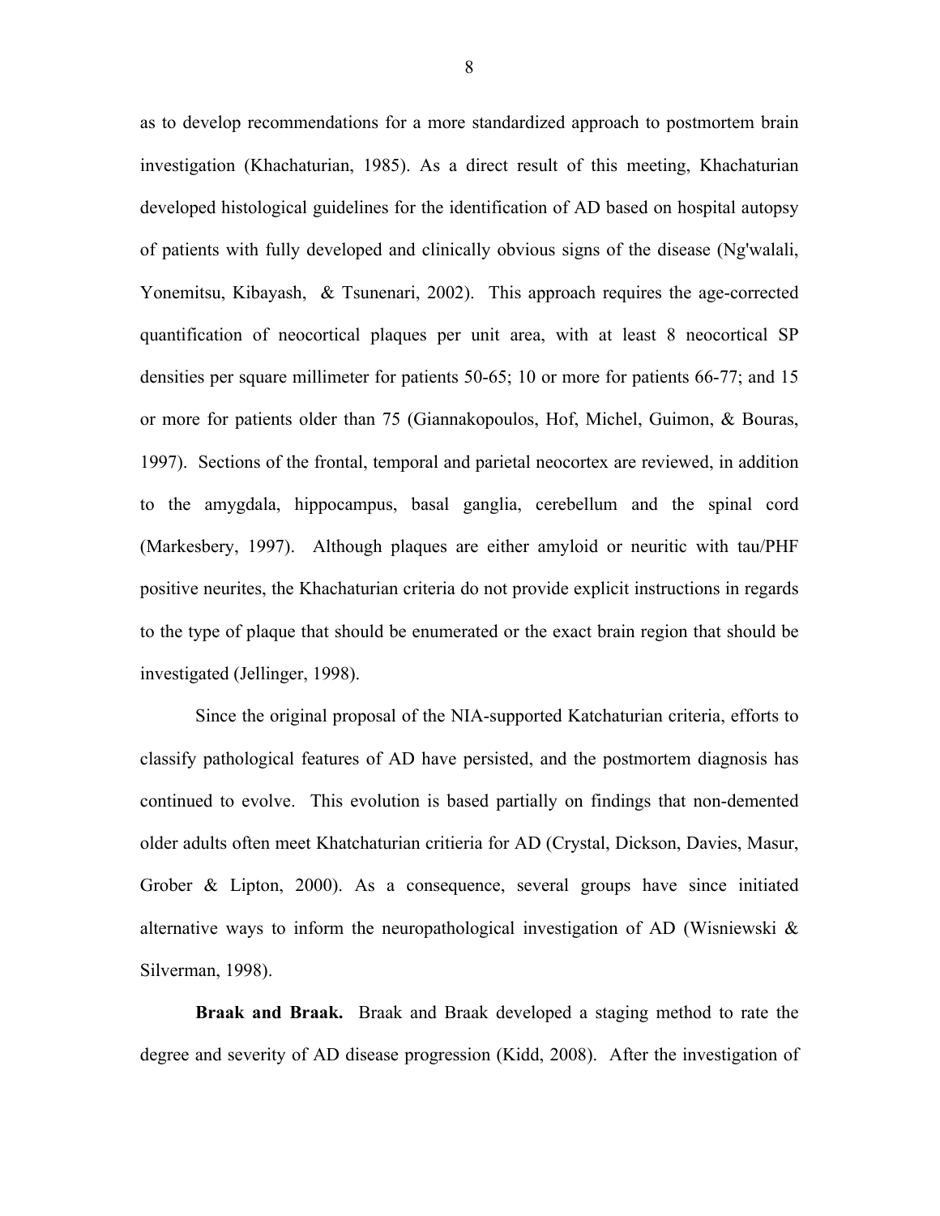as to develop recommendations for a more standardized approach to postmortem brain investigation (Khachaturian, 1985). As a direct result of this meeting, Khachaturian developed histological guidelines for the identification of AD based on hospital autopsy of patients with fully developed and clinically obvious signs of the disease (Ng'walali, Yonemitsu, Kibayash, & Tsunenari, 2002). This approach requires the age-corrected quantification of neocortical plaques per unit area, with at least 8 neocortical SP densities per square millimeter for patients 50-65; 10 or more for patients 66-77; and 15 or more for patients older than 75 (Giannakopoulos, Hof, Michel, Guimon, & Bouras, 1997). Sections of the frontal, temporal and parietal neocortex are reviewed, in addition to the amygdala, hippocampus, basal ganglia, cerebellum and the spinal cord (Markesbery, 1997). Although plaques are either amyloid or neuritic with tau/PHF positive neurites, the Khachaturian criteria do not provide explicit instructions in regards to the type of plaque that should be enumerated or the exact brain region that should be investigated (Jellinger, 1998).

Since the original proposal of the NIA-supported Katchaturian criteria, efforts to classify pathological features of AD have persisted, and the postmortem diagnosis has continued to evolve. This evolution is based partially on findings that non-demented older adults often meet Khatchaturian critieria for AD (Crystal, Dickson, Davies, Masur, Grober & Lipton, 2000). As a consequence, several groups have since initiated alternative ways to inform the neuropathological investigation of AD (Wisniewski & Silverman, 1998).

**Braak and Braak.** Braak and Braak developed a staging method to rate the degree and severity of AD disease progression (Kidd, 2008). After the investigation of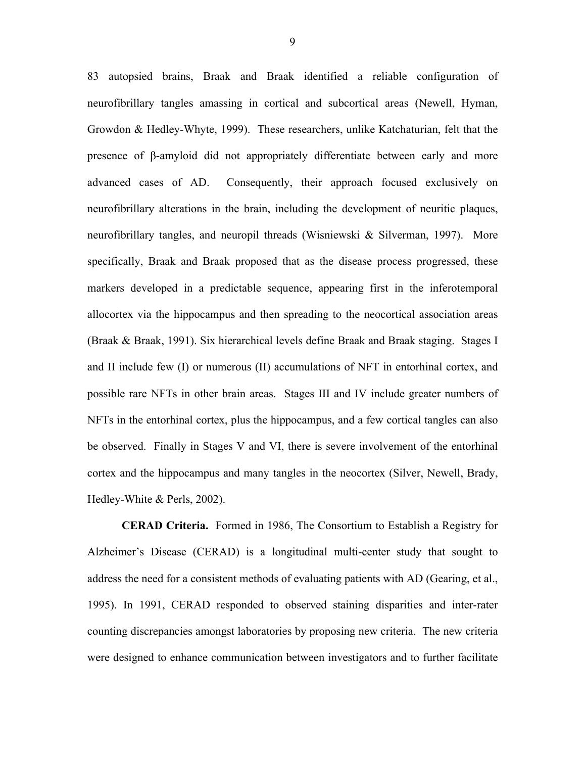83 autopsied brains, Braak and Braak identified a reliable configuration of neurofibrillary tangles amassing in cortical and subcortical areas (Newell, Hyman, Growdon & Hedley-Whyte, 1999). These researchers, unlike Katchaturian, felt that the presence of β-amyloid did not appropriately differentiate between early and more advanced cases of AD. Consequently, their approach focused exclusively on neurofibrillary alterations in the brain, including the development of neuritic plaques, neurofibrillary tangles, and neuropil threads (Wisniewski & Silverman, 1997). More specifically, Braak and Braak proposed that as the disease process progressed, these markers developed in a predictable sequence, appearing first in the inferotemporal allocortex via the hippocampus and then spreading to the neocortical association areas (Braak & Braak, 1991). Six hierarchical levels define Braak and Braak staging. Stages I and II include few (I) or numerous (II) accumulations of NFT in entorhinal cortex, and possible rare NFTs in other brain areas. Stages III and IV include greater numbers of NFTs in the entorhinal cortex, plus the hippocampus, and a few cortical tangles can also be observed. Finally in Stages V and VI, there is severe involvement of the entorhinal cortex and the hippocampus and many tangles in the neocortex (Silver, Newell, Brady, Hedley-White & Perls, 2002).

**CERAD Criteria.** Formed in 1986, The Consortium to Establish a Registry for Alzheimer's Disease (CERAD) is a longitudinal multi-center study that sought to address the need for a consistent methods of evaluating patients with AD (Gearing, et al., 1995). In 1991, CERAD responded to observed staining disparities and inter-rater counting discrepancies amongst laboratories by proposing new criteria. The new criteria were designed to enhance communication between investigators and to further facilitate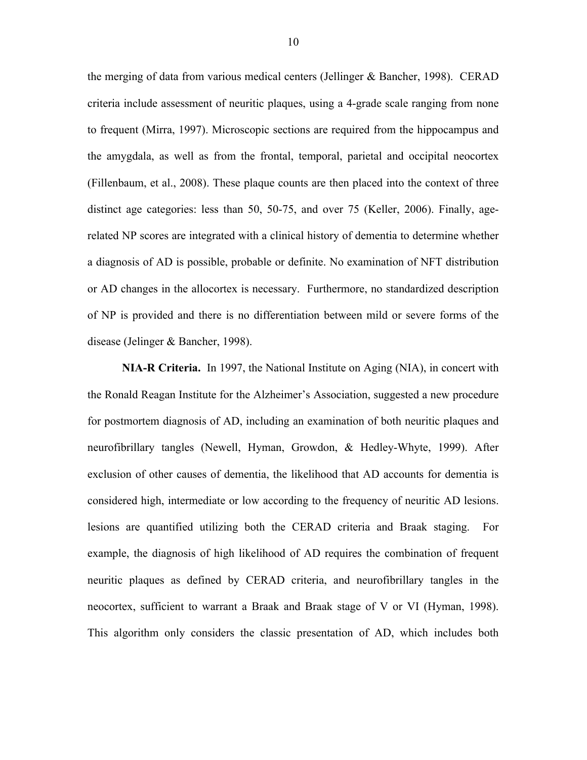the merging of data from various medical centers (Jellinger & Bancher, 1998). CERAD criteria include assessment of neuritic plaques, using a 4-grade scale ranging from none to frequent (Mirra, 1997). Microscopic sections are required from the hippocampus and the amygdala, as well as from the frontal, temporal, parietal and occipital neocortex (Fillenbaum, et al., 2008). These plaque counts are then placed into the context of three distinct age categories: less than 50, 50-75, and over 75 (Keller, 2006). Finally, age-related NP scores are integrated with a clinical history of dementia to determine whether a diagnosis of AD is possible, probable or definite. No examination of NFT distribution or AD changes in the allocortex is necessary. Furthermore, no standardized description of NP is provided and there is no differentiation between mild or severe forms of the disease (Jelinger & Bancher, 1998).

**NIA-R Criteria.** In 1997, the National Institute on Aging (NIA), in concert with the Ronald Reagan Institute for the Alzheimer's Association, suggested a new procedure for postmortem diagnosis of AD, including an examination of both neuritic plaques and neurofibrillary tangles (Newell, Hyman, Growdon, & Hedley-Whyte, 1999). After exclusion of other causes of dementia, the likelihood that AD accounts for dementia is considered high, intermediate or low according to the frequency of neuritic AD lesions. lesions are quantified utilizing both the CERAD criteria and Braak staging. For example, the diagnosis of high likelihood of AD requires the combination of frequent neuritic plaques as defined by CERAD criteria, and neurofibrillary tangles in the neocortex, sufficient to warrant a Braak and Braak stage of V or VI (Hyman, 1998). This algorithm only considers the classic presentation of AD, which includes both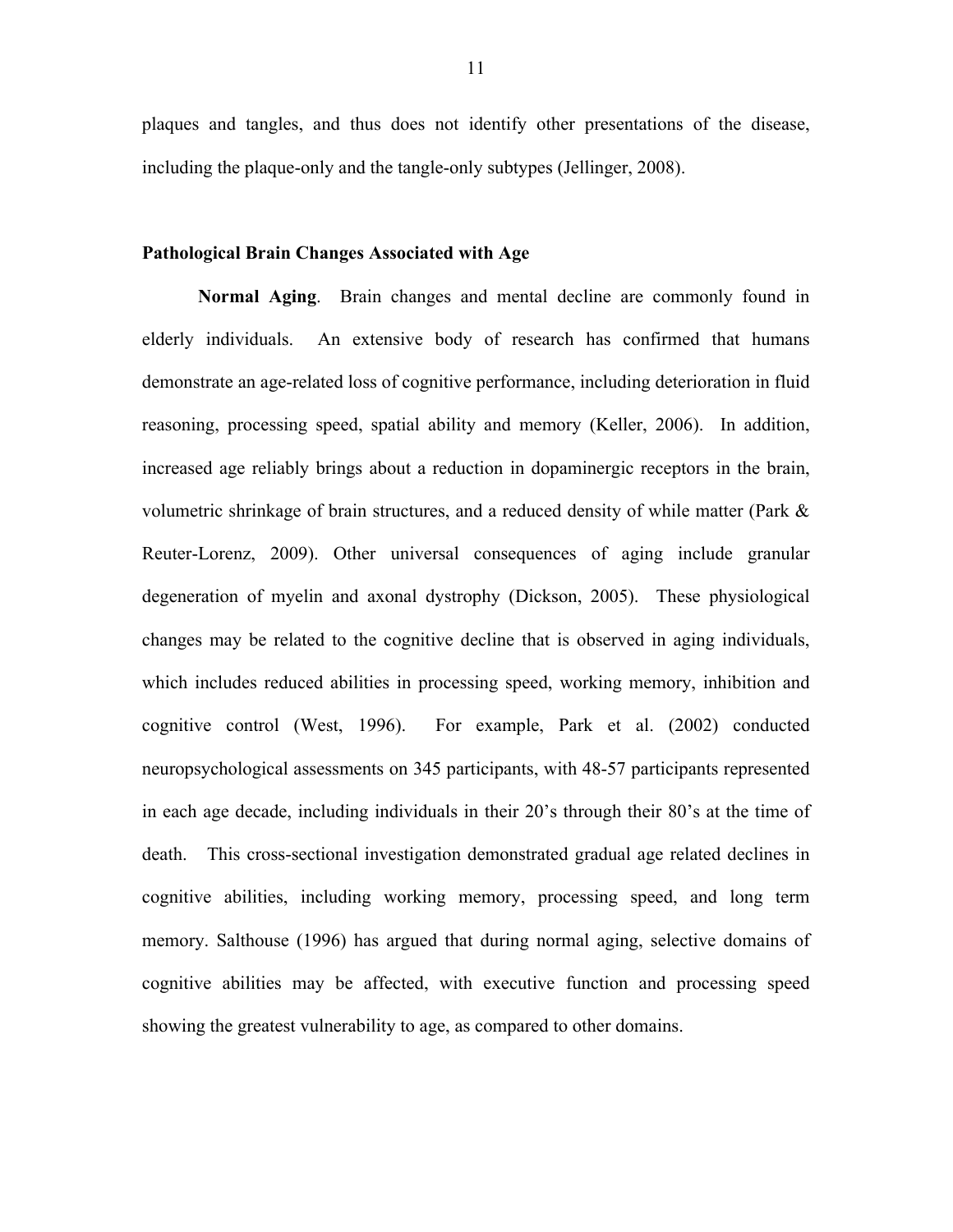plaques and tangles, and thus does not identify other presentations of the disease, including the plaque-only and the tangle-only subtypes (Jellinger, 2008).

## Pathological Brain Changes Associated with Age

**Normal Aging**. Brain changes and mental decline are commonly found in elderly individuals. An extensive body of research has confirmed that humans demonstrate an age-related loss of cognitive performance, including deterioration in fluid reasoning, processing speed, spatial ability and memory (Keller, 2006). In addition, increased age reliably brings about a reduction in dopaminergic receptors in the brain, volumetric shrinkage of brain structures, and a reduced density of while matter (Park & Reuter-Lorenz, 2009). Other universal consequences of aging include granular degeneration of myelin and axonal dystrophy (Dickson, 2005). These physiological changes may be related to the cognitive decline that is observed in aging individuals, which includes reduced abilities in processing speed, working memory, inhibition and cognitive control (West, 1996). For example, Park et al. (2002) conducted neuropsychological assessments on 345 participants, with 48-57 participants represented in each age decade, including individuals in their 20's through their 80's at the time of death. This cross-sectional investigation demonstrated gradual age related declines in cognitive abilities, including working memory, processing speed, and long term memory. Salthouse (1996) has argued that during normal aging, selective domains of cognitive abilities may be affected, with executive function and processing speed showing the greatest vulnerability to age, as compared to other domains.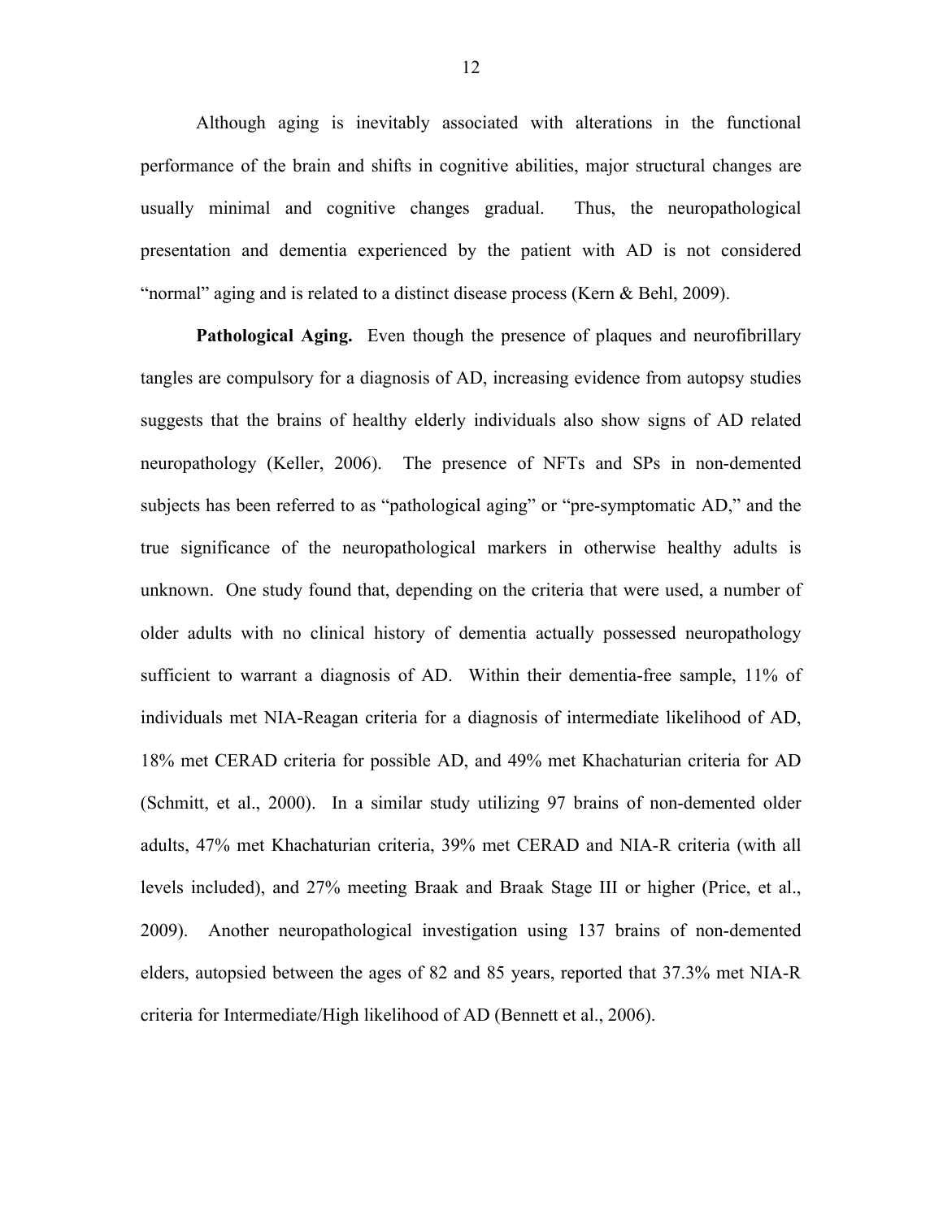Although aging is inevitably associated with alterations in the functional performance of the brain and shifts in cognitive abilities, major structural changes are usually minimal and cognitive changes gradual. Thus, the neuropathological presentation and dementia experienced by the patient with AD is not considered "normal" aging and is related to a distinct disease process (Kern & Behl, 2009).

**Pathological Aging.** Even though the presence of plaques and neurofibrillary tangles are compulsory for a diagnosis of AD, increasing evidence from autopsy studies suggests that the brains of healthy elderly individuals also show signs of AD related neuropathology (Keller, 2006). The presence of NFTs and SPs in non-demented subjects has been referred to as "pathological aging" or "pre-symptomatic AD," and the true significance of the neuropathological markers in otherwise healthy adults is unknown. One study found that, depending on the criteria that were used, a number of older adults with no clinical history of dementia actually possessed neuropathology sufficient to warrant a diagnosis of AD. Within their dementia-free sample, 11% of individuals met NIA-Reagan criteria for a diagnosis of intermediate likelihood of AD, 18% met CERAD criteria for possible AD, and 49% met Khachaturian criteria for AD (Schmitt, et al., 2000). In a similar study utilizing 97 brains of non-demented older adults, 47% met Khachaturian criteria, 39% met CERAD and NIA-R criteria (with all levels included), and 27% meeting Braak and Braak Stage III or higher (Price, et al., 2009). Another neuropathological investigation using 137 brains of non-demented elders, autopsied between the ages of 82 and 85 years, reported that 37.3% met NIA-R criteria for Intermediate/High likelihood of AD (Bennett et al., 2006).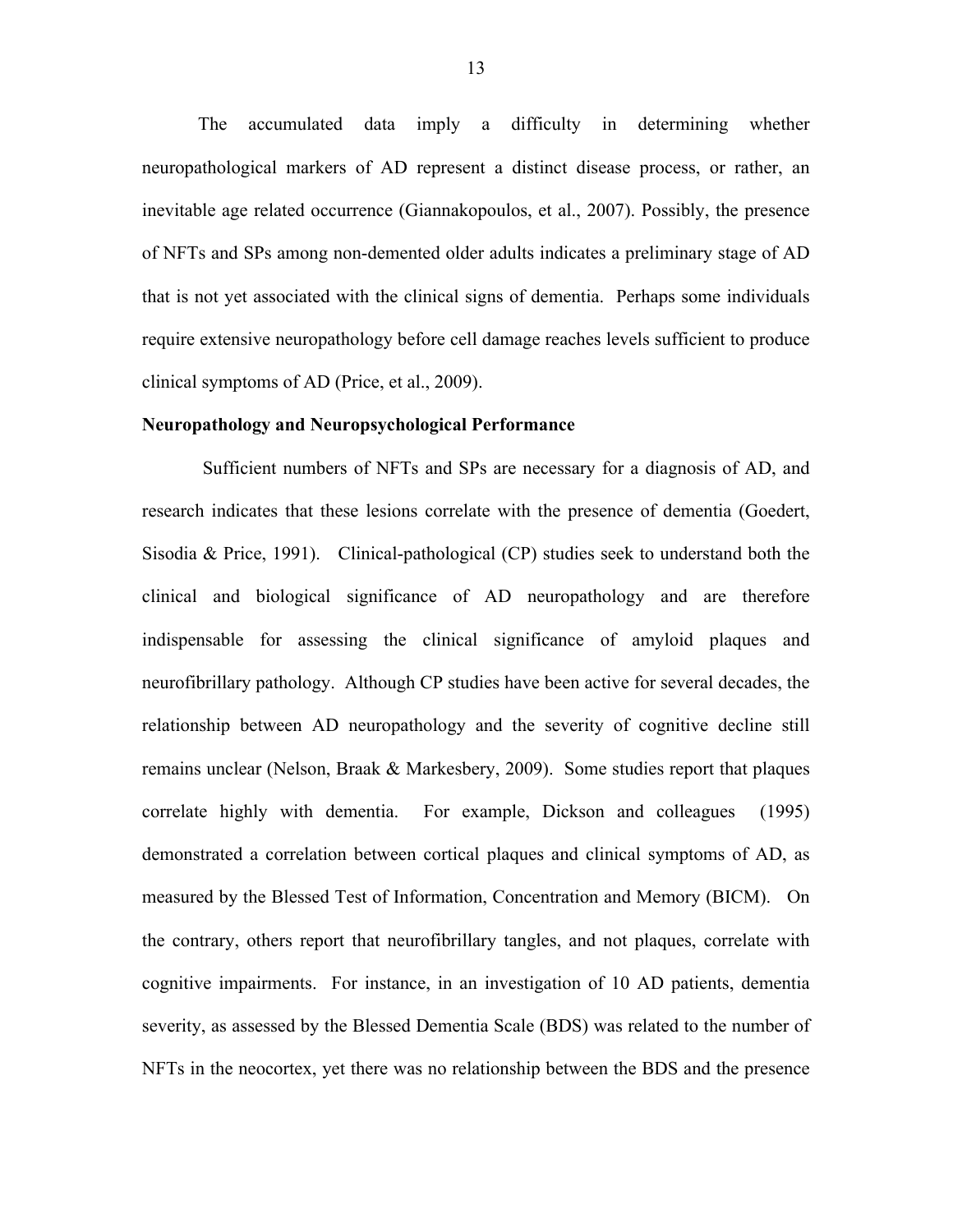The accumulated data imply a difficulty in determining whether neuropathological markers of AD represent a distinct disease process, or rather, an inevitable age related occurrence (Giannakopoulos, et al., 2007). Possibly, the presence of NFTs and SPs among non-demented older adults indicates a preliminary stage of AD that is not yet associated with the clinical signs of dementia. Perhaps some individuals require extensive neuropathology before cell damage reaches levels sufficient to produce clinical symptoms of AD (Price, et al., 2009).

**Neuropathology and Neuropsychological Performance**

Sufficient numbers of NFTs and SPs are necessary for a diagnosis of AD, and research indicates that these lesions correlate with the presence of dementia (Goedert, Sisodia & Price, 1991). Clinical-pathological (CP) studies seek to understand both the clinical and biological significance of AD neuropathology and are therefore indispensable for assessing the clinical significance of amyloid plaques and neurofibrillary pathology. Although CP studies have been active for several decades, the relationship between AD neuropathology and the severity of cognitive decline still remains unclear (Nelson, Braak & Markesbery, 2009). Some studies report that plaques correlate highly with dementia. For example, Dickson and colleagues (1995) demonstrated a correlation between cortical plaques and clinical symptoms of AD, as measured by the Blessed Test of Information, Concentration and Memory (BICM). On the contrary, others report that neurofibrillary tangles, and not plaques, correlate with cognitive impairments. For instance, in an investigation of 10 AD patients, dementia severity, as assessed by the Blessed Dementia Scale (BDS) was related to the number of NFTs in the neocortex, yet there was no relationship between the BDS and the presence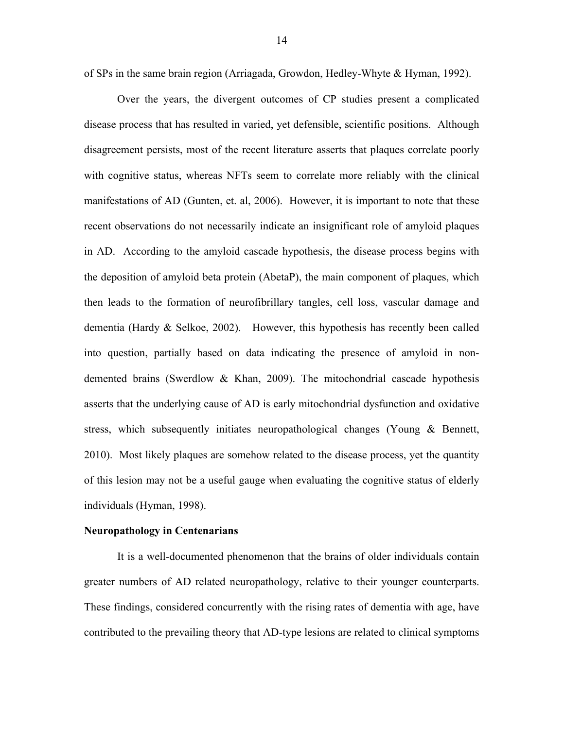of SPs in the same brain region (Arriagada, Growdon, Hedley-Whyte & Hyman, 1992).

Over the years, the divergent outcomes of CP studies present a complicated disease process that has resulted in varied, yet defensible, scientific positions. Although disagreement persists, most of the recent literature asserts that plaques correlate poorly with cognitive status, whereas NFTs seem to correlate more reliably with the clinical manifestations of AD (Gunten, et. al, 2006). However, it is important to note that these recent observations do not necessarily indicate an insignificant role of amyloid plaques in AD. According to the amyloid cascade hypothesis, the disease process begins with the deposition of amyloid beta protein (AbetaP), the main component of plaques, which then leads to the formation of neurofibrillary tangles, cell loss, vascular damage and dementia (Hardy & Selkoe, 2002). However, this hypothesis has recently been called into question, partially based on data indicating the presence of amyloid in non-demented brains (Swerdlow & Khan, 2009). The mitochondrial cascade hypothesis asserts that the underlying cause of AD is early mitochondrial dysfunction and oxidative stress, which subsequently initiates neuropathological changes (Young & Bennett, 2010). Most likely plaques are somehow related to the disease process, yet the quantity of this lesion may not be a useful gauge when evaluating the cognitive status of elderly individuals (Hyman, 1998).

**Neuropathology in Centenarians**

It is a well-documented phenomenon that the brains of older individuals contain greater numbers of AD related neuropathology, relative to their younger counterparts. These findings, considered concurrently with the rising rates of dementia with age, have contributed to the prevailing theory that AD-type lesions are related to clinical symptoms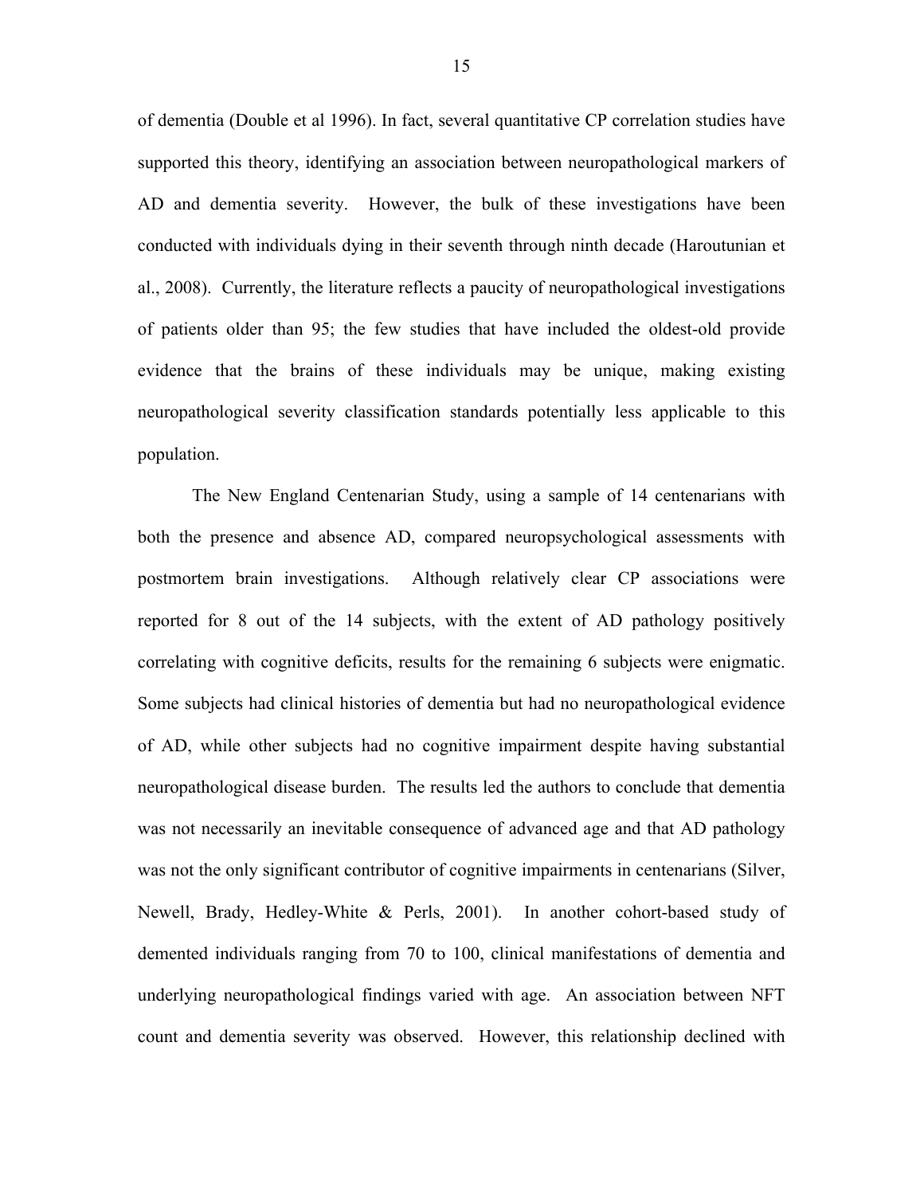of dementia (Double et al 1996). In fact, several quantitative CP correlation studies have supported this theory, identifying an association between neuropathological markers of AD and dementia severity. However, the bulk of these investigations have been conducted with individuals dying in their seventh through ninth decade (Haroutunian et al., 2008). Currently, the literature reflects a paucity of neuropathological investigations of patients older than 95; the few studies that have included the oldest-old provide evidence that the brains of these individuals may be unique, making existing neuropathological severity classification standards potentially less applicable to this population.

The New England Centenarian Study, using a sample of 14 centenarians with both the presence and absence AD, compared neuropsychological assessments with postmortem brain investigations. Although relatively clear CP associations were reported for 8 out of the 14 subjects, with the extent of AD pathology positively correlating with cognitive deficits, results for the remaining 6 subjects were enigmatic. Some subjects had clinical histories of dementia but had no neuropathological evidence of AD, while other subjects had no cognitive impairment despite having substantial neuropathological disease burden. The results led the authors to conclude that dementia was not necessarily an inevitable consequence of advanced age and that AD pathology was not the only significant contributor of cognitive impairments in centenarians (Silver, Newell, Brady, Hedley-White & Perls, 2001). In another cohort-based study of demented individuals ranging from 70 to 100, clinical manifestations of dementia and underlying neuropathological findings varied with age. An association between NFT count and dementia severity was observed. However, this relationship declined with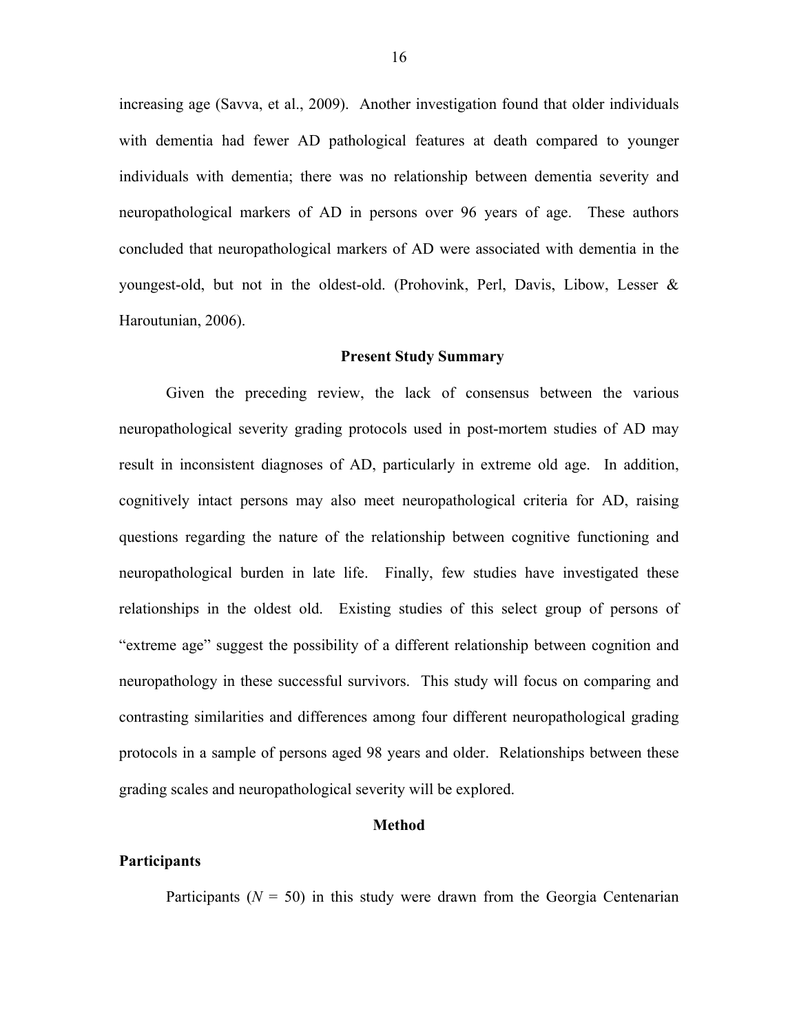increasing age (Savva, et al., 2009). Another investigation found that older individuals with dementia had fewer AD pathological features at death compared to younger individuals with dementia; there was no relationship between dementia severity and neuropathological markers of AD in persons over 96 years of age. These authors concluded that neuropathological markers of AD were associated with dementia in the youngest-old, but not in the oldest-old. (Prohovink, Perl, Davis, Libow, Lesser & Haroutunian, 2006).

## Present Study Summary

Given the preceding review, the lack of consensus between the various neuropathological severity grading protocols used in post-mortem studies of AD may result in inconsistent diagnoses of AD, particularly in extreme old age. In addition, cognitively intact persons may also meet neuropathological criteria for AD, raising questions regarding the nature of the relationship between cognitive functioning and neuropathological burden in late life. Finally, few studies have investigated these relationships in the oldest old. Existing studies of this select group of persons of "extreme age" suggest the possibility of a different relationship between cognition and neuropathology in these successful survivors. This study will focus on comparing and contrasting similarities and differences among four different neuropathological grading protocols in a sample of persons aged 98 years and older. Relationships between these grading scales and neuropathological severity will be explored.

## Method

### Participants

Participants (*N* = 50) in this study were drawn from the Georgia Centenarian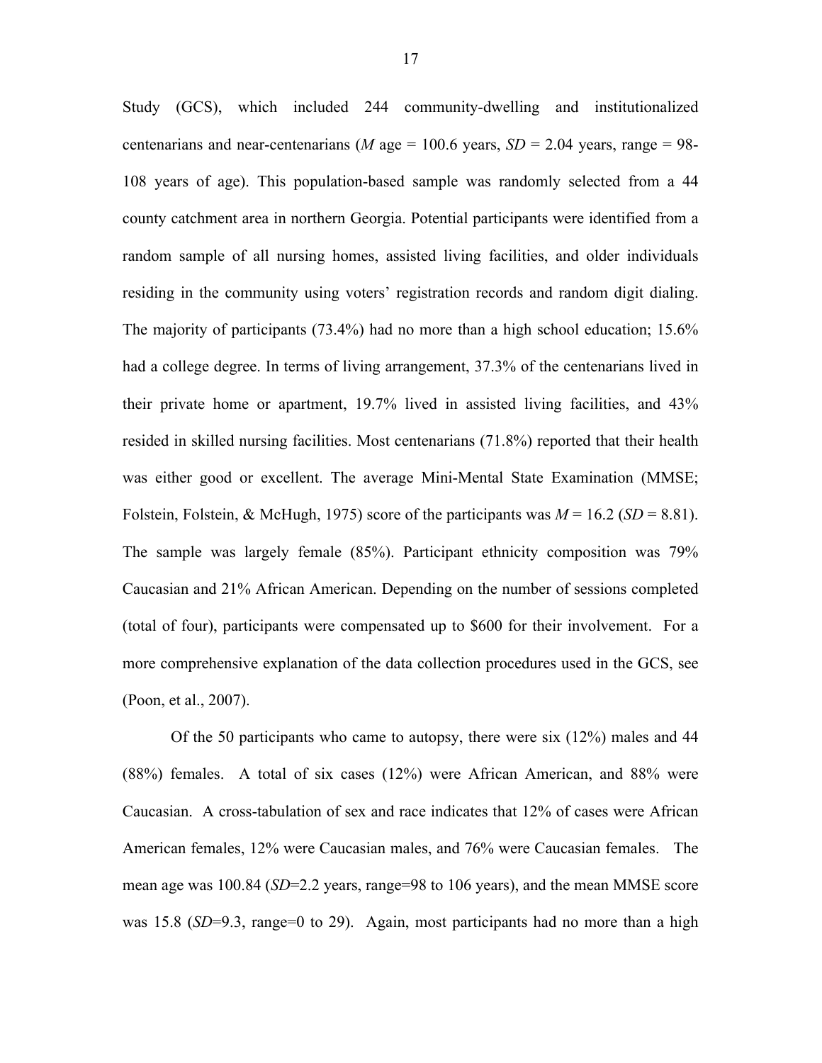Study (GCS), which included 244 community-dwelling and institutionalized centenarians and near-centenarians (*M* age = 100.6 years, *SD* = 2.04 years, range = 98-108 years of age). This population-based sample was randomly selected from a 44 county catchment area in northern Georgia. Potential participants were identified from a random sample of all nursing homes, assisted living facilities, and older individuals residing in the community using voters' registration records and random digit dialing. The majority of participants (73.4%) had no more than a high school education; 15.6% had a college degree. In terms of living arrangement, 37.3% of the centenarians lived in their private home or apartment, 19.7% lived in assisted living facilities, and 43% resided in skilled nursing facilities. Most centenarians (71.8%) reported that their health was either good or excellent. The average Mini-Mental State Examination (MMSE; Folstein, Folstein, & McHugh, 1975) score of the participants was *M* = 16.2 (*SD* = 8.81). The sample was largely female (85%). Participant ethnicity composition was 79% Caucasian and 21% African American. Depending on the number of sessions completed (total of four), participants were compensated up to $600 for their involvement. For a more comprehensive explanation of the data collection procedures used in the GCS, see (Poon, et al., 2007).

Of the 50 participants who came to autopsy, there were six (12%) males and 44 (88%) females. A total of six cases (12%) were African American, and 88% were Caucasian. A cross-tabulation of sex and race indicates that 12% of cases were African American females, 12% were Caucasian males, and 76% were Caucasian females. The mean age was 100.84 (*SD*=2.2 years, range=98 to 106 years), and the mean MMSE score was 15.8 (*SD*=9.3, range=0 to 29). Again, most participants had no more than a high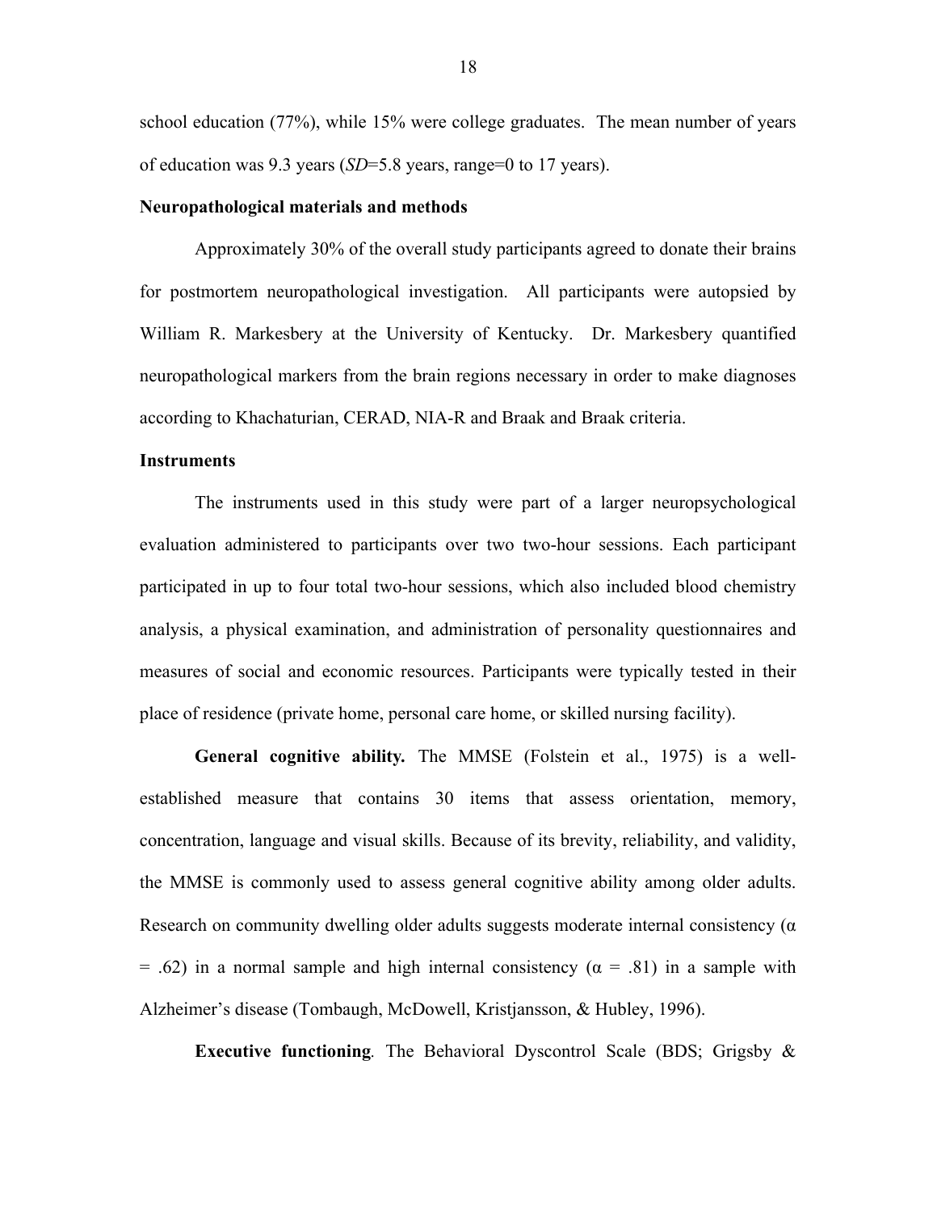school education (77%), while 15% were college graduates. The mean number of years of education was 9.3 years (*SD*=5.8 years, range=0 to 17 years).

**Neuropathological materials and methods**

Approximately 30% of the overall study participants agreed to donate their brains for postmortem neuropathological investigation. All participants were autopsied by William R. Markesbery at the University of Kentucky. Dr. Markesbery quantified neuropathological markers from the brain regions necessary in order to make diagnoses according to Khachaturian, CERAD, NIA-R and Braak and Braak criteria.

**Instruments**

The instruments used in this study were part of a larger neuropsychological evaluation administered to participants over two two-hour sessions. Each participant participated in up to four total two-hour sessions, which also included blood chemistry analysis, a physical examination, and administration of personality questionnaires and measures of social and economic resources. Participants were typically tested in their place of residence (private home, personal care home, or skilled nursing facility).

**General cognitive ability.** The MMSE (Folstein et al., 1975) is a well-established measure that contains 30 items that assess orientation, memory, concentration, language and visual skills. Because of its brevity, reliability, and validity, the MMSE is commonly used to assess general cognitive ability among older adults. Research on community dwelling older adults suggests moderate internal consistency ($\alpha = .62$) in a normal sample and high internal consistency ($\alpha = .81$) in a sample with Alzheimer's disease (Tombaugh, McDowell, Kristjansson, & Hubley, 1996).

**Executive functioning**. The Behavioral Dyscontrol Scale (BDS; Grigsby &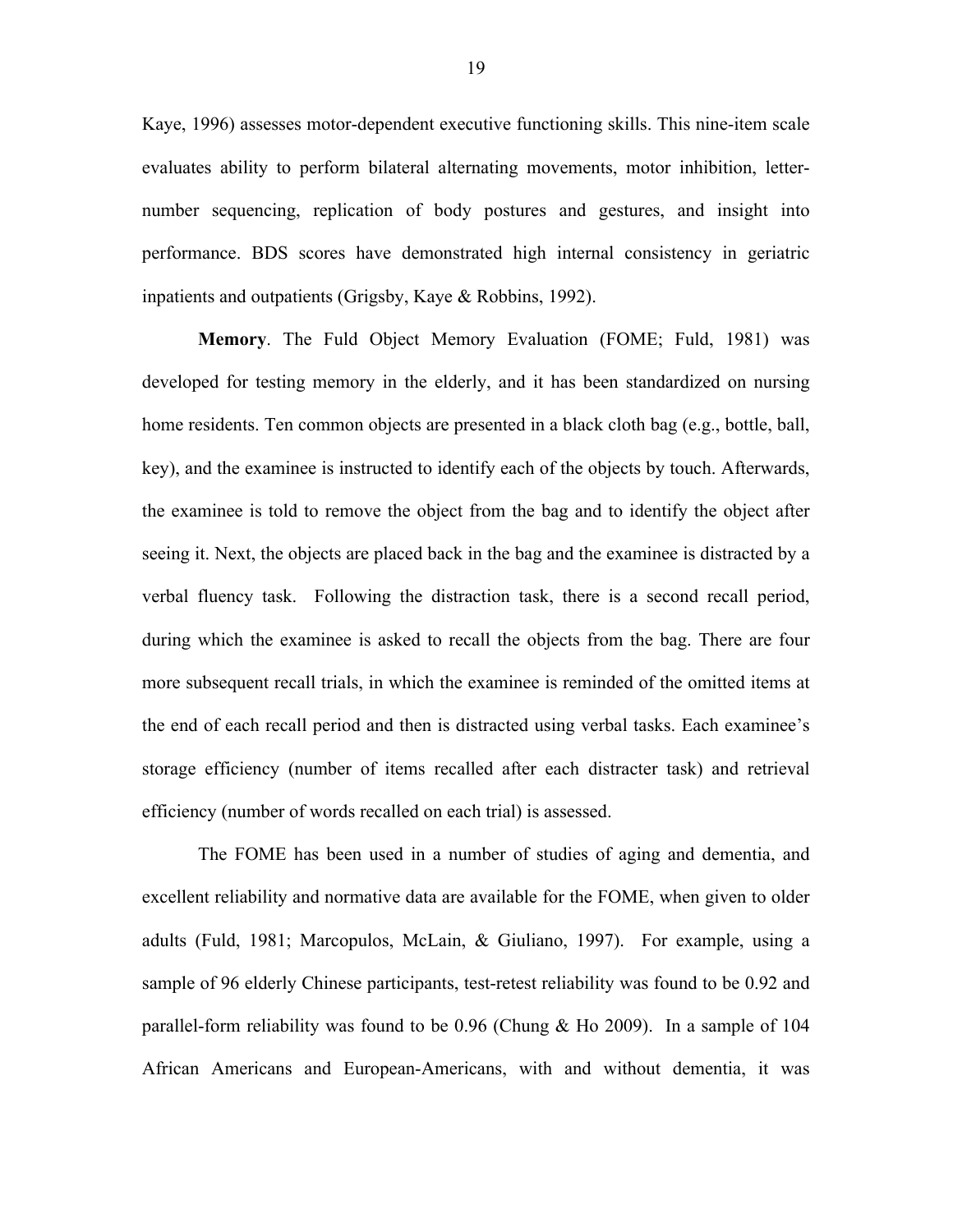Kaye, 1996) assesses motor-dependent executive functioning skills. This nine-item scale evaluates ability to perform bilateral alternating movements, motor inhibition, letter-number sequencing, replication of body postures and gestures, and insight into performance. BDS scores have demonstrated high internal consistency in geriatric inpatients and outpatients (Grigsby, Kaye & Robbins, 1992).

**Memory**. The Fuld Object Memory Evaluation (FOME; Fuld, 1981) was developed for testing memory in the elderly, and it has been standardized on nursing home residents. Ten common objects are presented in a black cloth bag (e.g., bottle, ball, key), and the examinee is instructed to identify each of the objects by touch. Afterwards, the examinee is told to remove the object from the bag and to identify the object after seeing it. Next, the objects are placed back in the bag and the examinee is distracted by a verbal fluency task. Following the distraction task, there is a second recall period, during which the examinee is asked to recall the objects from the bag. There are four more subsequent recall trials, in which the examinee is reminded of the omitted items at the end of each recall period and then is distracted using verbal tasks. Each examinee's storage efficiency (number of items recalled after each distracter task) and retrieval efficiency (number of words recalled on each trial) is assessed.

The FOME has been used in a number of studies of aging and dementia, and excellent reliability and normative data are available for the FOME, when given to older adults (Fuld, 1981; Marcopulos, McLain, & Giuliano, 1997). For example, using a sample of 96 elderly Chinese participants, test-retest reliability was found to be 0.92 and parallel-form reliability was found to be 0.96 (Chung & Ho 2009). In a sample of 104 African Americans and European-Americans, with and without dementia, it was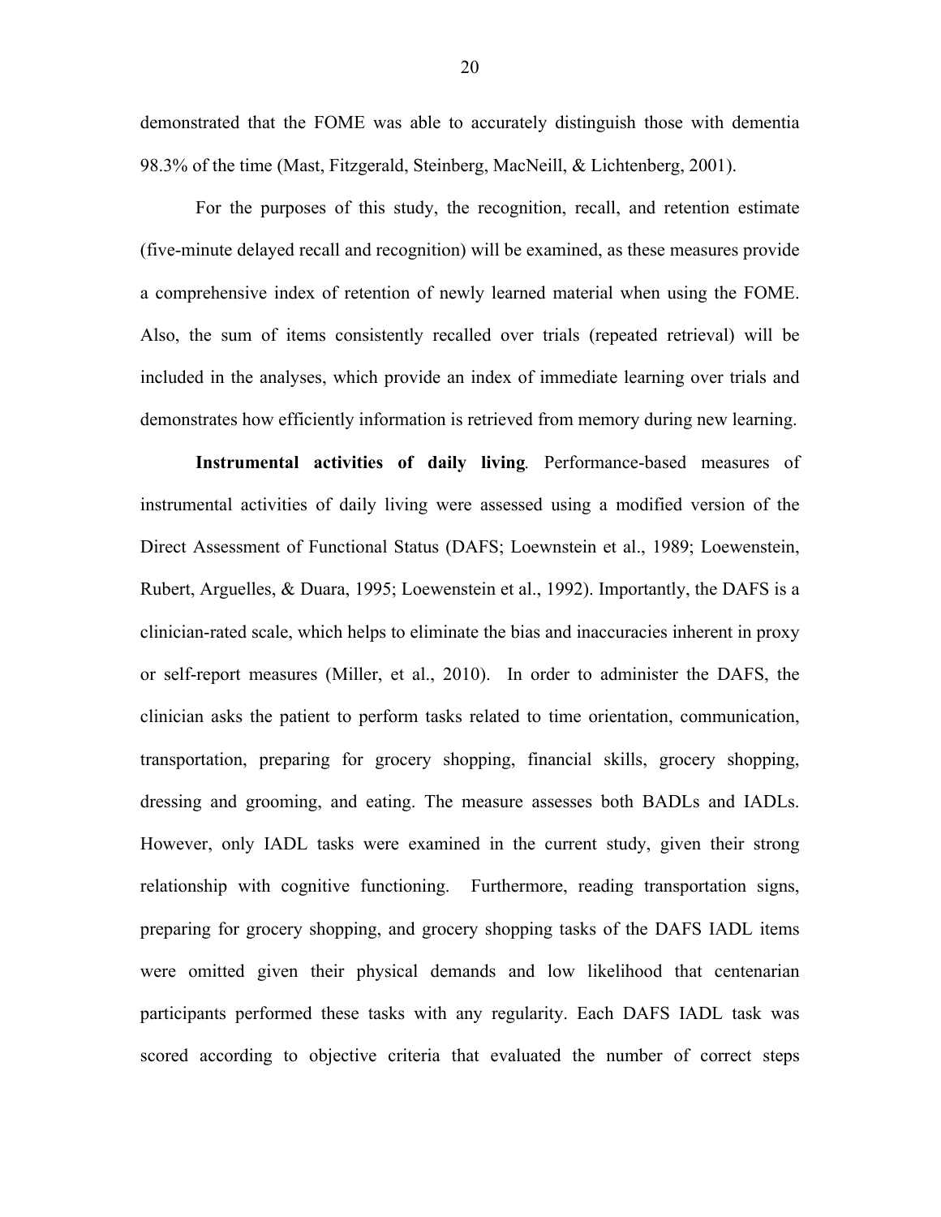demonstrated that the FOME was able to accurately distinguish those with dementia 98.3% of the time (Mast, Fitzgerald, Steinberg, MacNeill, & Lichtenberg, 2001).

For the purposes of this study, the recognition, recall, and retention estimate (five-minute delayed recall and recognition) will be examined, as these measures provide a comprehensive index of retention of newly learned material when using the FOME. Also, the sum of items consistently recalled over trials (repeated retrieval) will be included in the analyses, which provide an index of immediate learning over trials and demonstrates how efficiently information is retrieved from memory during new learning.

**Instrumental activities of daily living**. Performance-based measures of instrumental activities of daily living were assessed using a modified version of the Direct Assessment of Functional Status (DAFS; Loewenstein et al., 1989; Loewenstein, Rubert, Arguelles, & Duara, 1995; Loewenstein et al., 1992). Importantly, the DAFS is a clinician-rated scale, which helps to eliminate the bias and inaccuracies inherent in proxy or self-report measures (Miller, et al., 2010). In order to administer the DAFS, the clinician asks the patient to perform tasks related to time orientation, communication, transportation, preparing for grocery shopping, financial skills, grocery shopping, dressing and grooming, and eating. The measure assesses both BADLs and IADLs. However, only IADL tasks were examined in the current study, given their strong relationship with cognitive functioning. Furthermore, reading transportation signs, preparing for grocery shopping, and grocery shopping tasks of the DAFS IADL items were omitted given their physical demands and low likelihood that centenarian participants performed these tasks with any regularity. Each DAFS IADL task was scored according to objective criteria that evaluated the number of correct steps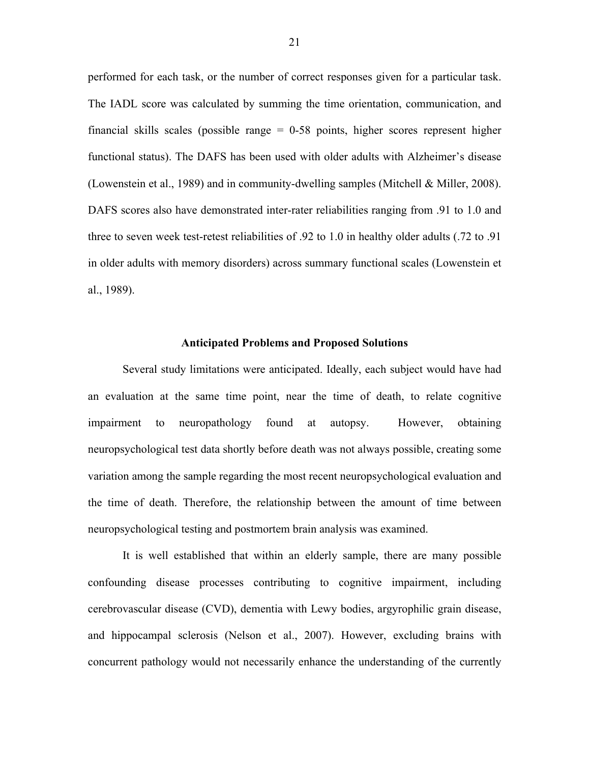performed for each task, or the number of correct responses given for a particular task. The IADL score was calculated by summing the time orientation, communication, and financial skills scales (possible range = 0-58 points, higher scores represent higher functional status). The DAFS has been used with older adults with Alzheimer's disease (Lowenstein et al., 1989) and in community-dwelling samples (Mitchell & Miller, 2008). DAFS scores also have demonstrated inter-rater reliabilities ranging from .91 to 1.0 and three to seven week test-retest reliabilities of .92 to 1.0 in healthy older adults (.72 to .91 in older adults with memory disorders) across summary functional scales (Lowenstein et al., 1989).

### Anticipated Problems and Proposed Solutions

Several study limitations were anticipated. Ideally, each subject would have had an evaluation at the same time point, near the time of death, to relate cognitive impairment to neuropathology found at autopsy. However, obtaining neuropsychological test data shortly before death was not always possible, creating some variation among the sample regarding the most recent neuropsychological evaluation and the time of death. Therefore, the relationship between the amount of time between neuropsychological testing and postmortem brain analysis was examined.

It is well established that within an elderly sample, there are many possible confounding disease processes contributing to cognitive impairment, including cerebrovascular disease (CVD), dementia with Lewy bodies, argyrophilic grain disease, and hippocampal sclerosis (Nelson et al., 2007). However, excluding brains with concurrent pathology would not necessarily enhance the understanding of the currently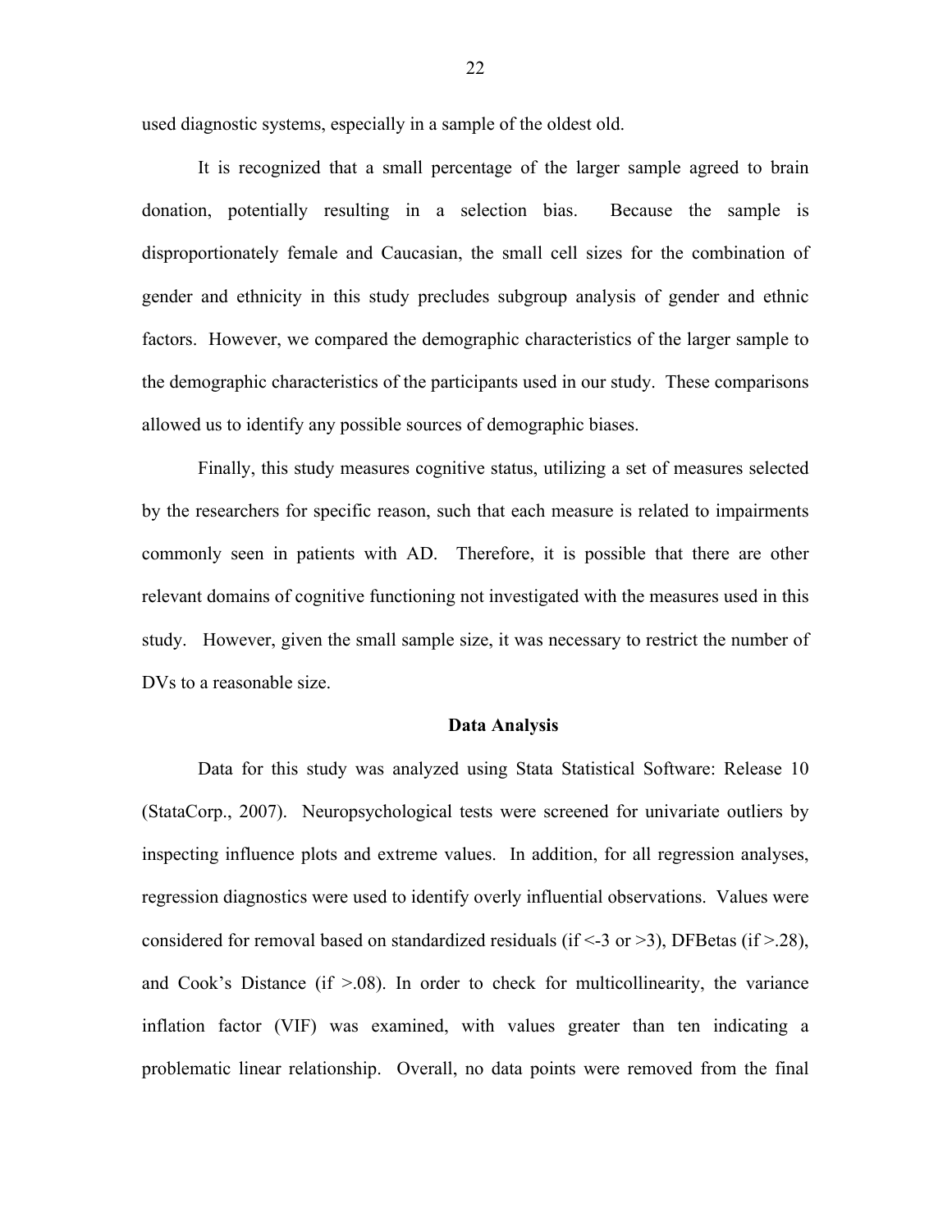used diagnostic systems, especially in a sample of the oldest old.

It is recognized that a small percentage of the larger sample agreed to brain donation, potentially resulting in a selection bias. Because the sample is disproportionately female and Caucasian, the small cell sizes for the combination of gender and ethnicity in this study precludes subgroup analysis of gender and ethnic factors. However, we compared the demographic characteristics of the larger sample to the demographic characteristics of the participants used in our study. These comparisons allowed us to identify any possible sources of demographic biases.

Finally, this study measures cognitive status, utilizing a set of measures selected by the researchers for specific reason, such that each measure is related to impairments commonly seen in patients with AD. Therefore, it is possible that there are other relevant domains of cognitive functioning not investigated with the measures used in this study. However, given the small sample size, it was necessary to restrict the number of DVs to a reasonable size.

## Data Analysis

Data for this study was analyzed using Stata Statistical Software: Release 10 (StataCorp., 2007). Neuropsychological tests were screened for univariate outliers by inspecting influence plots and extreme values. In addition, for all regression analyses, regression diagnostics were used to identify overly influential observations. Values were considered for removal based on standardized residuals (if <-3 or >3), DFBetas (if >.28), and Cook's Distance (if >.08). In order to check for multicollinearity, the variance inflation factor (VIF) was examined, with values greater than ten indicating a problematic linear relationship. Overall, no data points were removed from the final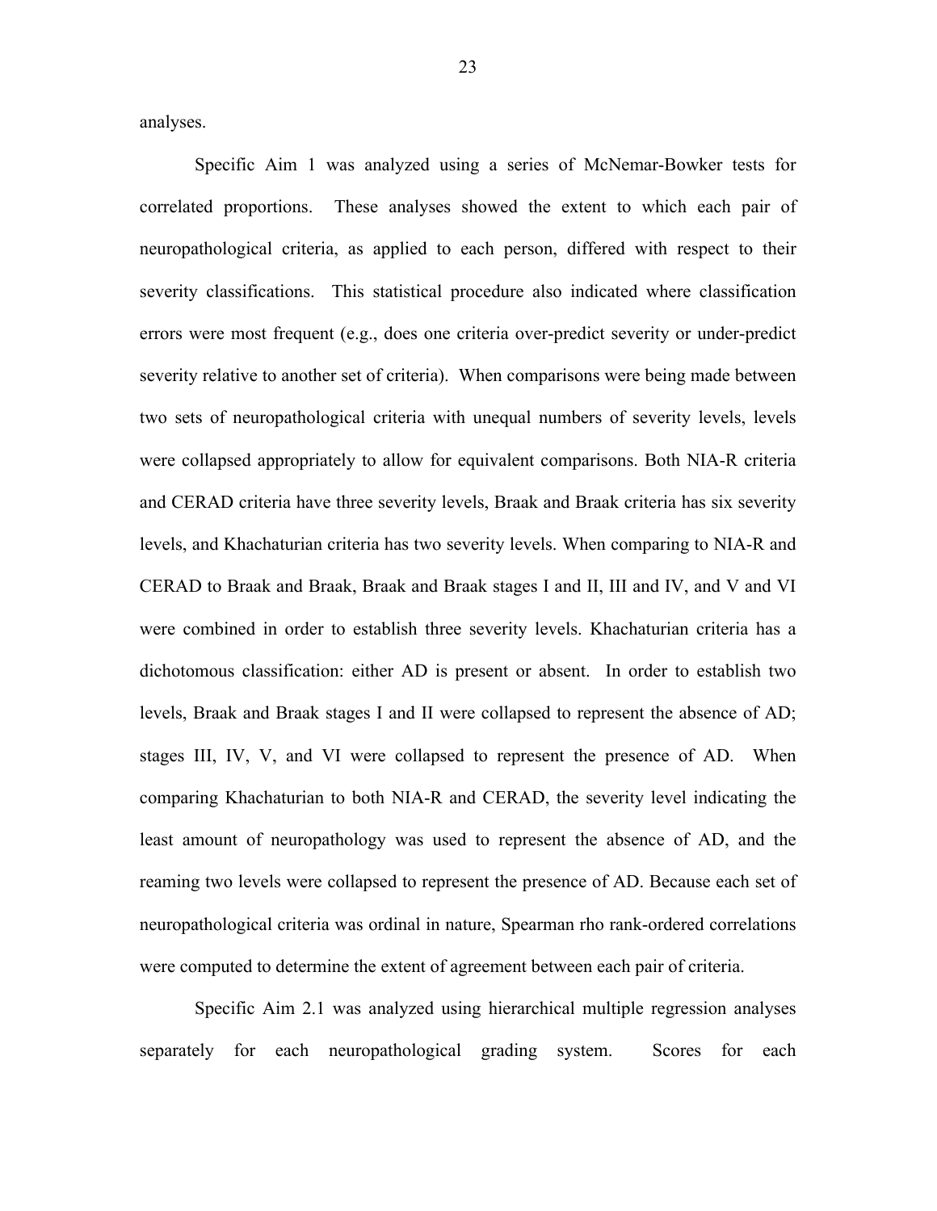analyses.

Specific Aim 1 was analyzed using a series of McNemar-Bowker tests for correlated proportions. These analyses showed the extent to which each pair of neuropathological criteria, as applied to each person, differed with respect to their severity classifications. This statistical procedure also indicated where classification errors were most frequent (e.g., does one criteria over-predict severity or under-predict severity relative to another set of criteria). When comparisons were being made between two sets of neuropathological criteria with unequal numbers of severity levels, levels were collapsed appropriately to allow for equivalent comparisons. Both NIA-R criteria and CERAD criteria have three severity levels, Braak and Braak criteria has six severity levels, and Khachaturian criteria has two severity levels. When comparing to NIA-R and CERAD to Braak and Braak, Braak and Braak stages I and II, III and IV, and V and VI were combined in order to establish three severity levels. Khachaturian criteria has a dichotomous classification: either AD is present or absent. In order to establish two levels, Braak and Braak stages I and II were collapsed to represent the absence of AD; stages III, IV, V, and VI were collapsed to represent the presence of AD. When comparing Khachaturian to both NIA-R and CERAD, the severity level indicating the least amount of neuropathology was used to represent the absence of AD, and the reaming two levels were collapsed to represent the presence of AD. Because each set of neuropathological criteria was ordinal in nature, Spearman rho rank-ordered correlations were computed to determine the extent of agreement between each pair of criteria.

Specific Aim 2.1 was analyzed using hierarchical multiple regression analyses separately for each neuropathological grading system. Scores for each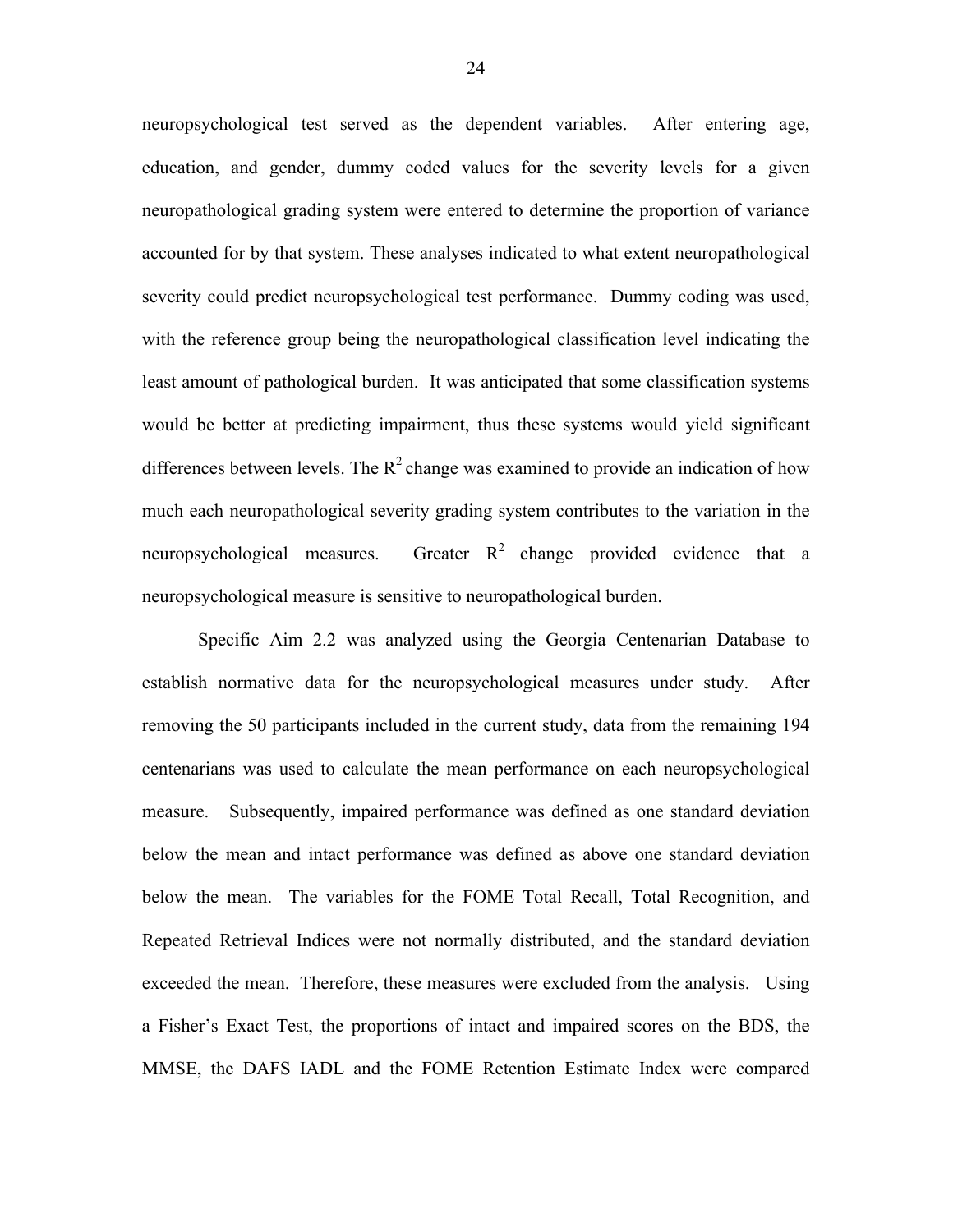neuropsychological test served as the dependent variables. After entering age, education, and gender, dummy coded values for the severity levels for a given neuropathological grading system were entered to determine the proportion of variance accounted for by that system. These analyses indicated to what extent neuropathological severity could predict neuropsychological test performance. Dummy coding was used, with the reference group being the neuropathological classification level indicating the least amount of pathological burden. It was anticipated that some classification systems would be better at predicting impairment, thus these systems would yield significant differences between levels. The $R^2$ change was examined to provide an indication of how much each neuropathological severity grading system contributes to the variation in the neuropsychological measures. Greater $R^2$ change provided evidence that a neuropsychological measure is sensitive to neuropathological burden.

Specific Aim 2.2 was analyzed using the Georgia Centenarian Database to establish normative data for the neuropsychological measures under study. After removing the 50 participants included in the current study, data from the remaining 194 centenarians was used to calculate the mean performance on each neuropsychological measure. Subsequently, impaired performance was defined as one standard deviation below the mean and intact performance was defined as above one standard deviation below the mean. The variables for the FOME Total Recall, Total Recognition, and Repeated Retrieval Indices were not normally distributed, and the standard deviation exceeded the mean. Therefore, these measures were excluded from the analysis. Using a Fisher's Exact Test, the proportions of intact and impaired scores on the BDS, the MMSE, the DAFS IADL and the FOME Retention Estimate Index were compared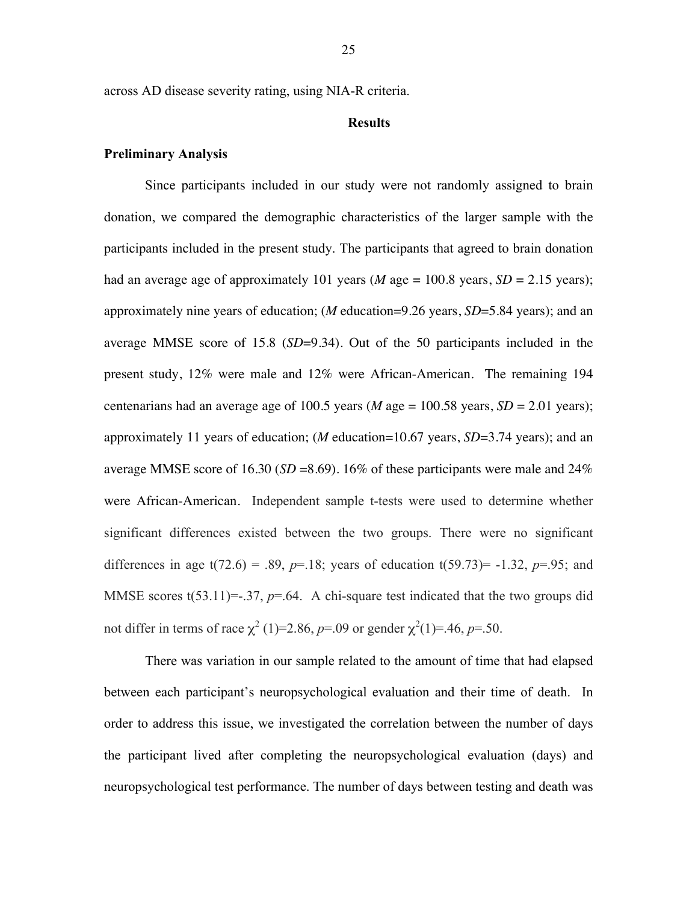across AD disease severity rating, using NIA-R criteria.

## Results

### Preliminary Analysis

Since participants included in our study were not randomly assigned to brain donation, we compared the demographic characteristics of the larger sample with the participants included in the present study. The participants that agreed to brain donation had an average age of approximately 101 years (*M* age = 100.8 years, *SD* = 2.15 years); approximately nine years of education; (*M* education=9.26 years, *SD*=5.84 years); and an average MMSE score of 15.8 (*SD*=9.34). Out of the 50 participants included in the present study, 12% were male and 12% were African-American. The remaining 194 centenarians had an average age of 100.5 years (*M* age = 100.58 years, *SD* = 2.01 years); approximately 11 years of education; (*M* education=10.67 years, *SD*=3.74 years); and an average MMSE score of 16.30 (*SD* =8.69). 16% of these participants were male and 24% were African-American. Independent sample t-tests were used to determine whether significant differences existed between the two groups. There were no significant differences in age t(72.6) = .89, *p*=.18; years of education t(59.73)= -1.32, *p*=.95; and MMSE scores t(53.11)=-.37, *p*=.64. A chi-square test indicated that the two groups did not differ in terms of race $\chi^2$ (1)=2.86, *p*=.09 or gender $\chi^2$(1)=.46, *p*=.50.

There was variation in our sample related to the amount of time that had elapsed between each participant's neuropsychological evaluation and their time of death. In order to address this issue, we investigated the correlation between the number of days the participant lived after completing the neuropsychological evaluation (days) and neuropsychological test performance. The number of days between testing and death was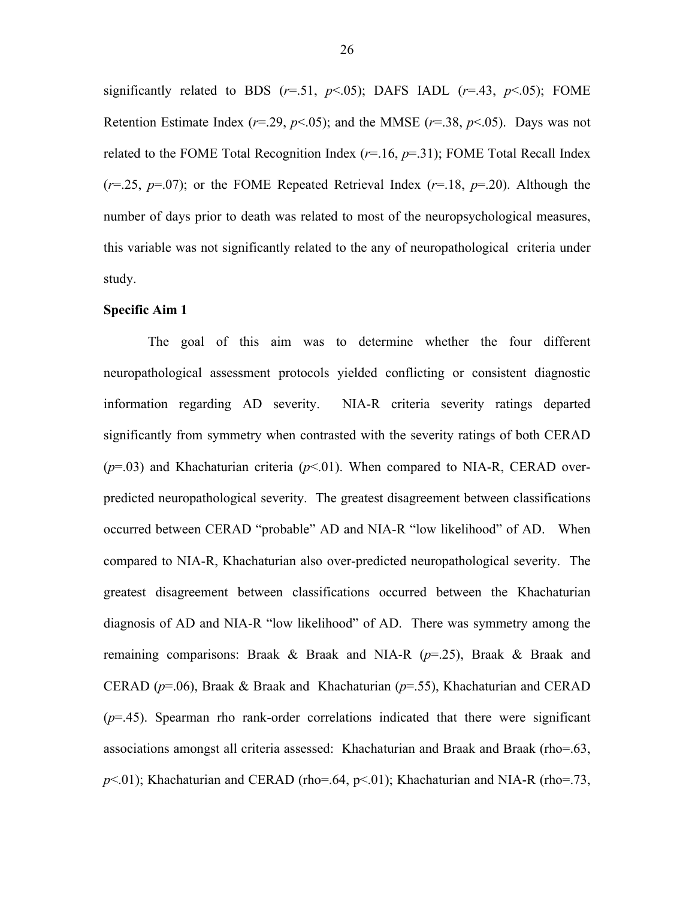significantly related to BDS ($r$=.51, $p$<.05); DAFS IADL ($r$=.43, $p$<.05); FOME Retention Estimate Index ($r$=.29, $p$<.05); and the MMSE ($r$=.38, $p$<.05). Days was not related to the FOME Total Recognition Index ($r$=.16, $p$=.31); FOME Total Recall Index ($r$=.25, $p$=.07); or the FOME Repeated Retrieval Index ($r$=.18, $p$=.20). Although the number of days prior to death was related to most of the neuropsychological measures, this variable was not significantly related to the any of neuropathological criteria under study.

**Specific Aim 1**

The goal of this aim was to determine whether the four different neuropathological assessment protocols yielded conflicting or consistent diagnostic information regarding AD severity. NIA-R criteria severity ratings departed significantly from symmetry when contrasted with the severity ratings of both CERAD ($p$=.03) and Khachaturian criteria ($p$<.01). When compared to NIA-R, CERAD over-predicted neuropathological severity. The greatest disagreement between classifications occurred between CERAD "probable" AD and NIA-R "low likelihood" of AD. When compared to NIA-R, Khachaturian also over-predicted neuropathological severity. The greatest disagreement between classifications occurred between the Khachaturian diagnosis of AD and NIA-R "low likelihood" of AD. There was symmetry among the remaining comparisons: Braak & Braak and NIA-R ($p$=.25), Braak & Braak and CERAD ($p$=.06), Braak & Braak and Khachaturian ($p$=.55), Khachaturian and CERAD ($p$=.45). Spearman rho rank-order correlations indicated that there were significant associations amongst all criteria assessed: Khachaturian and Braak and Braak (rho=.63, $p$<.01); Khachaturian and CERAD (rho=.64, p<.01); Khachaturian and NIA-R (rho=.73,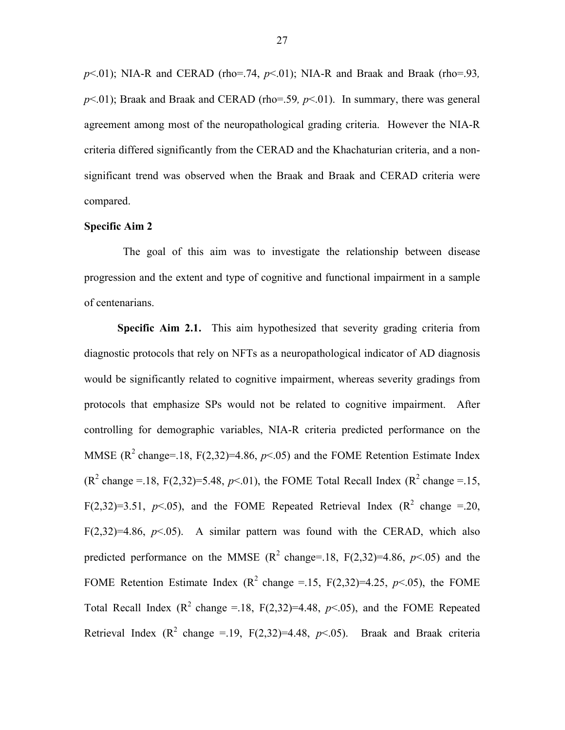$p<.01$); NIA-R and CERAD (rho=.74, $p<.01$); NIA-R and Braak and Braak (rho=.93, $p<.01$); Braak and Braak and CERAD (rho=.59, $p<.01$). In summary, there was general agreement among most of the neuropathological grading criteria. However the NIA-R criteria differed significantly from the CERAD and the Khachaturian criteria, and a non-significant trend was observed when the Braak and Braak and CERAD criteria were compared.

**Specific Aim 2**

The goal of this aim was to investigate the relationship between disease progression and the extent and type of cognitive and functional impairment in a sample of centenarians.

**Specific Aim 2.1.** This aim hypothesized that severity grading criteria from diagnostic protocols that rely on NFTs as a neuropathological indicator of AD diagnosis would be significantly related to cognitive impairment, whereas severity gradings from protocols that emphasize SPs would not be related to cognitive impairment. After controlling for demographic variables, NIA-R criteria predicted performance on the MMSE ($R^2$ change=.18, $F(2,32)=4.86$, $p<.05$) and the FOME Retention Estimate Index ($R^2$ change =.18, $F(2,32)=5.48$, $p<.01$), the FOME Total Recall Index ($R^2$ change =.15, $F(2,32)=3.51$, $p<.05$), and the FOME Repeated Retrieval Index ($R^2$ change =.20, $F(2,32)=4.86$, $p<.05$). A similar pattern was found with the CERAD, which also predicted performance on the MMSE ($R^2$ change=.18, $F(2,32)=4.86$, $p<.05$) and the FOME Retention Estimate Index ($R^2$ change =.15, $F(2,32)=4.25$, $p<.05$), the FOME Total Recall Index ($R^2$ change =.18, $F(2,32)=4.48$, $p<.05$), and the FOME Repeated Retrieval Index ($R^2$ change =.19, $F(2,32)=4.48$, $p<.05$). Braak and Braak criteria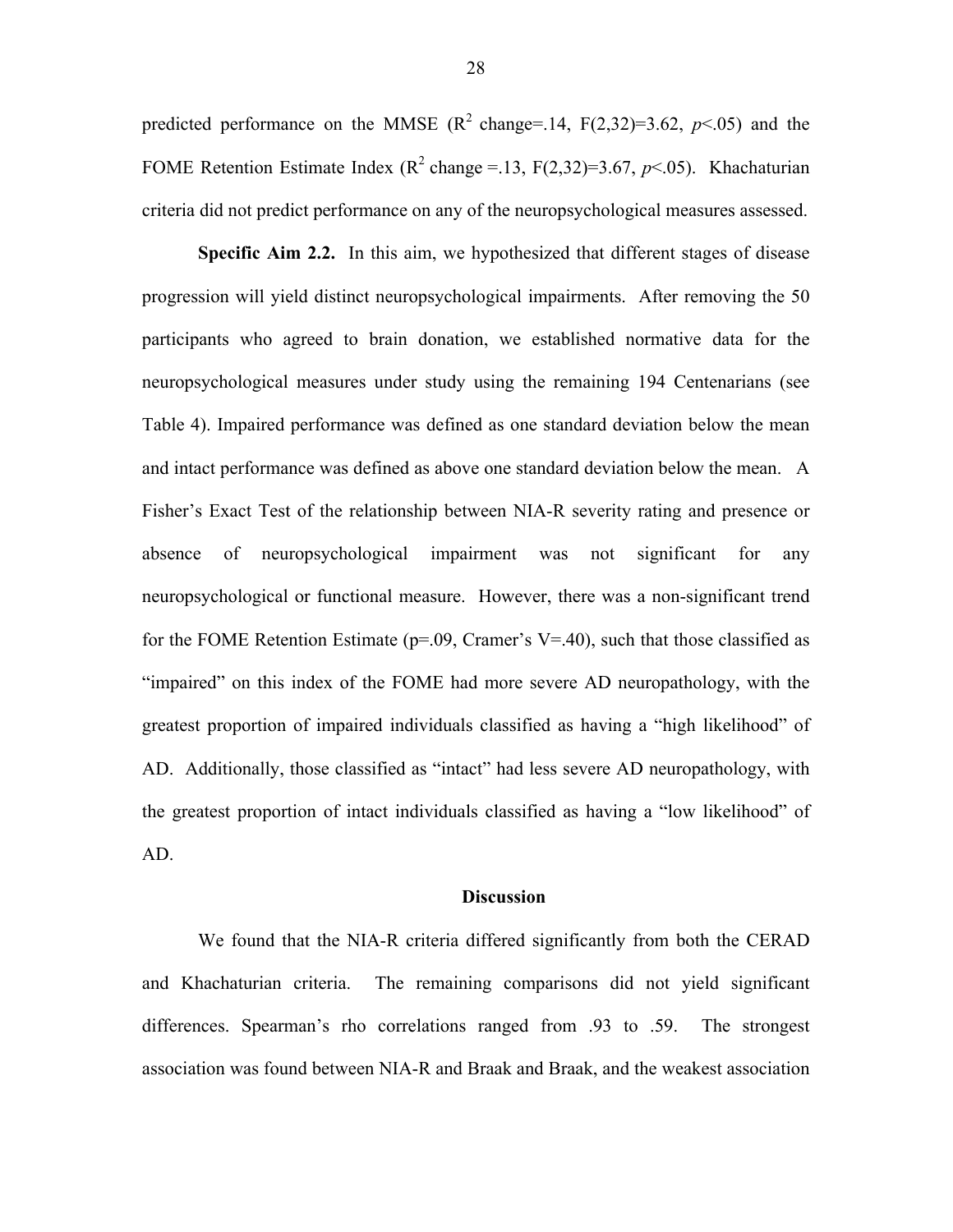predicted performance on the MMSE ($R^2$ change=.14, $F(2,32)=3.62$, $p<.05$) and the FOME Retention Estimate Index ($R^2$ change =.13, $F(2,32)=3.67$, $p<.05$). Khachaturian criteria did not predict performance on any of the neuropsychological measures assessed.

**Specific Aim 2.2.** In this aim, we hypothesized that different stages of disease progression will yield distinct neuropsychological impairments. After removing the 50 participants who agreed to brain donation, we established normative data for the neuropsychological measures under study using the remaining 194 Centenarians (see Table 4). Impaired performance was defined as one standard deviation below the mean and intact performance was defined as above one standard deviation below the mean. A Fisher's Exact Test of the relationship between NIA-R severity rating and presence or absence of neuropsychological impairment was not significant for any neuropsychological or functional measure. However, there was a non-significant trend for the FOME Retention Estimate ($p=.09$, Cramer's $V=.40$), such that those classified as "impaired" on this index of the FOME had more severe AD neuropathology, with the greatest proportion of impaired individuals classified as having a "high likelihood" of AD. Additionally, those classified as "intact" had less severe AD neuropathology, with the greatest proportion of intact individuals classified as having a "low likelihood" of AD.

## Discussion

We found that the NIA-R criteria differed significantly from both the CERAD and Khachaturian criteria. The remaining comparisons did not yield significant differences. Spearman's rho correlations ranged from .93 to .59. The strongest association was found between NIA-R and Braak and Braak, and the weakest association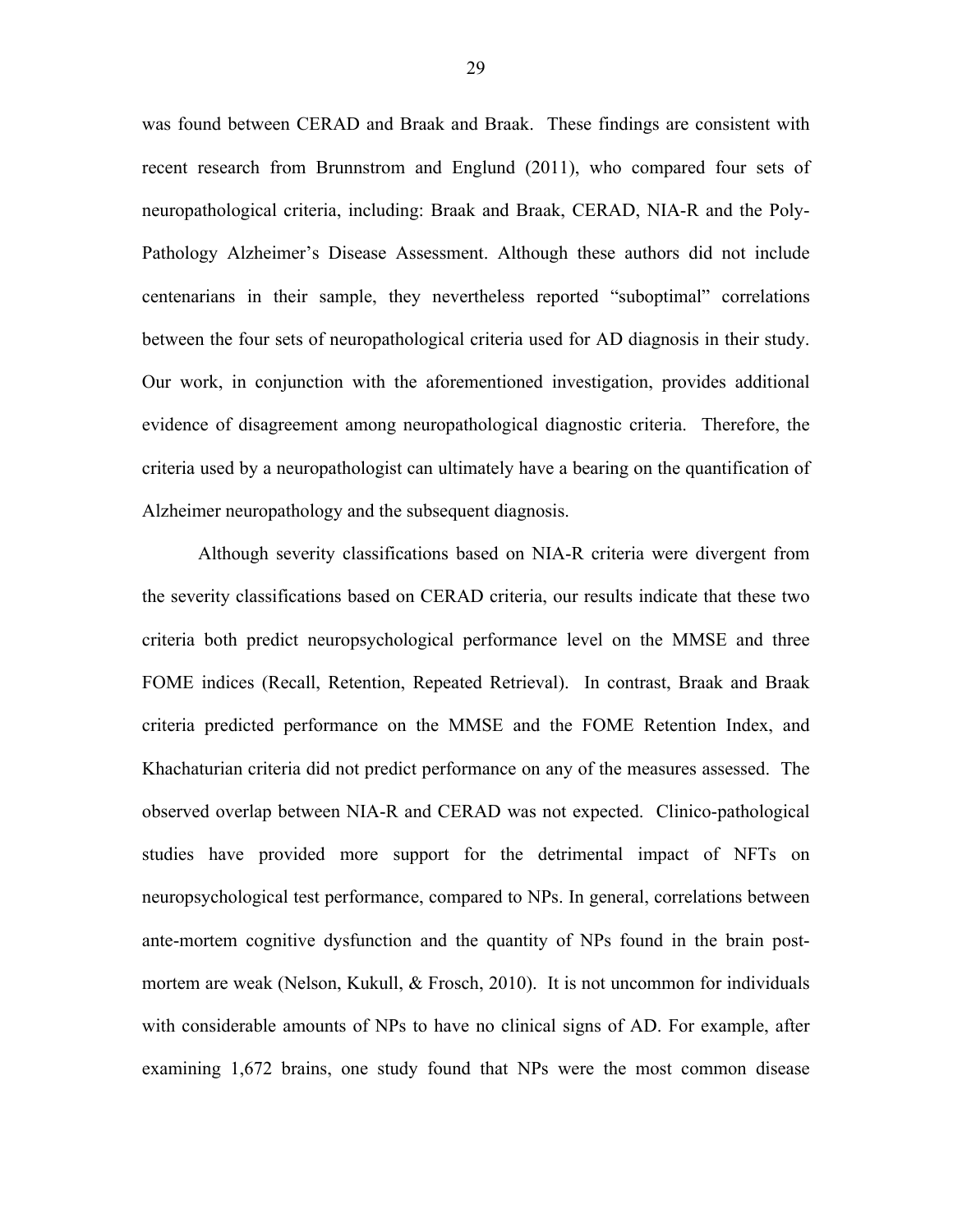was found between CERAD and Braak and Braak. These findings are consistent with recent research from Brunnstrom and Englund (2011), who compared four sets of neuropathological criteria, including: Braak and Braak, CERAD, NIA-R and the Poly-Pathology Alzheimer's Disease Assessment. Although these authors did not include centenarians in their sample, they nevertheless reported "suboptimal" correlations between the four sets of neuropathological criteria used for AD diagnosis in their study. Our work, in conjunction with the aforementioned investigation, provides additional evidence of disagreement among neuropathological diagnostic criteria. Therefore, the criteria used by a neuropathologist can ultimately have a bearing on the quantification of Alzheimer neuropathology and the subsequent diagnosis.

Although severity classifications based on NIA-R criteria were divergent from the severity classifications based on CERAD criteria, our results indicate that these two criteria both predict neuropsychological performance level on the MMSE and three FOME indices (Recall, Retention, Repeated Retrieval). In contrast, Braak and Braak criteria predicted performance on the MMSE and the FOME Retention Index, and Khachaturian criteria did not predict performance on any of the measures assessed. The observed overlap between NIA-R and CERAD was not expected. Clinico-pathological studies have provided more support for the detrimental impact of NFTs on neuropsychological test performance, compared to NPs. In general, correlations between ante-mortem cognitive dysfunction and the quantity of NPs found in the brain post-mortem are weak (Nelson, Kukull, & Frosch, 2010). It is not uncommon for individuals with considerable amounts of NPs to have no clinical signs of AD. For example, after examining 1,672 brains, one study found that NPs were the most common disease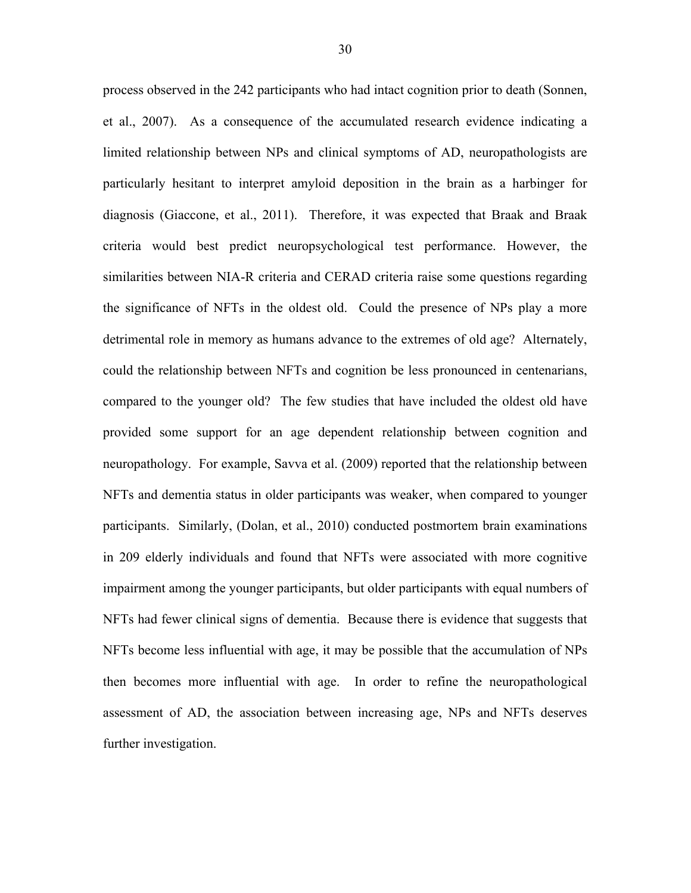process observed in the 242 participants who had intact cognition prior to death (Sonnen, et al., 2007). As a consequence of the accumulated research evidence indicating a limited relationship between NPs and clinical symptoms of AD, neuropathologists are particularly hesitant to interpret amyloid deposition in the brain as a harbinger for diagnosis (Giaccone, et al., 2011). Therefore, it was expected that Braak and Braak criteria would best predict neuropsychological test performance. However, the similarities between NIA-R criteria and CERAD criteria raise some questions regarding the significance of NFTs in the oldest old. Could the presence of NPs play a more detrimental role in memory as humans advance to the extremes of old age? Alternately, could the relationship between NFTs and cognition be less pronounced in centenarians, compared to the younger old? The few studies that have included the oldest old have provided some support for an age dependent relationship between cognition and neuropathology. For example, Savva et al. (2009) reported that the relationship between NFTs and dementia status in older participants was weaker, when compared to younger participants. Similarly, (Dolan, et al., 2010) conducted postmortem brain examinations in 209 elderly individuals and found that NFTs were associated with more cognitive impairment among the younger participants, but older participants with equal numbers of NFTs had fewer clinical signs of dementia. Because there is evidence that suggests that NFTs become less influential with age, it may be possible that the accumulation of NPs then becomes more influential with age. In order to refine the neuropathological assessment of AD, the association between increasing age, NPs and NFTs deserves further investigation.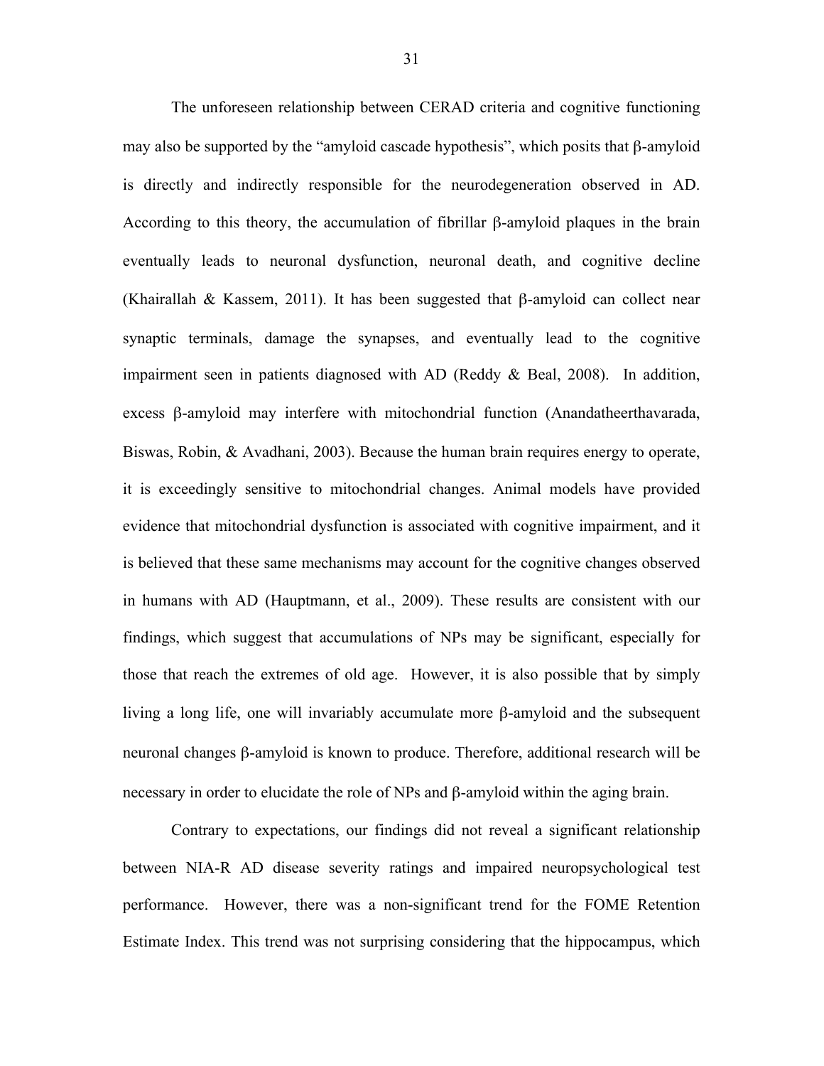The unforeseen relationship between CERAD criteria and cognitive functioning may also be supported by the "amyloid cascade hypothesis", which posits that β-amyloid is directly and indirectly responsible for the neurodegeneration observed in AD. According to this theory, the accumulation of fibrillar β-amyloid plaques in the brain eventually leads to neuronal dysfunction, neuronal death, and cognitive decline (Khairallah & Kassem, 2011). It has been suggested that β-amyloid can collect near synaptic terminals, damage the synapses, and eventually lead to the cognitive impairment seen in patients diagnosed with AD (Reddy & Beal, 2008). In addition, excess β-amyloid may interfere with mitochondrial function (Anandatheerthavarada, Biswas, Robin, & Avadhani, 2003). Because the human brain requires energy to operate, it is exceedingly sensitive to mitochondrial changes. Animal models have provided evidence that mitochondrial dysfunction is associated with cognitive impairment, and it is believed that these same mechanisms may account for the cognitive changes observed in humans with AD (Hauptmann, et al., 2009). These results are consistent with our findings, which suggest that accumulations of NPs may be significant, especially for those that reach the extremes of old age. However, it is also possible that by simply living a long life, one will invariably accumulate more β-amyloid and the subsequent neuronal changes β-amyloid is known to produce. Therefore, additional research will be necessary in order to elucidate the role of NPs and β-amyloid within the aging brain.

Contrary to expectations, our findings did not reveal a significant relationship between NIA-R AD disease severity ratings and impaired neuropsychological test performance. However, there was a non-significant trend for the FOME Retention Estimate Index. This trend was not surprising considering that the hippocampus, which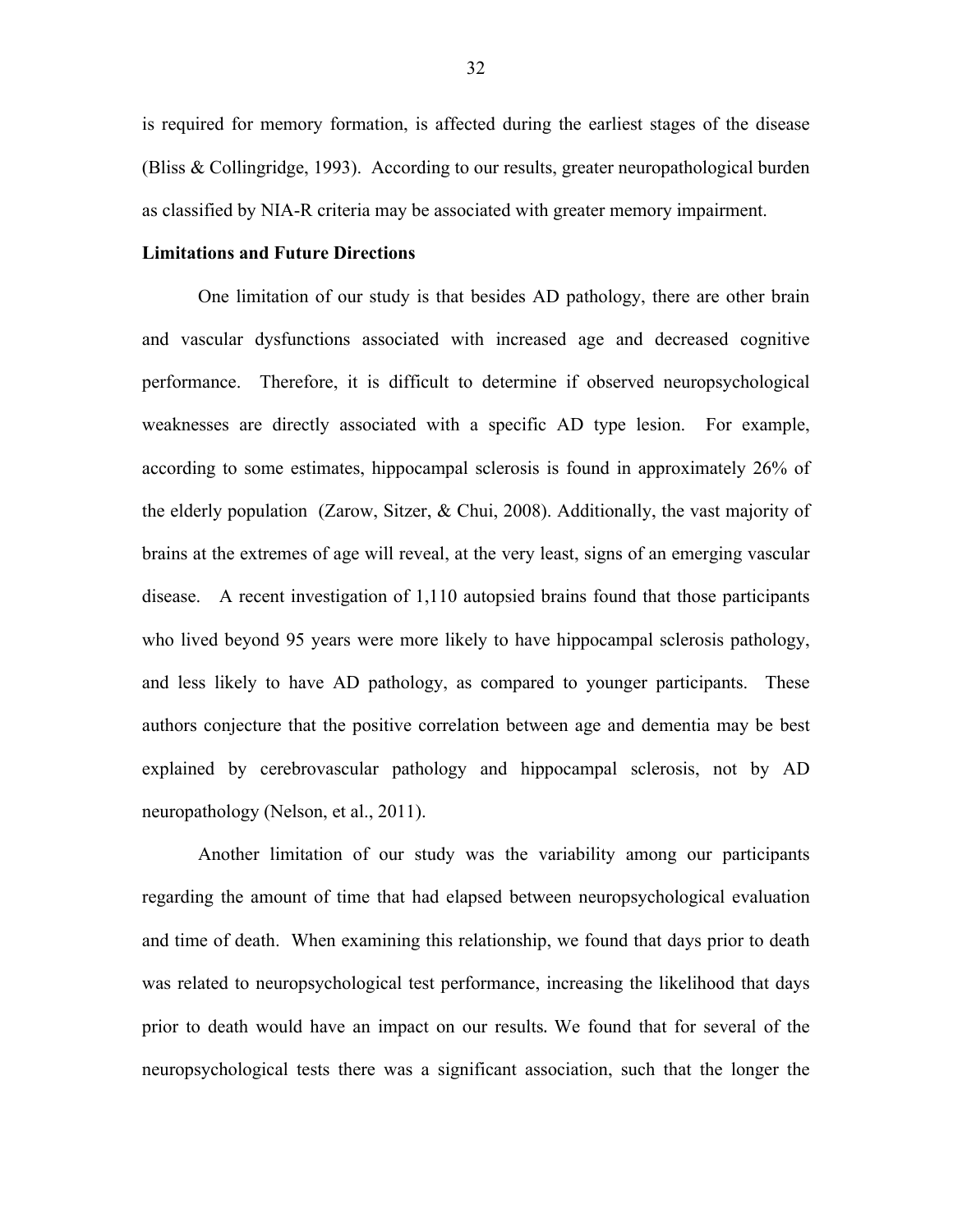is required for memory formation, is affected during the earliest stages of the disease (Bliss & Collingridge, 1993). According to our results, greater neuropathological burden as classified by NIA-R criteria may be associated with greater memory impairment.

**Limitations and Future Directions**

One limitation of our study is that besides AD pathology, there are other brain and vascular dysfunctions associated with increased age and decreased cognitive performance. Therefore, it is difficult to determine if observed neuropsychological weaknesses are directly associated with a specific AD type lesion. For example, according to some estimates, hippocampal sclerosis is found in approximately 26% of the elderly population (Zarow, Sitzer, & Chui, 2008). Additionally, the vast majority of brains at the extremes of age will reveal, at the very least, signs of an emerging vascular disease. A recent investigation of 1,110 autopsied brains found that those participants who lived beyond 95 years were more likely to have hippocampal sclerosis pathology, and less likely to have AD pathology, as compared to younger participants. These authors conjecture that the positive correlation between age and dementia may be best explained by cerebrovascular pathology and hippocampal sclerosis, not by AD neuropathology (Nelson, et al., 2011).

Another limitation of our study was the variability among our participants regarding the amount of time that had elapsed between neuropsychological evaluation and time of death. When examining this relationship, we found that days prior to death was related to neuropsychological test performance, increasing the likelihood that days prior to death would have an impact on our results. We found that for several of the neuropsychological tests there was a significant association, such that the longer the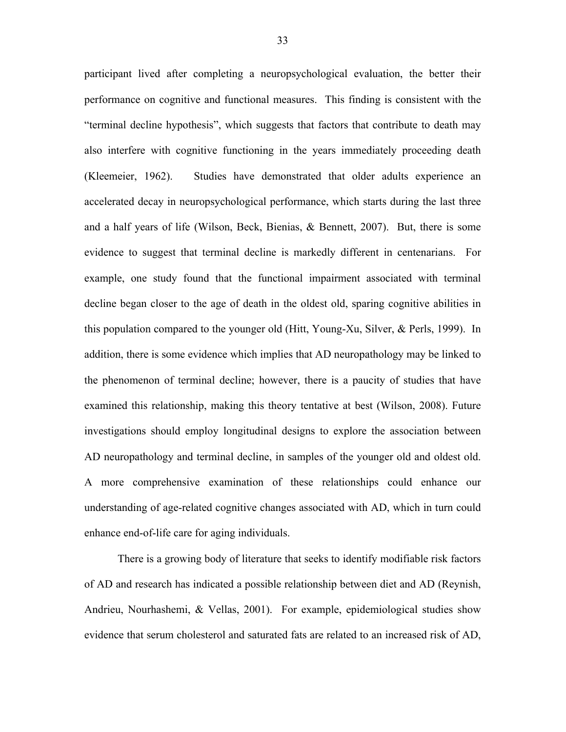participant lived after completing a neuropsychological evaluation, the better their performance on cognitive and functional measures. This finding is consistent with the "terminal decline hypothesis", which suggests that factors that contribute to death may also interfere with cognitive functioning in the years immediately proceeding death (Kleemeier, 1962). Studies have demonstrated that older adults experience an accelerated decay in neuropsychological performance, which starts during the last three and a half years of life (Wilson, Beck, Bienias, & Bennett, 2007). But, there is some evidence to suggest that terminal decline is markedly different in centenarians. For example, one study found that the functional impairment associated with terminal decline began closer to the age of death in the oldest old, sparing cognitive abilities in this population compared to the younger old (Hitt, Young-Xu, Silver, & Perls, 1999). In addition, there is some evidence which implies that AD neuropathology may be linked to the phenomenon of terminal decline; however, there is a paucity of studies that have examined this relationship, making this theory tentative at best (Wilson, 2008). Future investigations should employ longitudinal designs to explore the association between AD neuropathology and terminal decline, in samples of the younger old and oldest old. A more comprehensive examination of these relationships could enhance our understanding of age-related cognitive changes associated with AD, which in turn could enhance end-of-life care for aging individuals.

There is a growing body of literature that seeks to identify modifiable risk factors of AD and research has indicated a possible relationship between diet and AD (Reynish, Andrieu, Nourhashemi, & Vellas, 2001). For example, epidemiological studies show evidence that serum cholesterol and saturated fats are related to an increased risk of AD,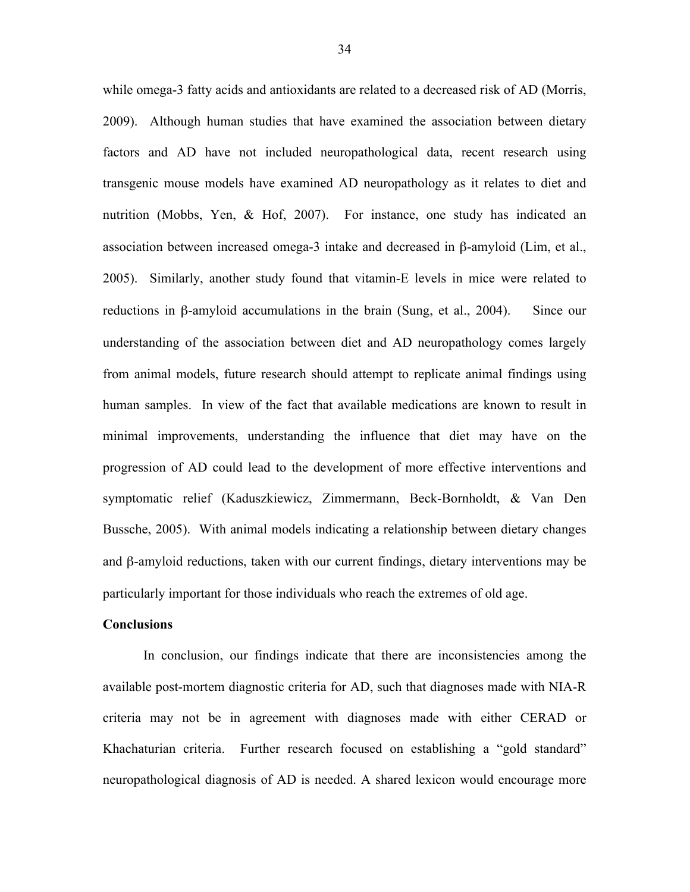while omega-3 fatty acids and antioxidants are related to a decreased risk of AD (Morris, 2009). Although human studies that have examined the association between dietary factors and AD have not included neuropathological data, recent research using transgenic mouse models have examined AD neuropathology as it relates to diet and nutrition (Mobbs, Yen, & Hof, 2007). For instance, one study has indicated an association between increased omega-3 intake and decreased in β-amyloid (Lim, et al., 2005). Similarly, another study found that vitamin-E levels in mice were related to reductions in β-amyloid accumulations in the brain (Sung, et al., 2004). Since our understanding of the association between diet and AD neuropathology comes largely from animal models, future research should attempt to replicate animal findings using human samples. In view of the fact that available medications are known to result in minimal improvements, understanding the influence that diet may have on the progression of AD could lead to the development of more effective interventions and symptomatic relief (Kaduszkiewicz, Zimmermann, Beck-Bornholdt, & Van Den Bussche, 2005). With animal models indicating a relationship between dietary changes and β-amyloid reductions, taken with our current findings, dietary interventions may be particularly important for those individuals who reach the extremes of old age.

**Conclusions**

In conclusion, our findings indicate that there are inconsistencies among the available post-mortem diagnostic criteria for AD, such that diagnoses made with NIA-R criteria may not be in agreement with diagnoses made with either CERAD or Khachaturian criteria. Further research focused on establishing a "gold standard" neuropathological diagnosis of AD is needed. A shared lexicon would encourage more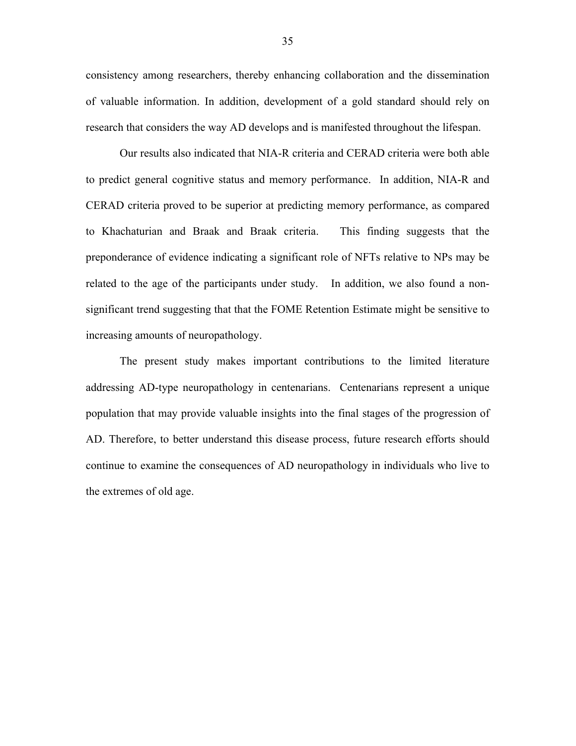consistency among researchers, thereby enhancing collaboration and the dissemination of valuable information. In addition, development of a gold standard should rely on research that considers the way AD develops and is manifested throughout the lifespan.

Our results also indicated that NIA-R criteria and CERAD criteria were both able to predict general cognitive status and memory performance. In addition, NIA-R and CERAD criteria proved to be superior at predicting memory performance, as compared to Khachaturian and Braak and Braak criteria. This finding suggests that the preponderance of evidence indicating a significant role of NFTs relative to NPs may be related to the age of the participants under study. In addition, we also found a non-significant trend suggesting that that the FOME Retention Estimate might be sensitive to increasing amounts of neuropathology.

The present study makes important contributions to the limited literature addressing AD-type neuropathology in centenarians. Centenarians represent a unique population that may provide valuable insights into the final stages of the progression of AD. Therefore, to better understand this disease process, future research efforts should continue to examine the consequences of AD neuropathology in individuals who live to the extremes of old age.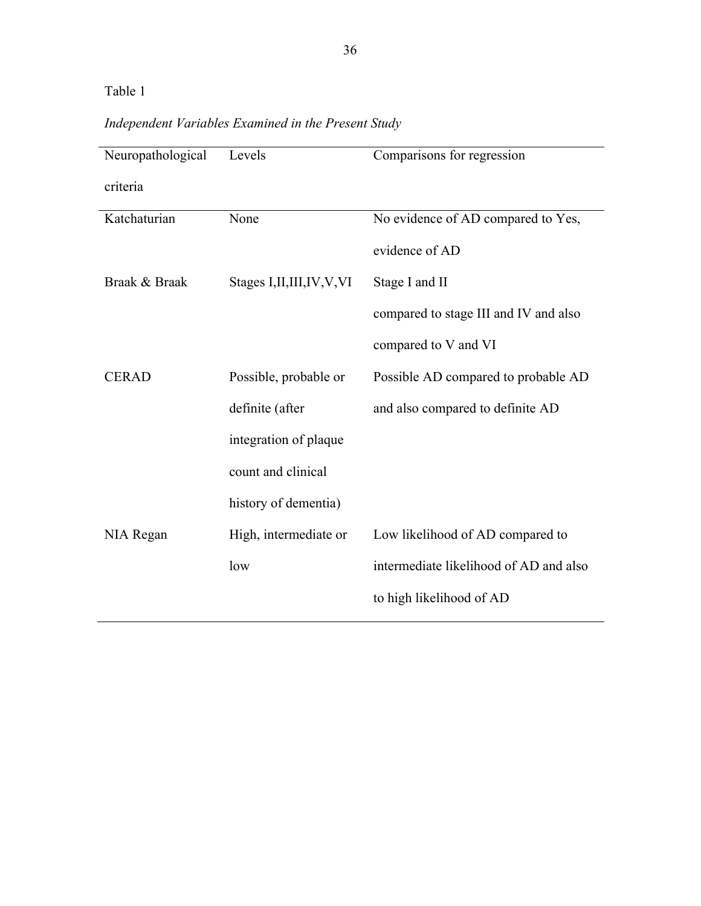Table 1

*Independent Variables Examined in the Present Study*

| Neuropathological criteria | Levels | Comparisons for regression |
|---|---|---|
| Katchaturian | None | No evidence of AD compared to Yes, evidence of AD |
| Braak & Braak | Stages I,II,III,IV,V,VI | Stage I and II compared to stage III and IV and also compared to V and VI |
| CERAD | Possible, probable or definite (after integration of plaque count and clinical history of dementia) | Possible AD compared to probable AD and also compared to definite AD |
| NIA Regan | High, intermediate or low | Low likelihood of AD compared to intermediate likelihood of AD and also to high likelihood of AD |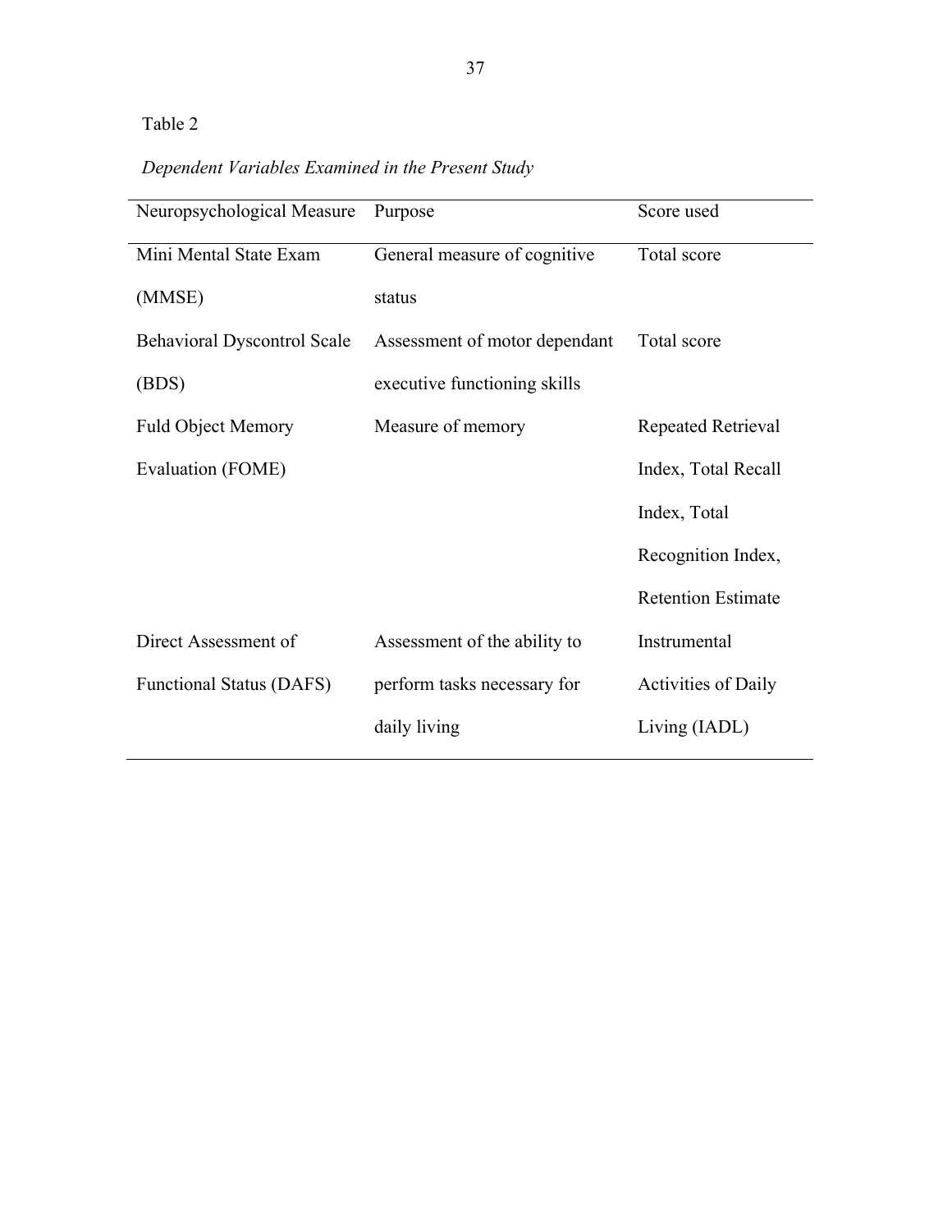Table 2

*Dependent Variables Examined in the Present Study*

| Neuropsychological Measure | Purpose | Score used |
| --- | --- | --- |
| Mini Mental State Exam (MMSE) | General measure of cognitive status | Total score |
| Behavioral Dyscontrol Scale (BDS) | Assessment of motor dependant executive functioning skills | Total score |
| Fuld Object Memory Evaluation (FOME) | Measure of memory | Repeated Retrieval Index, Total Recall Index, Total Recognition Index, Retention Estimate |
| Direct Assessment of Functional Status (DAFS) | Assessment of the ability to perform tasks necessary for daily living | Instrumental Activities of Daily Living (IADL) |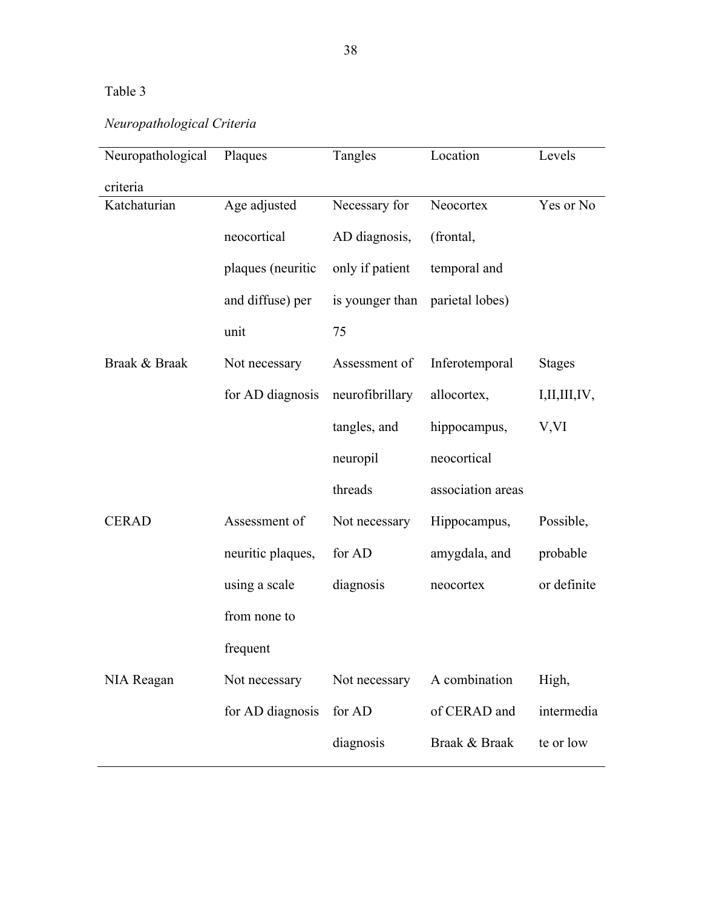Table 3

*Neuropathological Criteria*

| Neuropathological criteria | Plaques | Tangles | Location | Levels |
|---|---|---|---|---|
| Katchaturian | Age adjusted neocortical plaques (neuritic and diffuse) per unit | Necessary for AD diagnosis, only if patient is younger than 75 | Neocortex (frontal, temporal and parietal lobes) | Yes or No |
| Braak & Braak | Not necessary for AD diagnosis | Assessment of neurofibrillary tangles, and neuropil threads | Inferotemporal allocortex, hippocampus, neocortical association areas | Stages I,II,III,IV, V,VI |
| CERAD | Assessment of neuritic plaques, using a scale from none to frequent | Not necessary for AD diagnosis | Hippocampus, amygdala, and neocortex | Possible, probable or definite |
| NIA Reagan | Not necessary for AD diagnosis | Not necessary for AD diagnosis | A combination of CERAD and Braak & Braak | High, intermediate or low |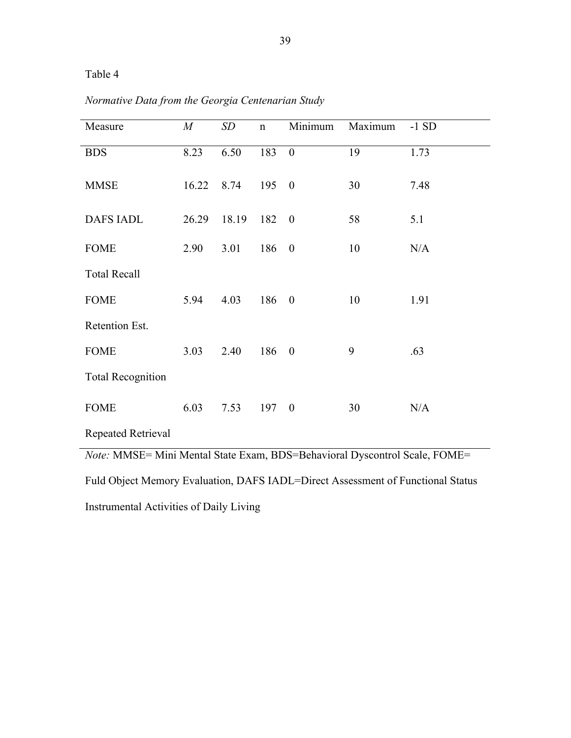Table 4

*Normative Data from the Georgia Centenarian Study*

| Measure | *M* | *SD* | n | Minimum | Maximum | -1 SD |
|---|---|---|---|---|---|---|
| BDS | 8.23 | 6.50 | 183 | 0 | 19 | 1.73 |
| MMSE | 16.22 | 8.74 | 195 | 0 | 30 | 7.48 |
| DAFS IADL | 26.29 | 18.19 | 182 | 0 | 58 | 5.1 |
| FOME Total Recall | 2.90 | 3.01 | 186 | 0 | 10 | N/A |
| FOME Retention Est. | 5.94 | 4.03 | 186 | 0 | 10 | 1.91 |
| FOME Total Recognition | 3.03 | 2.40 | 186 | 0 | 9 | .63 |
| FOME Repeated Retrieval | 6.03 | 7.53 | 197 | 0 | 30 | N/A |

*Note:* MMSE= Mini Mental State Exam, BDS=Behavioral Dyscontrol Scale, FOME= Fuld Object Memory Evaluation, DAFS IADL=Direct Assessment of Functional Status Instrumental Activities of Daily Living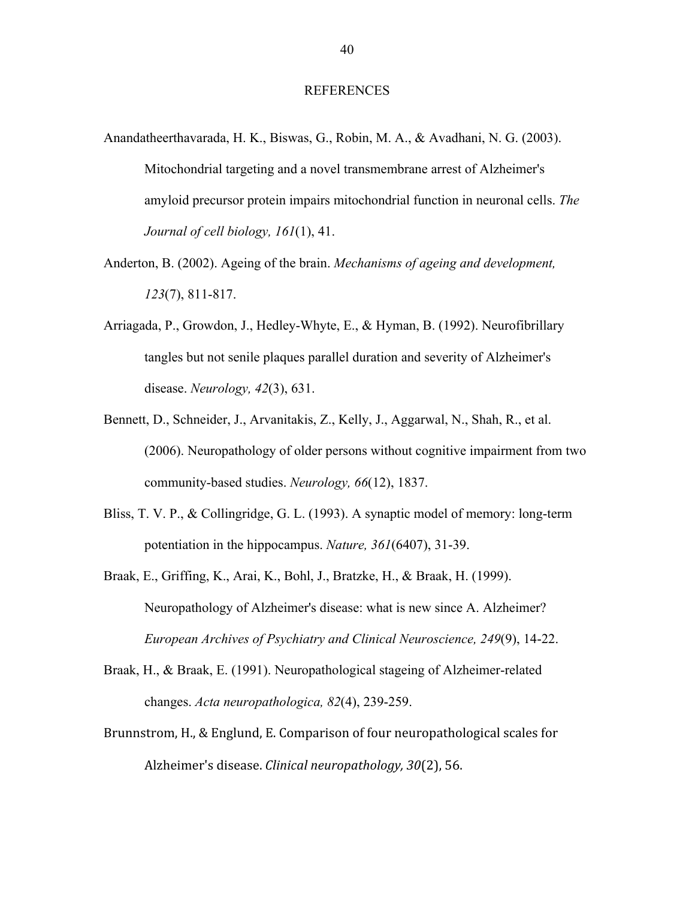# REFERENCES

Anandatheerthavarada, H. K., Biswas, G., Robin, M. A., & Avadhani, N. G. (2003). Mitochondrial targeting and a novel transmembrane arrest of Alzheimer's amyloid precursor protein impairs mitochondrial function in neuronal cells. *The Journal of cell biology, 161*(1), 41.

Anderton, B. (2002). Ageing of the brain. *Mechanisms of ageing and development, 123*(7), 811-817.

Arriagada, P., Growdon, J., Hedley-Whyte, E., & Hyman, B. (1992). Neurofibrillary tangles but not senile plaques parallel duration and severity of Alzheimer's disease. *Neurology, 42*(3), 631.

Bennett, D., Schneider, J., Arvanitakis, Z., Kelly, J., Aggarwal, N., Shah, R., et al. (2006). Neuropathology of older persons without cognitive impairment from two community-based studies. *Neurology, 66*(12), 1837.

Bliss, T. V. P., & Collingridge, G. L. (1993). A synaptic model of memory: long-term potentiation in the hippocampus. *Nature, 361*(6407), 31-39.

Braak, E., Griffing, K., Arai, K., Bohl, J., Bratzke, H., & Braak, H. (1999). Neuropathology of Alzheimer's disease: what is new since A. Alzheimer? *European Archives of Psychiatry and Clinical Neuroscience, 249*(9), 14-22.

Braak, H., & Braak, E. (1991). Neuropathological stageing of Alzheimer-related changes. *Acta neuropathologica, 82*(4), 239-259.

Brunnstrom, H., & Englund, E. Comparison of four neuropathological scales for Alzheimer's disease. *Clinical neuropathology, 30*(2), 56.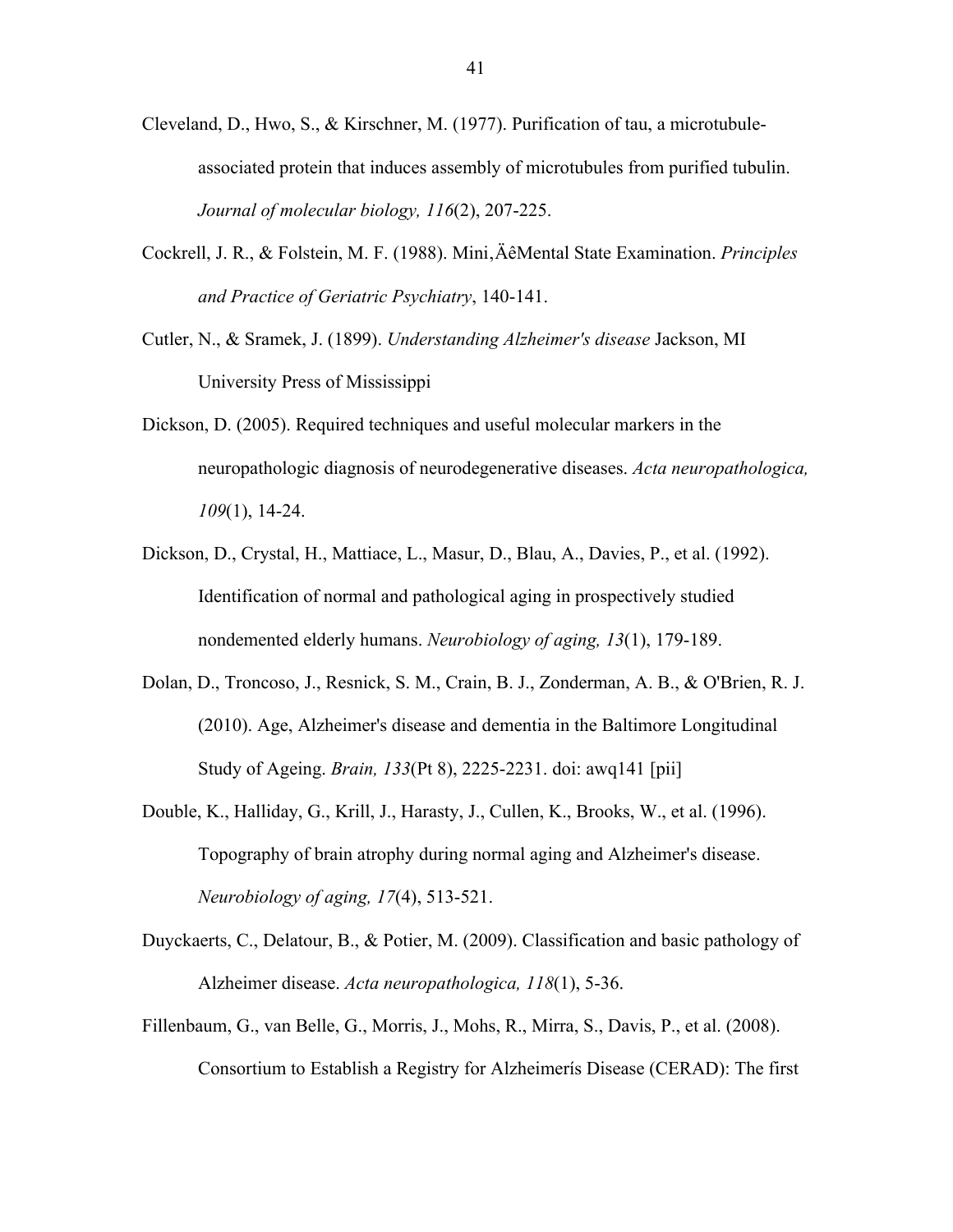Cleveland, D., Hwo, S., & Kirschner, M. (1977). Purification of tau, a microtubule-associated protein that induces assembly of microtubules from purified tubulin. *Journal of molecular biology, 116*(2), 207-225.

Cockrell, J. R., & Folstein, M. F. (1988). Mini‚ÄêMental State Examination. *Principles and Practice of Geriatric Psychiatry*, 140-141.

Cutler, N., & Sramek, J. (1899). *Understanding Alzheimer's disease* Jackson, MI University Press of Mississippi

Dickson, D. (2005). Required techniques and useful molecular markers in the neuropathologic diagnosis of neurodegenerative diseases. *Acta neuropathologica, 109*(1), 14-24.

Dickson, D., Crystal, H., Mattiace, L., Masur, D., Blau, A., Davies, P., et al. (1992). Identification of normal and pathological aging in prospectively studied nondemented elderly humans. *Neurobiology of aging, 13*(1), 179-189.

Dolan, D., Troncoso, J., Resnick, S. M., Crain, B. J., Zonderman, A. B., & O'Brien, R. J. (2010). Age, Alzheimer's disease and dementia in the Baltimore Longitudinal Study of Ageing. *Brain, 133*(Pt 8), 2225-2231. doi: awq141 [pii]

Double, K., Halliday, G., Krill, J., Harasty, J., Cullen, K., Brooks, W., et al. (1996). Topography of brain atrophy during normal aging and Alzheimer's disease. *Neurobiology of aging, 17*(4), 513-521.

Duyckaerts, C., Delatour, B., & Potier, M. (2009). Classification and basic pathology of Alzheimer disease. *Acta neuropathologica, 118*(1), 5-36.

Fillenbaum, G., van Belle, G., Morris, J., Mohs, R., Mirra, S., Davis, P., et al. (2008). Consortium to Establish a Registry for Alzheimerís Disease (CERAD): The first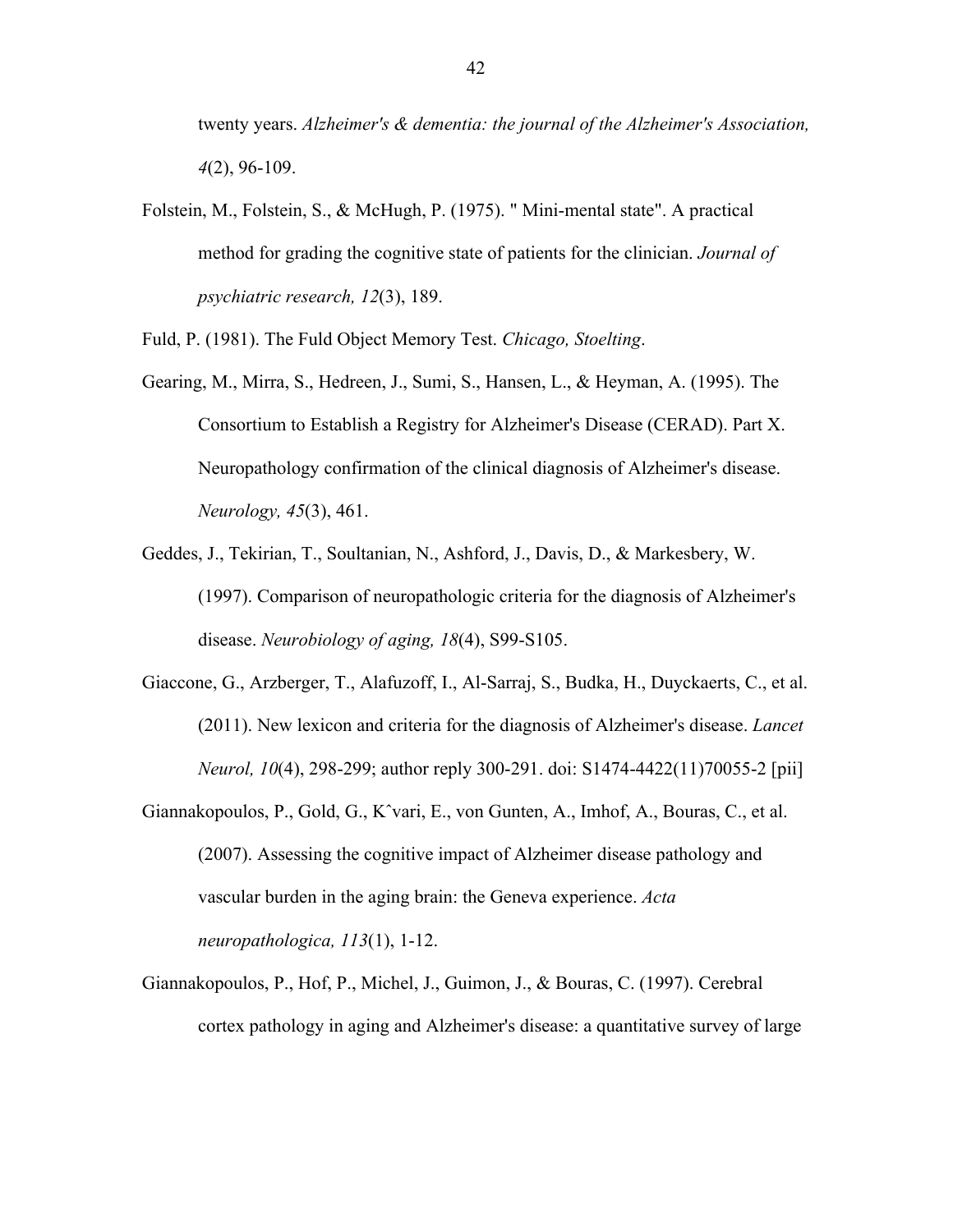twenty years. *Alzheimer's & dementia: the journal of the Alzheimer's Association, 4*(2), 96-109.

Folstein, M., Folstein, S., & McHugh, P. (1975). " Mini-mental state". A practical method for grading the cognitive state of patients for the clinician. *Journal of psychiatric research, 12*(3), 189.

Fuld, P. (1981). The Fuld Object Memory Test. *Chicago, Stoelting*.

Gearing, M., Mirra, S., Hedreen, J., Sumi, S., Hansen, L., & Heyman, A. (1995). The Consortium to Establish a Registry for Alzheimer's Disease (CERAD). Part X. Neuropathology confirmation of the clinical diagnosis of Alzheimer's disease. *Neurology, 45*(3), 461.

Geddes, J., Tekirian, T., Soultanian, N., Ashford, J., Davis, D., & Markesbery, W. (1997). Comparison of neuropathologic criteria for the diagnosis of Alzheimer's disease. *Neurobiology of aging, 18*(4), S99-S105.

Giaccone, G., Arzberger, T., Alafuzoff, I., Al-Sarraj, S., Budka, H., Duyckaerts, C., et al. (2011). New lexicon and criteria for the diagnosis of Alzheimer's disease. *Lancet Neurol, 10*(4), 298-299; author reply 300-291. doi: S1474-4422(11)70055-2 [pii]

Giannakopoulos, P., Gold, G., Kˆvari, E., von Gunten, A., Imhof, A., Bouras, C., et al. (2007). Assessing the cognitive impact of Alzheimer disease pathology and vascular burden in the aging brain: the Geneva experience. *Acta neuropathologica, 113*(1), 1-12.

Giannakopoulos, P., Hof, P., Michel, J., Guimon, J., & Bouras, C. (1997). Cerebral cortex pathology in aging and Alzheimer's disease: a quantitative survey of large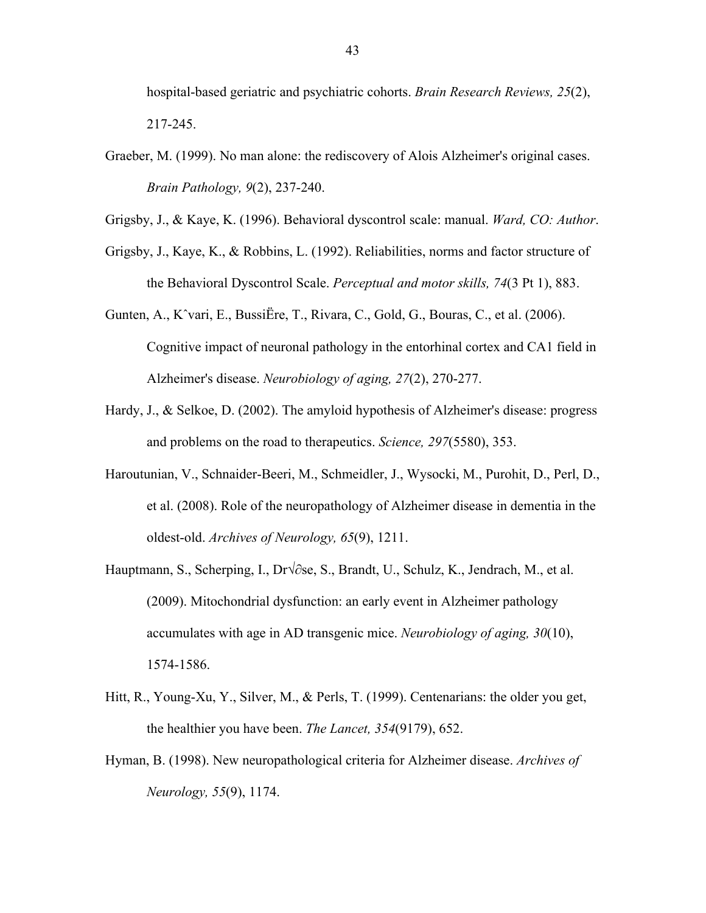hospital-based geriatric and psychiatric cohorts. *Brain Research Reviews, 25*(2), 217-245.

Graeber, M. (1999). No man alone: the rediscovery of Alois Alzheimer's original cases. *Brain Pathology, 9*(2), 237-240.

Grigsby, J., & Kaye, K. (1996). Behavioral dyscontrol scale: manual. *Ward, CO: Author*.

Grigsby, J., Kaye, K., & Robbins, L. (1992). Reliabilities, norms and factor structure of the Behavioral Dyscontrol Scale. *Perceptual and motor skills, 74*(3 Pt 1), 883.

Gunten, A., Kˆvari, E., BussiËre, T., Rivara, C., Gold, G., Bouras, C., et al. (2006). Cognitive impact of neuronal pathology in the entorhinal cortex and CA1 field in Alzheimer's disease. *Neurobiology of aging, 27*(2), 270-277.

Hardy, J., & Selkoe, D. (2002). The amyloid hypothesis of Alzheimer's disease: progress and problems on the road to therapeutics. *Science, 297*(5580), 353.

Haroutunian, V., Schnaider-Beeri, M., Schmeidler, J., Wysocki, M., Purohit, D., Perl, D., et al. (2008). Role of the neuropathology of Alzheimer disease in dementia in the oldest-old. *Archives of Neurology, 65*(9), 1211.

Hauptmann, S., Scherping, I., Dr√∂se, S., Brandt, U., Schulz, K., Jendrach, M., et al. (2009). Mitochondrial dysfunction: an early event in Alzheimer pathology accumulates with age in AD transgenic mice. *Neurobiology of aging, 30*(10), 1574-1586.

Hitt, R., Young-Xu, Y., Silver, M., & Perls, T. (1999). Centenarians: the older you get, the healthier you have been. *The Lancet, 354*(9179), 652.

Hyman, B. (1998). New neuropathological criteria for Alzheimer disease. *Archives of Neurology, 55*(9), 1174.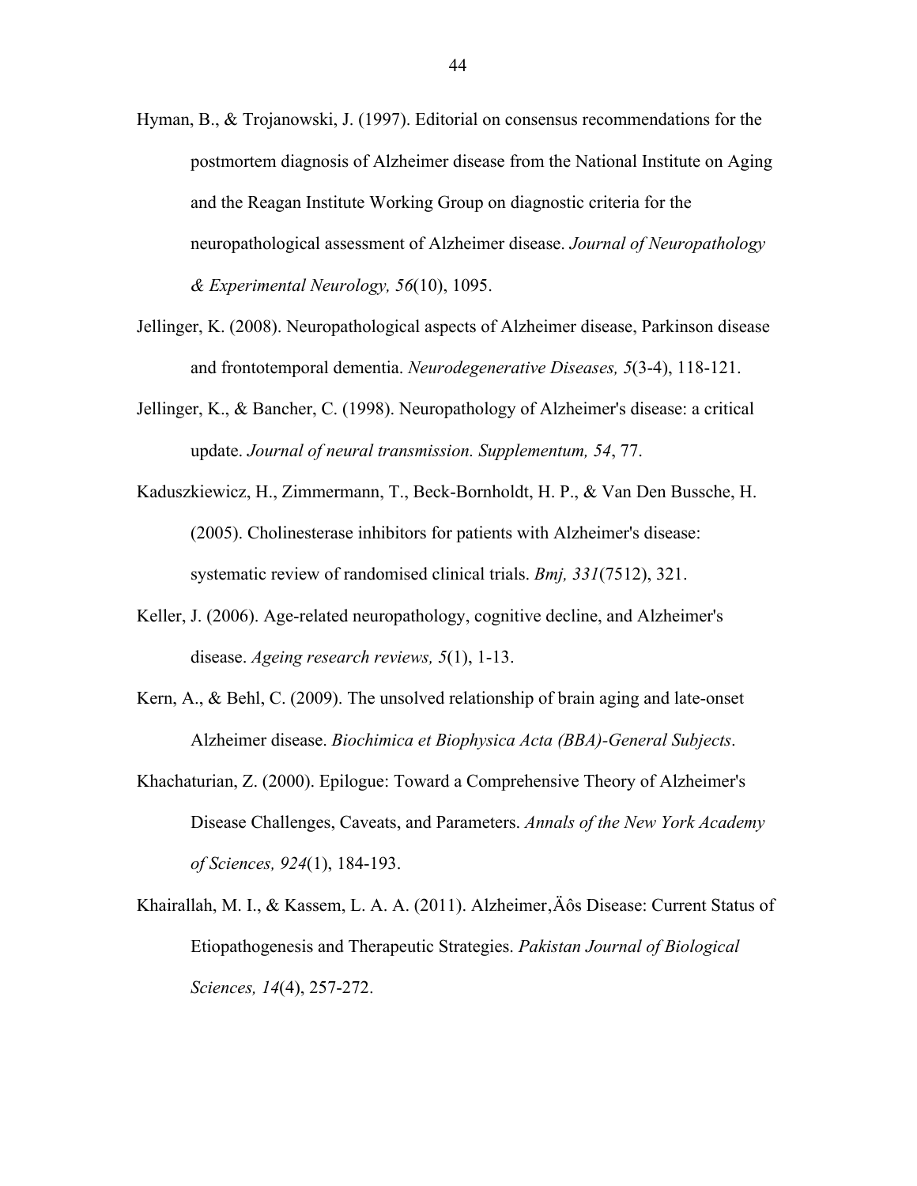Hyman, B., & Trojanowski, J. (1997). Editorial on consensus recommendations for the postmortem diagnosis of Alzheimer disease from the National Institute on Aging and the Reagan Institute Working Group on diagnostic criteria for the neuropathological assessment of Alzheimer disease. *Journal of Neuropathology & Experimental Neurology, 56*(10), 1095.

Jellinger, K. (2008). Neuropathological aspects of Alzheimer disease, Parkinson disease and frontotemporal dementia. *Neurodegenerative Diseases, 5*(3-4), 118-121.

Jellinger, K., & Bancher, C. (1998). Neuropathology of Alzheimer's disease: a critical update. *Journal of neural transmission. Supplementum, 54*, 77.

Kaduszkiewicz, H., Zimmermann, T., Beck-Bornholdt, H. P., & Van Den Bussche, H. (2005). Cholinesterase inhibitors for patients with Alzheimer's disease: systematic review of randomised clinical trials. *Bmj, 331*(7512), 321.

Keller, J. (2006). Age-related neuropathology, cognitive decline, and Alzheimer's disease. *Ageing research reviews, 5*(1), 1-13.

Kern, A., & Behl, C. (2009). The unsolved relationship of brain aging and late-onset Alzheimer disease. *Biochimica et Biophysica Acta (BBA)-General Subjects*.

Khachaturian, Z. (2000). Epilogue: Toward a Comprehensive Theory of Alzheimer's Disease Challenges, Caveats, and Parameters. *Annals of the New York Academy of Sciences, 924*(1), 184-193.

Khairallah, M. I., & Kassem, L. A. A. (2011). Alzheimer‚Äôs Disease: Current Status of Etiopathogenesis and Therapeutic Strategies. *Pakistan Journal of Biological Sciences, 14*(4), 257-272.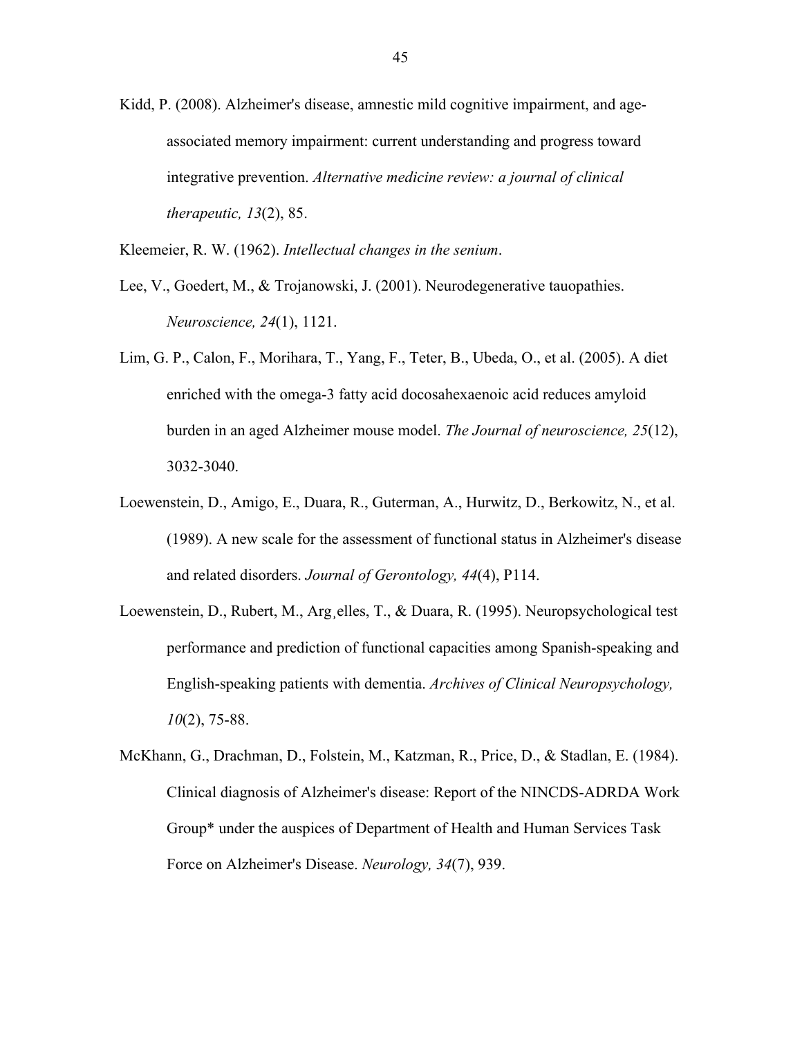Kidd, P. (2008). Alzheimer's disease, amnestic mild cognitive impairment, and age-associated memory impairment: current understanding and progress toward integrative prevention. *Alternative medicine review: a journal of clinical therapeutic, 13*(2), 85.

Kleemeier, R. W. (1962). *Intellectual changes in the senium*.

Lee, V., Goedert, M., & Trojanowski, J. (2001). Neurodegenerative tauopathies. *Neuroscience, 24*(1), 1121.

Lim, G. P., Calon, F., Morihara, T., Yang, F., Teter, B., Ubeda, O., et al. (2005). A diet enriched with the omega-3 fatty acid docosahexaenoic acid reduces amyloid burden in an aged Alzheimer mouse model. *The Journal of neuroscience, 25*(12), 3032-3040.

Loewenstein, D., Amigo, E., Duara, R., Guterman, A., Hurwitz, D., Berkowitz, N., et al. (1989). A new scale for the assessment of functional status in Alzheimer's disease and related disorders. *Journal of Gerontology, 44*(4), P114.

Loewenstein, D., Rubert, M., Arg¸elles, T., & Duara, R. (1995). Neuropsychological test performance and prediction of functional capacities among Spanish-speaking and English-speaking patients with dementia. *Archives of Clinical Neuropsychology, 10*(2), 75-88.

McKhann, G., Drachman, D., Folstein, M., Katzman, R., Price, D., & Stadlan, E. (1984). Clinical diagnosis of Alzheimer's disease: Report of the NINCDS-ADRDA Work Group* under the auspices of Department of Health and Human Services Task Force on Alzheimer's Disease. *Neurology, 34*(7), 939.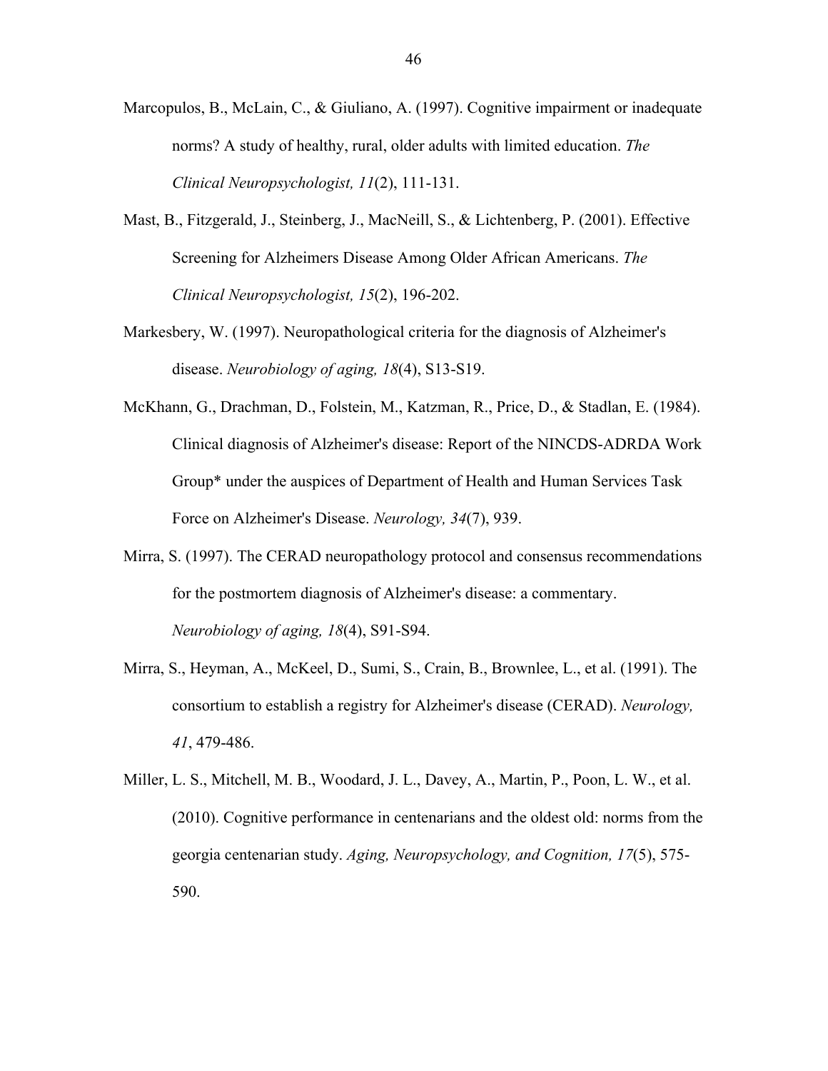Marcopulos, B., McLain, C., & Giuliano, A. (1997). Cognitive impairment or inadequate norms? A study of healthy, rural, older adults with limited education. *The Clinical Neuropsychologist, 11*(2), 111-131.

Mast, B., Fitzgerald, J., Steinberg, J., MacNeill, S., & Lichtenberg, P. (2001). Effective Screening for Alzheimers Disease Among Older African Americans. *The Clinical Neuropsychologist, 15*(2), 196-202.

Markesbery, W. (1997). Neuropathological criteria for the diagnosis of Alzheimer's disease. *Neurobiology of aging, 18*(4), S13-S19.

McKhann, G., Drachman, D., Folstein, M., Katzman, R., Price, D., & Stadlan, E. (1984). Clinical diagnosis of Alzheimer's disease: Report of the NINCDS-ADRDA Work Group* under the auspices of Department of Health and Human Services Task Force on Alzheimer's Disease. *Neurology, 34*(7), 939.

Mirra, S. (1997). The CERAD neuropathology protocol and consensus recommendations for the postmortem diagnosis of Alzheimer's disease: a commentary. *Neurobiology of aging, 18*(4), S91-S94.

Mirra, S., Heyman, A., McKeel, D., Sumi, S., Crain, B., Brownlee, L., et al. (1991). The consortium to establish a registry for Alzheimer's disease (CERAD). *Neurology, 41*, 479-486.

Miller, L. S., Mitchell, M. B., Woodard, J. L., Davey, A., Martin, P., Poon, L. W., et al. (2010). Cognitive performance in centenarians and the oldest old: norms from the georgia centenarian study. *Aging, Neuropsychology, and Cognition, 17*(5), 575-590.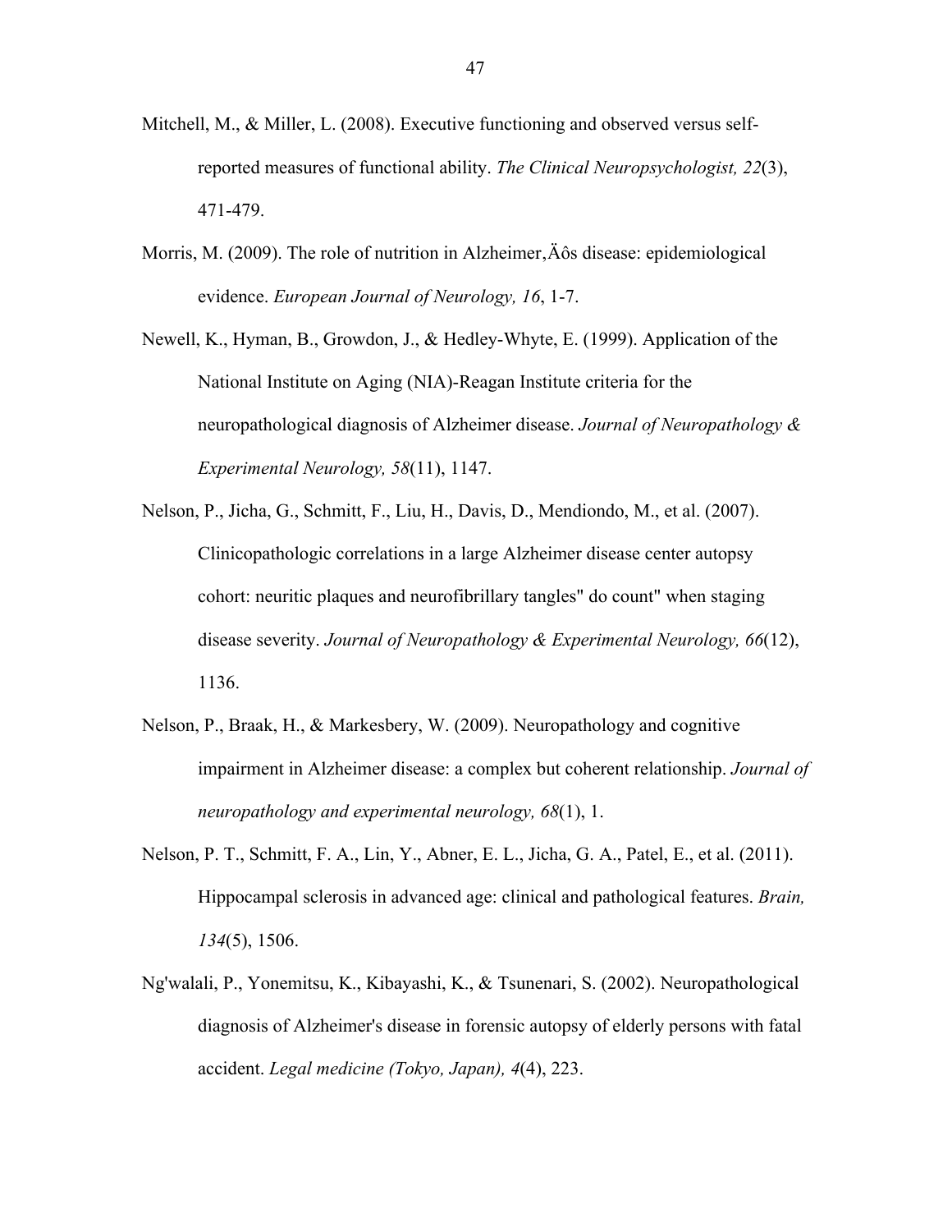Mitchell, M., & Miller, L. (2008). Executive functioning and observed versus self-reported measures of functional ability. *The Clinical Neuropsychologist, 22*(3), 471-479.

Morris, M. (2009). The role of nutrition in Alzheimer‚Äôs disease: epidemiological evidence. *European Journal of Neurology, 16*, 1-7.

Newell, K., Hyman, B., Growdon, J., & Hedley-Whyte, E. (1999). Application of the National Institute on Aging (NIA)-Reagan Institute criteria for the neuropathological diagnosis of Alzheimer disease. *Journal of Neuropathology & Experimental Neurology, 58*(11), 1147.

Nelson, P., Jicha, G., Schmitt, F., Liu, H., Davis, D., Mendiondo, M., et al. (2007). Clinicopathologic correlations in a large Alzheimer disease center autopsy cohort: neuritic plaques and neurofibrillary tangles" do count" when staging disease severity. *Journal of Neuropathology & Experimental Neurology, 66*(12), 1136.

Nelson, P., Braak, H., & Markesbery, W. (2009). Neuropathology and cognitive impairment in Alzheimer disease: a complex but coherent relationship. *Journal of neuropathology and experimental neurology, 68*(1), 1.

Nelson, P. T., Schmitt, F. A., Lin, Y., Abner, E. L., Jicha, G. A., Patel, E., et al. (2011). Hippocampal sclerosis in advanced age: clinical and pathological features. *Brain, 134*(5), 1506.

Ng'walali, P., Yonemitsu, K., Kibayashi, K., & Tsunenari, S. (2002). Neuropathological diagnosis of Alzheimer's disease in forensic autopsy of elderly persons with fatal accident. *Legal medicine (Tokyo, Japan), 4*(4), 223.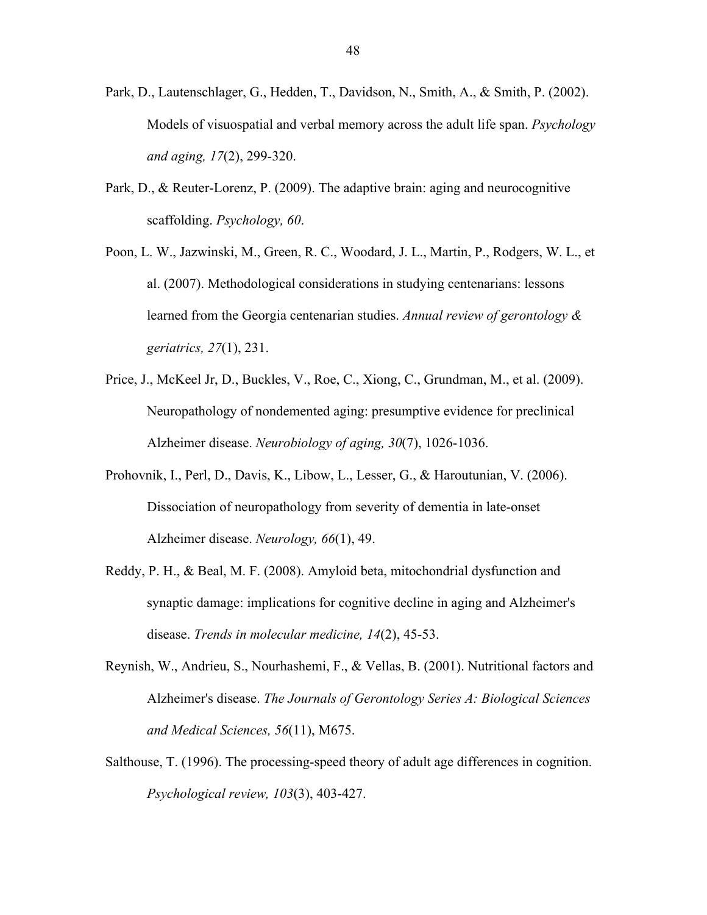Park, D., Lautenschlager, G., Hedden, T., Davidson, N., Smith, A., & Smith, P. (2002). Models of visuospatial and verbal memory across the adult life span. *Psychology and aging, 17*(2), 299-320.

Park, D., & Reuter-Lorenz, P. (2009). The adaptive brain: aging and neurocognitive scaffolding. *Psychology, 60*.

Poon, L. W., Jazwinski, M., Green, R. C., Woodard, J. L., Martin, P., Rodgers, W. L., et al. (2007). Methodological considerations in studying centenarians: lessons learned from the Georgia centenarian studies. *Annual review of gerontology & geriatrics, 27*(1), 231.

Price, J., McKeel Jr, D., Buckles, V., Roe, C., Xiong, C., Grundman, M., et al. (2009). Neuropathology of nondemented aging: presumptive evidence for preclinical Alzheimer disease. *Neurobiology of aging, 30*(7), 1026-1036.

Prohovnik, I., Perl, D., Davis, K., Libow, L., Lesser, G., & Haroutunian, V. (2006). Dissociation of neuropathology from severity of dementia in late-onset Alzheimer disease. *Neurology, 66*(1), 49.

Reddy, P. H., & Beal, M. F. (2008). Amyloid beta, mitochondrial dysfunction and synaptic damage: implications for cognitive decline in aging and Alzheimer's disease. *Trends in molecular medicine, 14*(2), 45-53.

Reynish, W., Andrieu, S., Nourhashemi, F., & Vellas, B. (2001). Nutritional factors and Alzheimer's disease. *The Journals of Gerontology Series A: Biological Sciences and Medical Sciences, 56*(11), M675.

Salthouse, T. (1996). The processing-speed theory of adult age differences in cognition. *Psychological review, 103*(3), 403-427.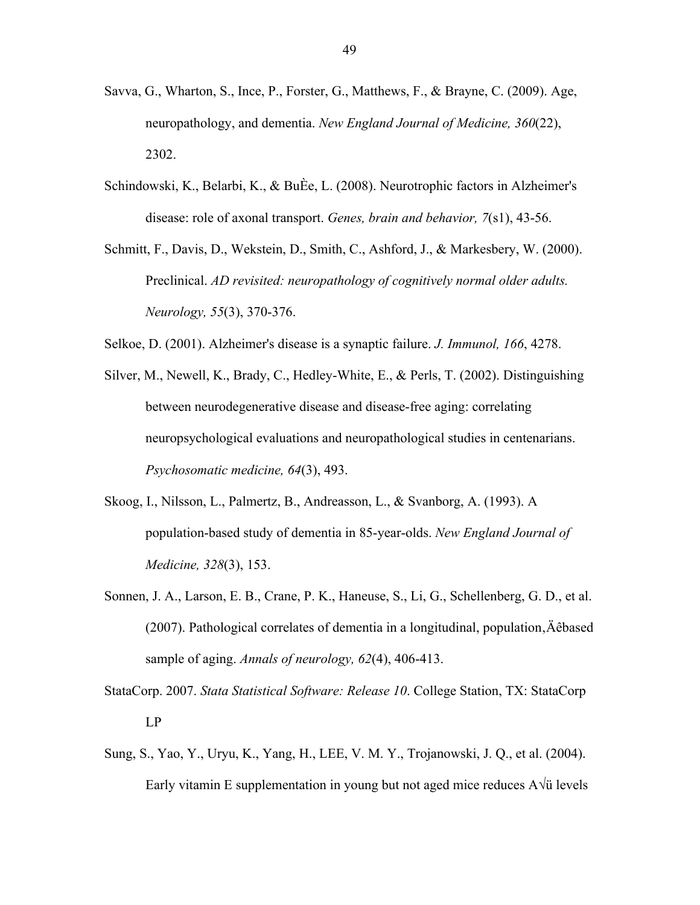Savva, G., Wharton, S., Ince, P., Forster, G., Matthews, F., & Brayne, C. (2009). Age, neuropathology, and dementia. *New England Journal of Medicine, 360*(22), 2302.

Schindowski, K., Belarbi, K., & BuÈe, L. (2008). Neurotrophic factors in Alzheimer's disease: role of axonal transport. *Genes, brain and behavior, 7*(s1), 43-56.

Schmitt, F., Davis, D., Wekstein, D., Smith, C., Ashford, J., & Markesbery, W. (2000). Preclinical. *AD revisited: neuropathology of cognitively normal older adults. Neurology, 55*(3), 370-376.

Selkoe, D. (2001). Alzheimer's disease is a synaptic failure. *J. Immunol, 166*, 4278.

Silver, M., Newell, K., Brady, C., Hedley-White, E., & Perls, T. (2002). Distinguishing between neurodegenerative disease and disease-free aging: correlating neuropsychological evaluations and neuropathological studies in centenarians. *Psychosomatic medicine, 64*(3), 493.

Skoog, I., Nilsson, L., Palmertz, B., Andreasson, L., & Svanborg, A. (1993). A population-based study of dementia in 85-year-olds. *New England Journal of Medicine, 328*(3), 153.

Sonnen, J. A., Larson, E. B., Crane, P. K., Haneuse, S., Li, G., Schellenberg, G. D., et al. (2007). Pathological correlates of dementia in a longitudinal, population‚Äêbased sample of aging. *Annals of neurology, 62*(4), 406-413.

StataCorp. 2007. *Stata Statistical Software: Release 10*. College Station, TX: StataCorp LP

Sung, S., Yao, Y., Uryu, K., Yang, H., LEE, V. M. Y., Trojanowski, J. Q., et al. (2004). Early vitamin E supplementation in young but not aged mice reduces A√ü levels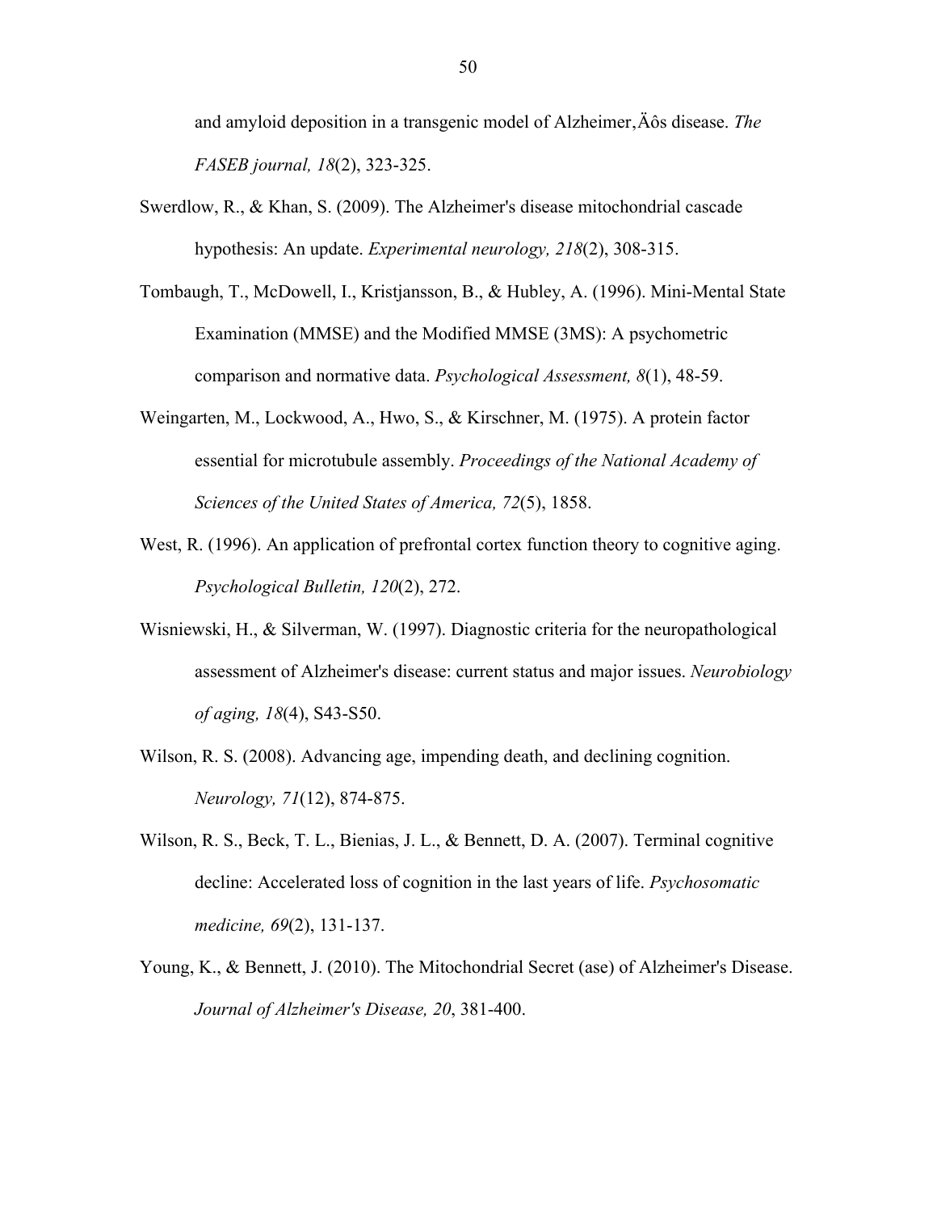and amyloid deposition in a transgenic model of Alzheimer‚Äôs disease. *The FASEB journal, 18*(2), 323-325.

Swerdlow, R., & Khan, S. (2009). The Alzheimer's disease mitochondrial cascade hypothesis: An update. *Experimental neurology, 218*(2), 308-315.

Tombaugh, T., McDowell, I., Kristjansson, B., & Hubley, A. (1996). Mini-Mental State Examination (MMSE) and the Modified MMSE (3MS): A psychometric comparison and normative data. *Psychological Assessment, 8*(1), 48-59.

Weingarten, M., Lockwood, A., Hwo, S., & Kirschner, M. (1975). A protein factor essential for microtubule assembly. *Proceedings of the National Academy of Sciences of the United States of America, 72*(5), 1858.

West, R. (1996). An application of prefrontal cortex function theory to cognitive aging. *Psychological Bulletin, 120*(2), 272.

Wisniewski, H., & Silverman, W. (1997). Diagnostic criteria for the neuropathological assessment of Alzheimer's disease: current status and major issues. *Neurobiology of aging, 18*(4), S43-S50.

Wilson, R. S. (2008). Advancing age, impending death, and declining cognition. *Neurology, 71*(12), 874-875.

Wilson, R. S., Beck, T. L., Bienias, J. L., & Bennett, D. A. (2007). Terminal cognitive decline: Accelerated loss of cognition in the last years of life. *Psychosomatic medicine, 69*(2), 131-137.

Young, K., & Bennett, J. (2010). The Mitochondrial Secret (ase) of Alzheimer's Disease. *Journal of Alzheimer's Disease, 20*, 381-400.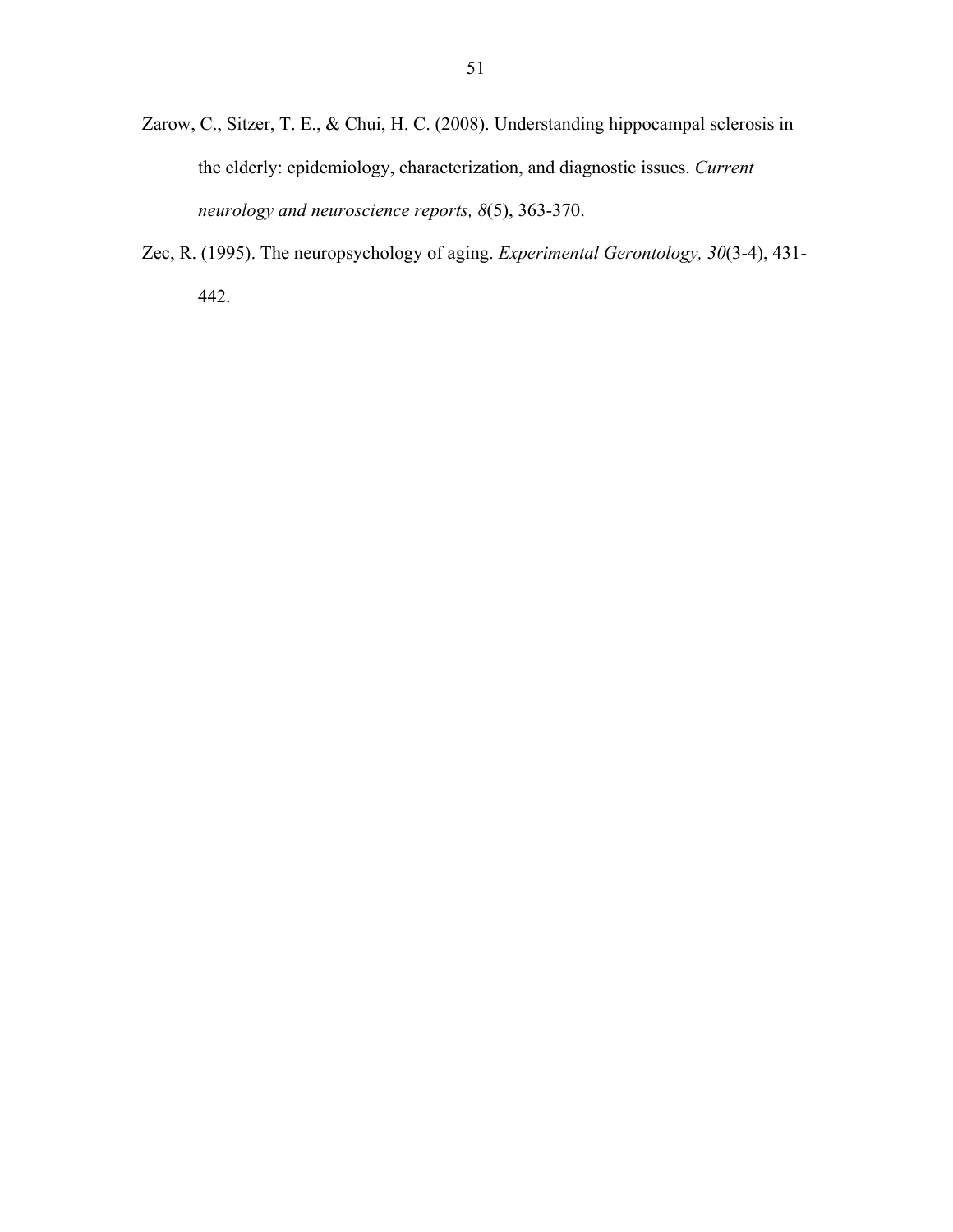Zarow, C., Sitzer, T. E., & Chui, H. C. (2008). Understanding hippocampal sclerosis in the elderly: epidemiology, characterization, and diagnostic issues. *Current neurology and neuroscience reports, 8*(5), 363-370.

Zec, R. (1995). The neuropsychology of aging. *Experimental Gerontology, 30*(3-4), 431-442.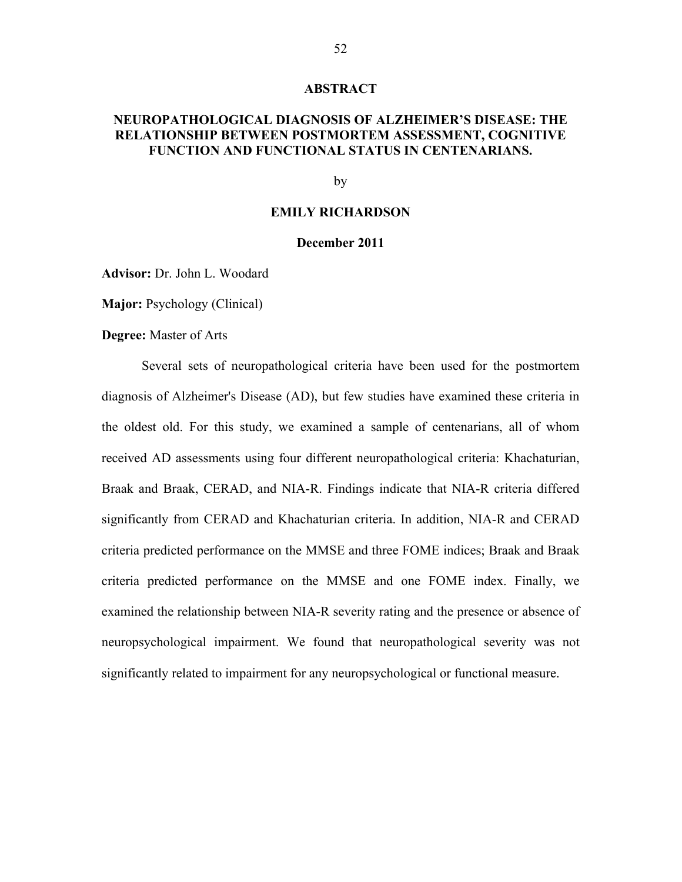## ABSTRACT

### NEUROPATHOLOGICAL DIAGNOSIS OF ALZHEIMER'S DISEASE: THE RELATIONSHIP BETWEEN POSTMORTEM ASSESSMENT, COGNITIVE FUNCTION AND FUNCTIONAL STATUS IN CENTENARIANS.

by

**EMILY RICHARDSON**

**December 2011**

**Advisor:** Dr. John L. Woodard

**Major:** Psychology (Clinical)

**Degree:** Master of Arts

Several sets of neuropathological criteria have been used for the postmortem diagnosis of Alzheimer's Disease (AD), but few studies have examined these criteria in the oldest old. For this study, we examined a sample of centenarians, all of whom received AD assessments using four different neuropathological criteria: Khachaturian, Braak and Braak, CERAD, and NIA-R. Findings indicate that NIA-R criteria differed significantly from CERAD and Khachaturian criteria. In addition, NIA-R and CERAD criteria predicted performance on the MMSE and three FOME indices; Braak and Braak criteria predicted performance on the MMSE and one FOME index. Finally, we examined the relationship between NIA-R severity rating and the presence or absence of neuropsychological impairment. We found that neuropathological severity was not significantly related to impairment for any neuropsychological or functional measure.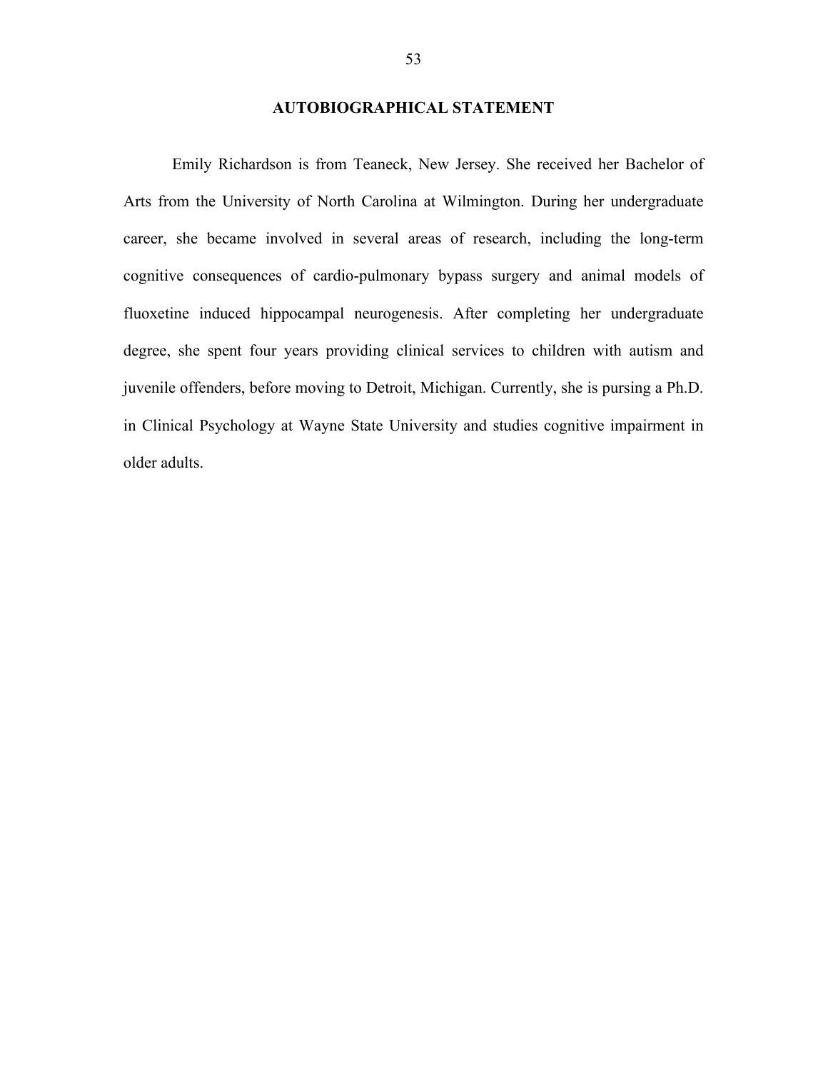## AUTOBIOGRAPHICAL STATEMENT

Emily Richardson is from Teaneck, New Jersey. She received her Bachelor of Arts from the University of North Carolina at Wilmington. During her undergraduate career, she became involved in several areas of research, including the long-term cognitive consequences of cardio-pulmonary bypass surgery and animal models of fluoxetine induced hippocampal neurogenesis. After completing her undergraduate degree, she spent four years providing clinical services to children with autism and juvenile offenders, before moving to Detroit, Michigan. Currently, she is pursing a Ph.D. in Clinical Psychology at Wayne State University and studies cognitive impairment in older adults.